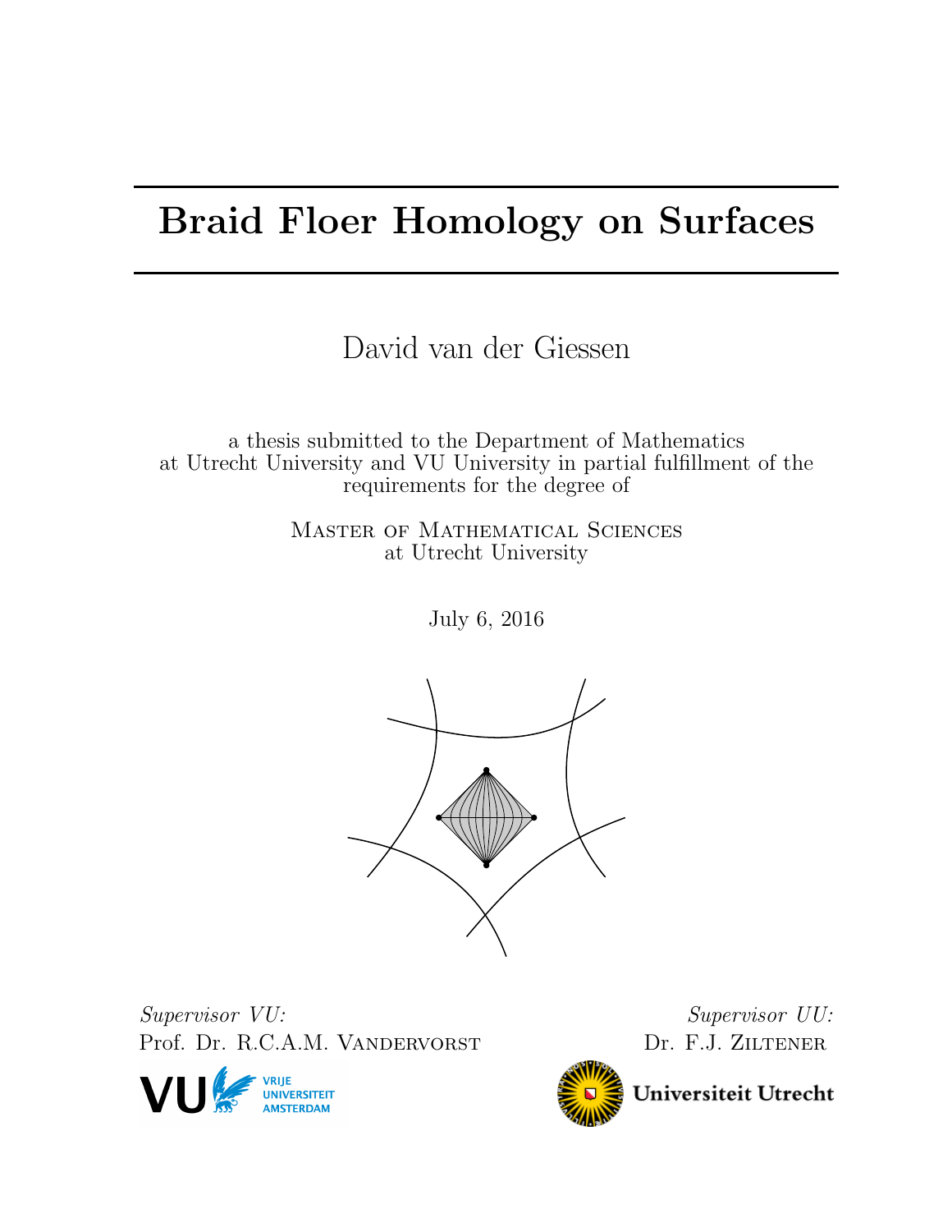# Braid Floer Homology on Surfaces

David van der Giessen

a thesis submitted to the Department of Mathematics at Utrecht University and VU University in partial fulfillment of the requirements for the degree of

Master of Mathematical Sciences
at Utrecht University

July 6, 2016

*Supervisor VU:*
Prof. Dr. R.C.A.M. Vandervorst

*Supervisor UU:*
Dr. F.J. Ziltener

VU VRIJE UNIVERSITEIT AMSTERDAM

Universiteit Utrecht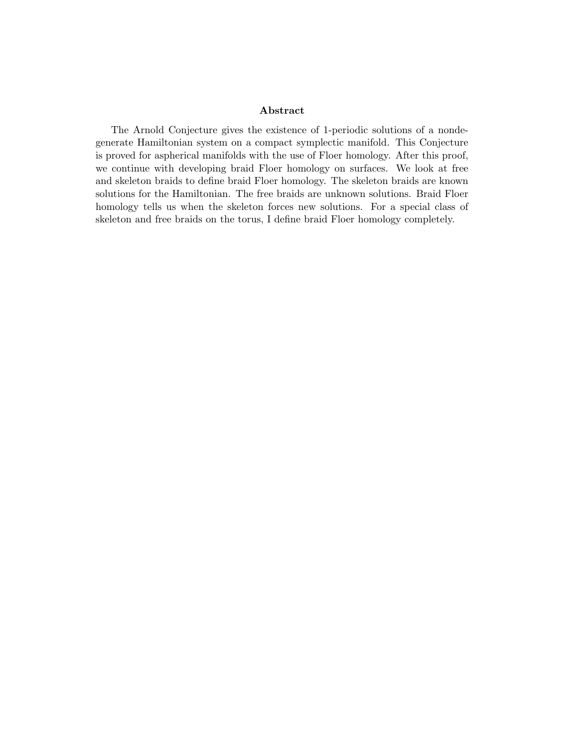## Abstract

The Arnold Conjecture gives the existence of 1-periodic solutions of a nondegenerate Hamiltonian system on a compact symplectic manifold. This Conjecture is proved for aspherical manifolds with the use of Floer homology. After this proof, we continue with developing braid Floer homology on surfaces. We look at free and skeleton braids to define braid Floer homology. The skeleton braids are known solutions for the Hamiltonian. The free braids are unknown solutions. Braid Floer homology tells us when the skeleton forces new solutions. For a special class of skeleton and free braids on the torus, I define braid Floer homology completely.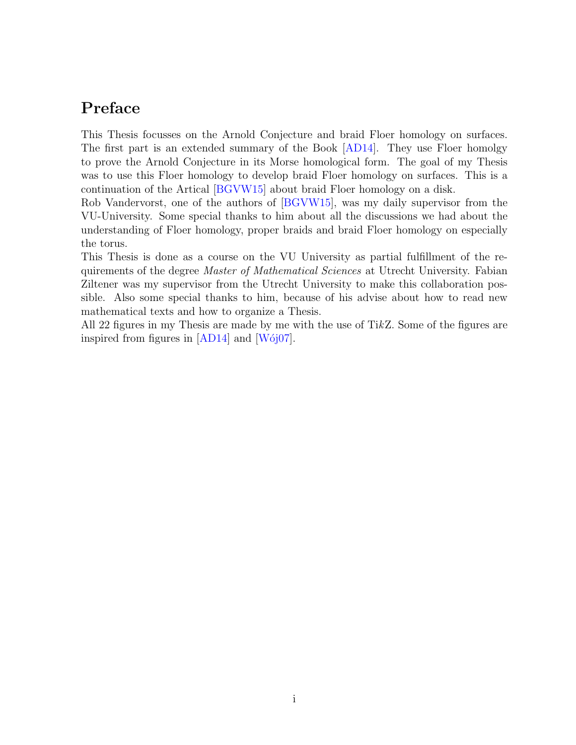# Preface

This Thesis focusses on the Arnold Conjecture and braid Floer homology on surfaces. The first part is an extended summary of the Book [AD14]. They use Floer homolgy to prove the Arnold Conjecture in its Morse homological form. The goal of my Thesis was to use this Floer homology to develop braid Floer homology on surfaces. This is a continuation of the Artical [BGVW15] about braid Floer homology on a disk.

Rob Vandervorst, one of the authors of [BGVW15], was my daily supervisor from the VU-University. Some special thanks to him about all the discussions we had about the understanding of Floer homology, proper braids and braid Floer homology on especially the torus.

This Thesis is done as a course on the VU University as partial fulfillment of the requirements of the degree *Master of Mathematical Sciences* at Utrecht University. Fabian Ziltener was my supervisor from the Utrecht University to make this collaboration possible. Also some special thanks to him, because of his advise about how to read new mathematical texts and how to organize a Thesis.

All 22 figures in my Thesis are made by me with the use of Ti*k*Z. Some of the figures are inspired from figures in [AD14] and [Wój07].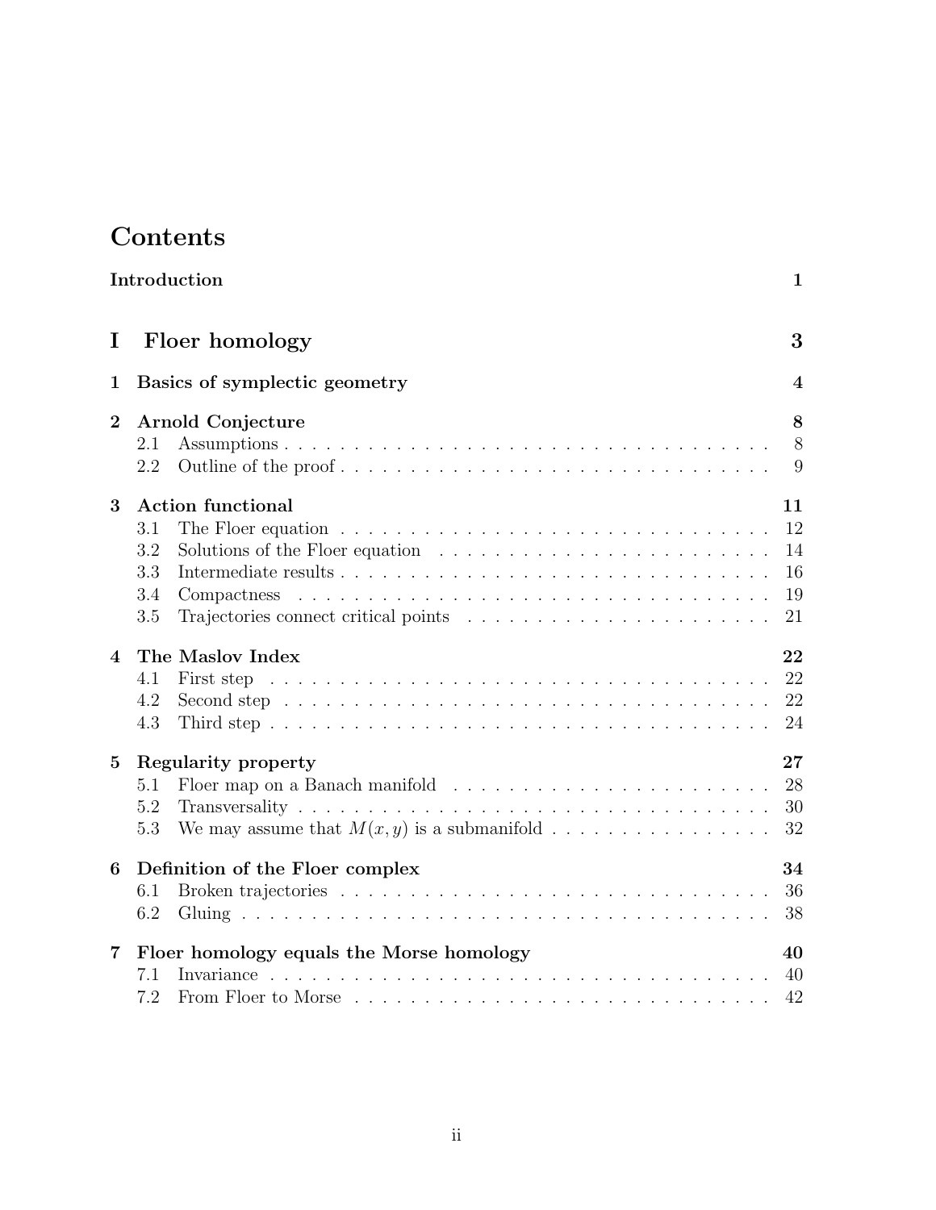# Contents

**Introduction** **1**

**I Floer homology** **3**

**1 Basics of symplectic geometry** **4**

**2 Arnold Conjecture** **8**
- 2.1 Assumptions . . . 8
- 2.2 Outline of the proof . . . 9

**3 Action functional** **11**
- 3.1 The Floer equation . . . 12
- 3.2 Solutions of the Floer equation . . . 14
- 3.3 Intermediate results . . . 16
- 3.4 Compactness . . . 19
- 3.5 Trajectories connect critical points . . . 21

**4 The Maslov Index** **22**
- 4.1 First step . . . 22
- 4.2 Second step . . . 22
- 4.3 Third step . . . 24

**5 Regularity property** **27**
- 5.1 Floer map on a Banach manifold . . . 28
- 5.2 Transversality . . . 30
- 5.3 We may assume that $M(x, y)$ is a submanifold . . . 32

**6 Definition of the Floer complex** **34**
- 6.1 Broken trajectories . . . 36
- 6.2 Gluing . . . 38

**7 Floer homology equals the Morse homology** **40**
- 7.1 Invariance . . . 40
- 7.2 From Floer to Morse . . . 42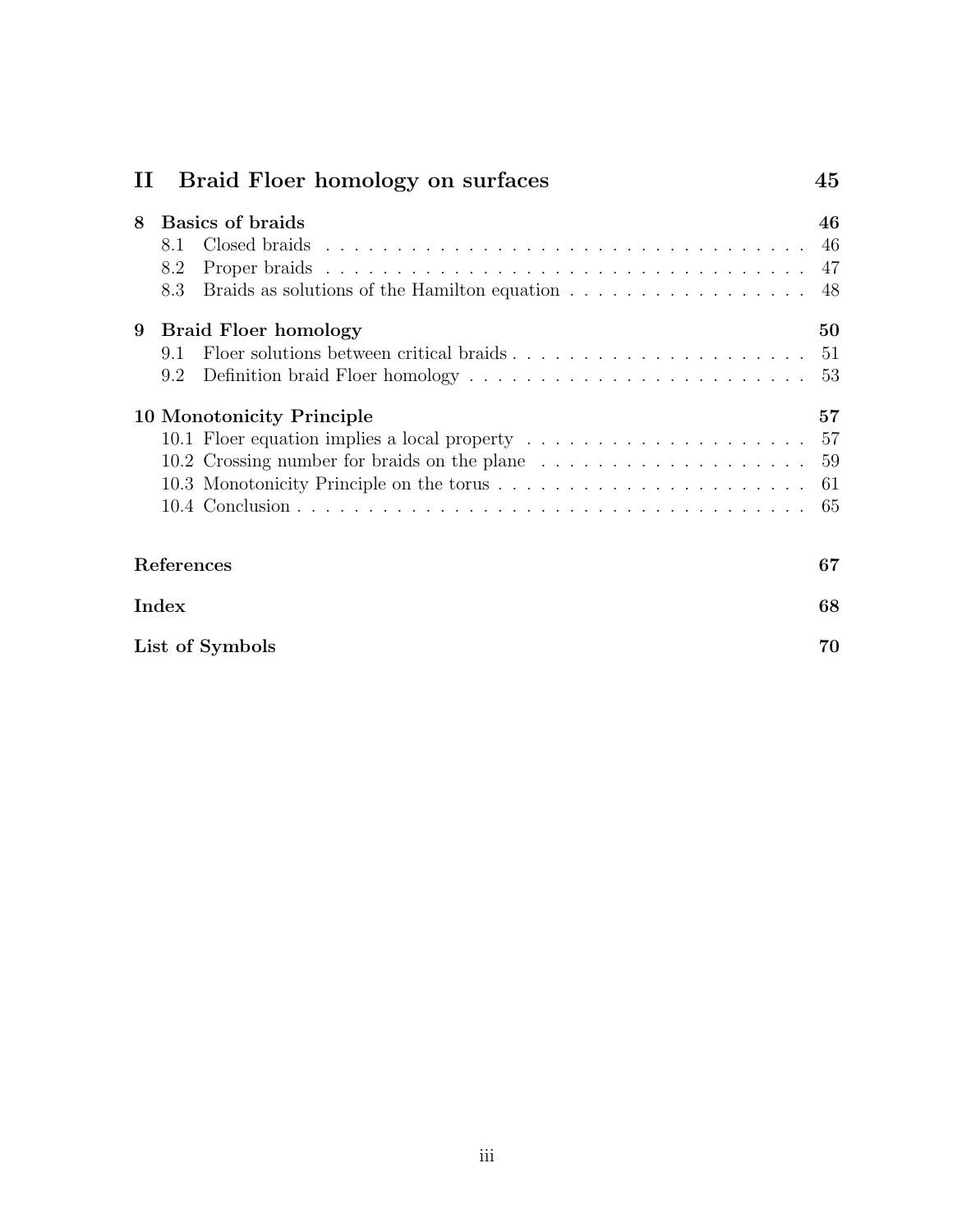| | |
|---|---|
| **II Braid Floer homology on surfaces** | **45** |
| **8 Basics of braids** | **46** |
| 8.1 Closed braids | 46 |
| 8.2 Proper braids | 47 |
| 8.3 Braids as solutions of the Hamilton equation | 48 |
| **9 Braid Floer homology** | **50** |
| 9.1 Floer solutions between critical braids | 51 |
| 9.2 Definition braid Floer homology | 53 |
| **10 Monotonicity Principle** | **57** |
| 10.1 Floer equation implies a local property | 57 |
| 10.2 Crossing number for braids on the plane | 59 |
| 10.3 Monotonicity Principle on the torus | 61 |
| 10.4 Conclusion | 65 |
| **References** | **67** |
| **Index** | **68** |
| **List of Symbols** | **70** |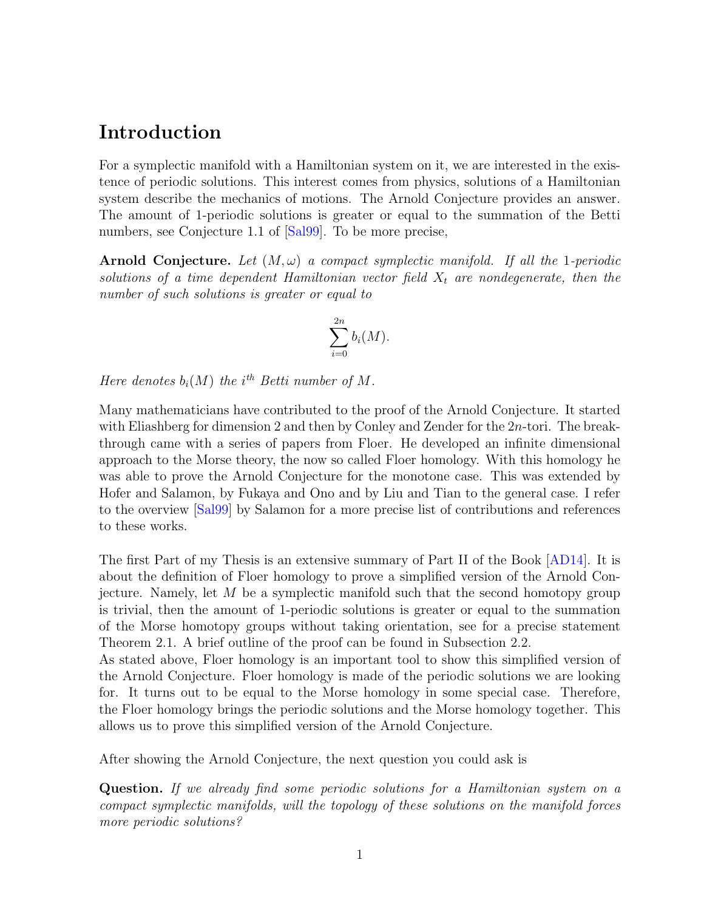# Introduction

For a symplectic manifold with a Hamiltonian system on it, we are interested in the existence of periodic solutions. This interest comes from physics, solutions of a Hamiltonian system describe the mechanics of motions. The Arnold Conjecture provides an answer. The amount of 1-periodic solutions is greater or equal to the summation of the Betti numbers, see Conjecture 1.1 of [Sal99]. To be more precise,

**Arnold Conjecture.** *Let $(M, \omega)$ a compact symplectic manifold. If all the 1-periodic solutions of a time dependent Hamiltonian vector field $X_t$ are nondegenerate, then the number of such solutions is greater or equal to*

$$\sum_{i=0}^{2n} b_i(M).$$

*Here denotes $b_i(M)$ the $i^{th}$ Betti number of $M$.*

Many mathematicians have contributed to the proof of the Arnold Conjecture. It started with Eliashberg for dimension 2 and then by Conley and Zender for the $2n$-tori. The breakthrough came with a series of papers from Floer. He developed an infinite dimensional approach to the Morse theory, the now so called Floer homology. With this homology he was able to prove the Arnold Conjecture for the monotone case. This was extended by Hofer and Salamon, by Fukaya and Ono and by Liu and Tian to the general case. I refer to the overview [Sal99] by Salamon for a more precise list of contributions and references to these works.

The first Part of my Thesis is an extensive summary of Part II of the Book [AD14]. It is about the definition of Floer homology to prove a simplified version of the Arnold Conjecture. Namely, let $M$ be a symplectic manifold such that the second homotopy group is trivial, then the amount of 1-periodic solutions is greater or equal to the summation of the Morse homotopy groups without taking orientation, see for a precise statement Theorem 2.1. A brief outline of the proof can be found in Subsection 2.2.
As stated above, Floer homology is an important tool to show this simplified version of the Arnold Conjecture. Floer homology is made of the periodic solutions we are looking for. It turns out to be equal to the Morse homology in some special case. Therefore, the Floer homology brings the periodic solutions and the Morse homology together. This allows us to prove this simplified version of the Arnold Conjecture.

After showing the Arnold Conjecture, the next question you could ask is

**Question.** *If we already find some periodic solutions for a Hamiltonian system on a compact symplectic manifolds, will the topology of these solutions on the manifold forces more periodic solutions?*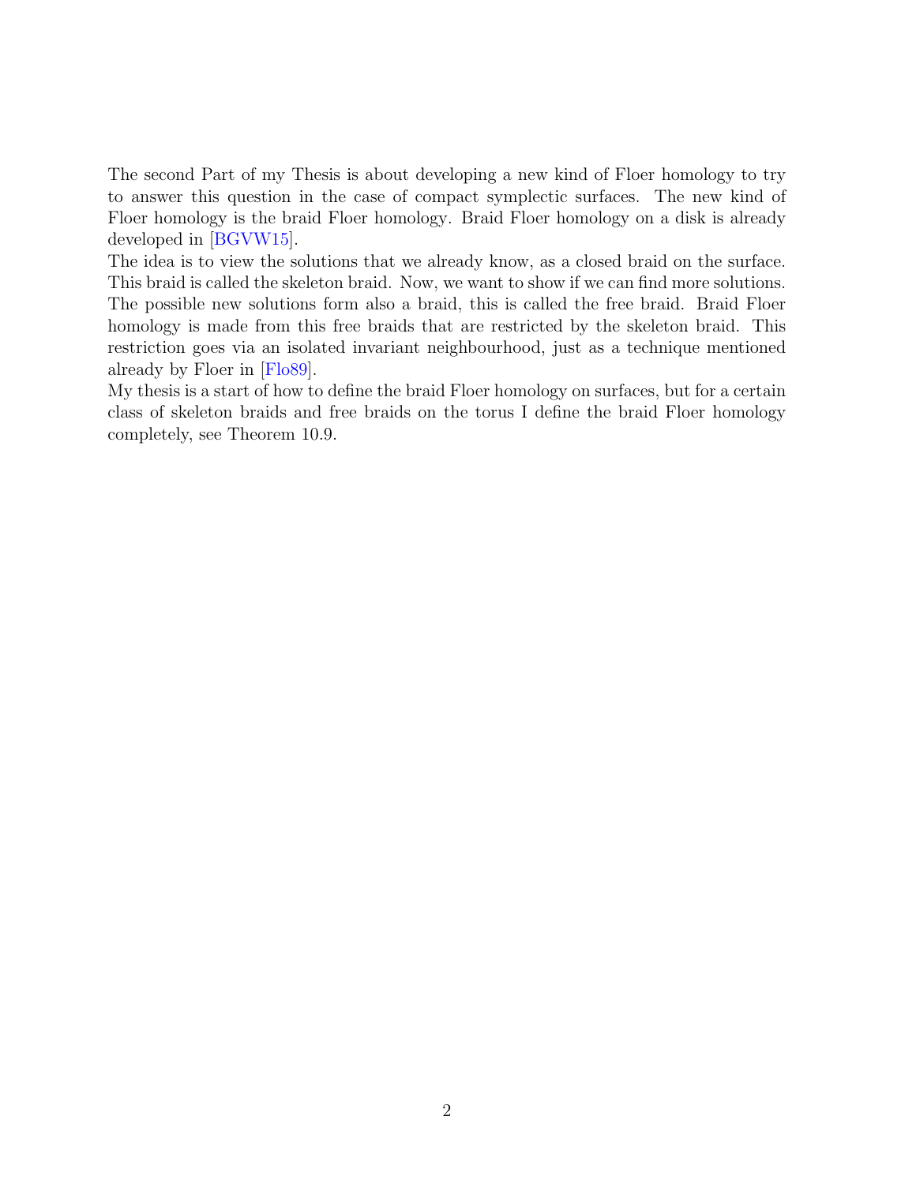The second Part of my Thesis is about developing a new kind of Floer homology to try to answer this question in the case of compact symplectic surfaces. The new kind of Floer homology is the braid Floer homology. Braid Floer homology on a disk is already developed in [BGVW15].

The idea is to view the solutions that we already know, as a closed braid on the surface. This braid is called the skeleton braid. Now, we want to show if we can find more solutions. The possible new solutions form also a braid, this is called the free braid. Braid Floer homology is made from this free braids that are restricted by the skeleton braid. This restriction goes via an isolated invariant neighbourhood, just as a technique mentioned already by Floer in [Flo89].

My thesis is a start of how to define the braid Floer homology on surfaces, but for a certain class of skeleton braids and free braids on the torus I define the braid Floer homology completely, see Theorem 10.9.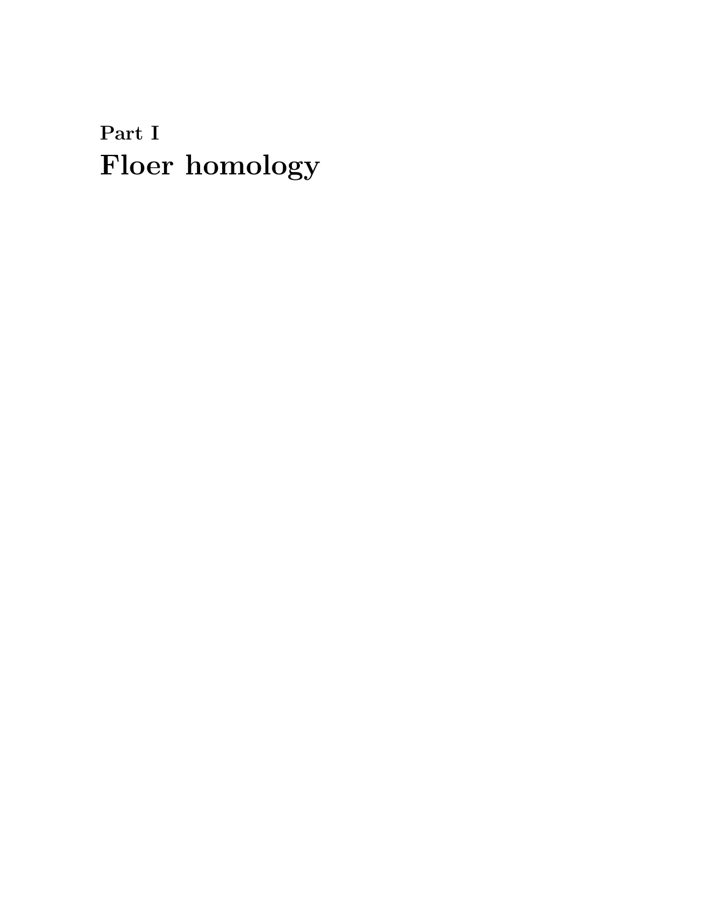# Part I
# Floer homology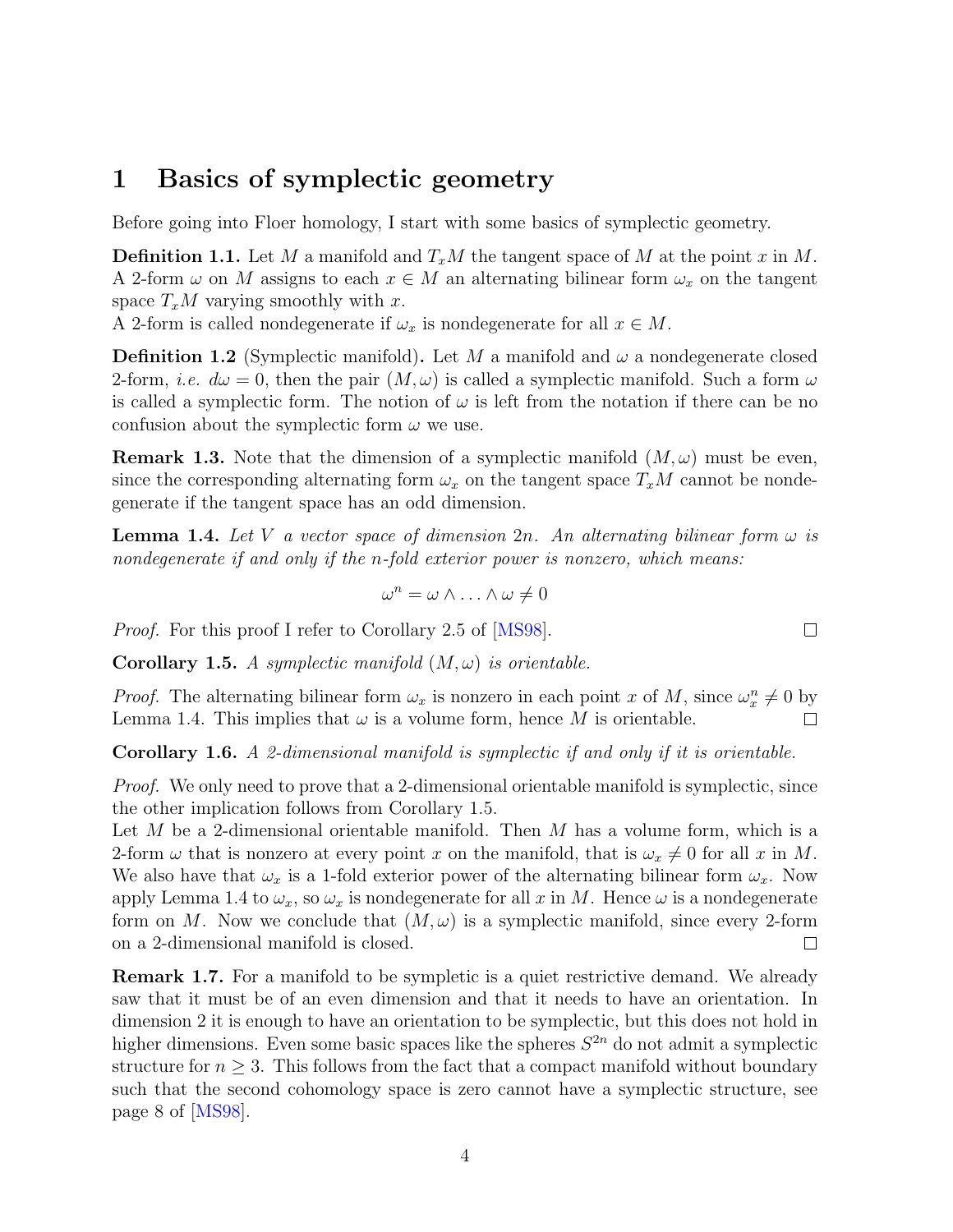# 1 Basics of symplectic geometry

Before going into Floer homology, I start with some basics of symplectic geometry.

**Definition 1.1.** Let $M$ a manifold and $T_xM$ the tangent space of $M$ at the point $x$ in $M$. A 2-form $\omega$ on $M$ assigns to each $x \in M$ an alternating bilinear form $\omega_x$ on the tangent space $T_xM$ varying smoothly with $x$.
A 2-form is called nondegenerate if $\omega_x$ is nondegenerate for all $x \in M$.

**Definition 1.2** (Symplectic manifold)**.** Let $M$ a manifold and $\omega$ a nondegenerate closed 2-form, *i.e.* $d\omega = 0$, then the pair $(M, \omega)$ is called a symplectic manifold. Such a form $\omega$ is called a symplectic form. The notion of $\omega$ is left from the notation if there can be no confusion about the symplectic form $\omega$ we use.

**Remark 1.3.** Note that the dimension of a symplectic manifold $(M, \omega)$ must be even, since the corresponding alternating form $\omega_x$ on the tangent space $T_xM$ cannot be nondegenerate if the tangent space has an odd dimension.

**Lemma 1.4.** *Let $V$ a vector space of dimension $2n$. An alternating bilinear form $\omega$ is nondegenerate if and only if the $n$-fold exterior power is nonzero, which means:*

$$\omega^n = \omega \wedge \ldots \wedge \omega \neq 0$$

*Proof.* For this proof I refer to Corollary 2.5 of [MS98]. □

**Corollary 1.5.** *A symplectic manifold $(M, \omega)$ is orientable.*

*Proof.* The alternating bilinear form $\omega_x$ is nonzero in each point $x$ of $M$, since $\omega_x^n \neq 0$ by Lemma 1.4. This implies that $\omega$ is a volume form, hence $M$ is orientable. □

**Corollary 1.6.** *A 2-dimensional manifold is symplectic if and only if it is orientable.*

*Proof.* We only need to prove that a 2-dimensional orientable manifold is symplectic, since the other implication follows from Corollary 1.5.
Let $M$ be a 2-dimensional orientable manifold. Then $M$ has a volume form, which is a 2-form $\omega$ that is nonzero at every point $x$ on the manifold, that is $\omega_x \neq 0$ for all $x$ in $M$. We also have that $\omega_x$ is a 1-fold exterior power of the alternating bilinear form $\omega_x$. Now apply Lemma 1.4 to $\omega_x$, so $\omega_x$ is nondegenerate for all $x$ in $M$. Hence $\omega$ is a nondegenerate form on $M$. Now we conclude that $(M, \omega)$ is a symplectic manifold, since every 2-form on a 2-dimensional manifold is closed. □

**Remark 1.7.** For a manifold to be sympletic is a quiet restrictive demand. We already saw that it must be of an even dimension and that it needs to have an orientation. In dimension 2 it is enough to have an orientation to be symplectic, but this does not hold in higher dimensions. Even some basic spaces like the spheres $S^{2n}$ do not admit a symplectic structure for $n \geq 3$. This follows from the fact that a compact manifold without boundary such that the second cohomology space is zero cannot have a symplectic structure, see page 8 of [MS98].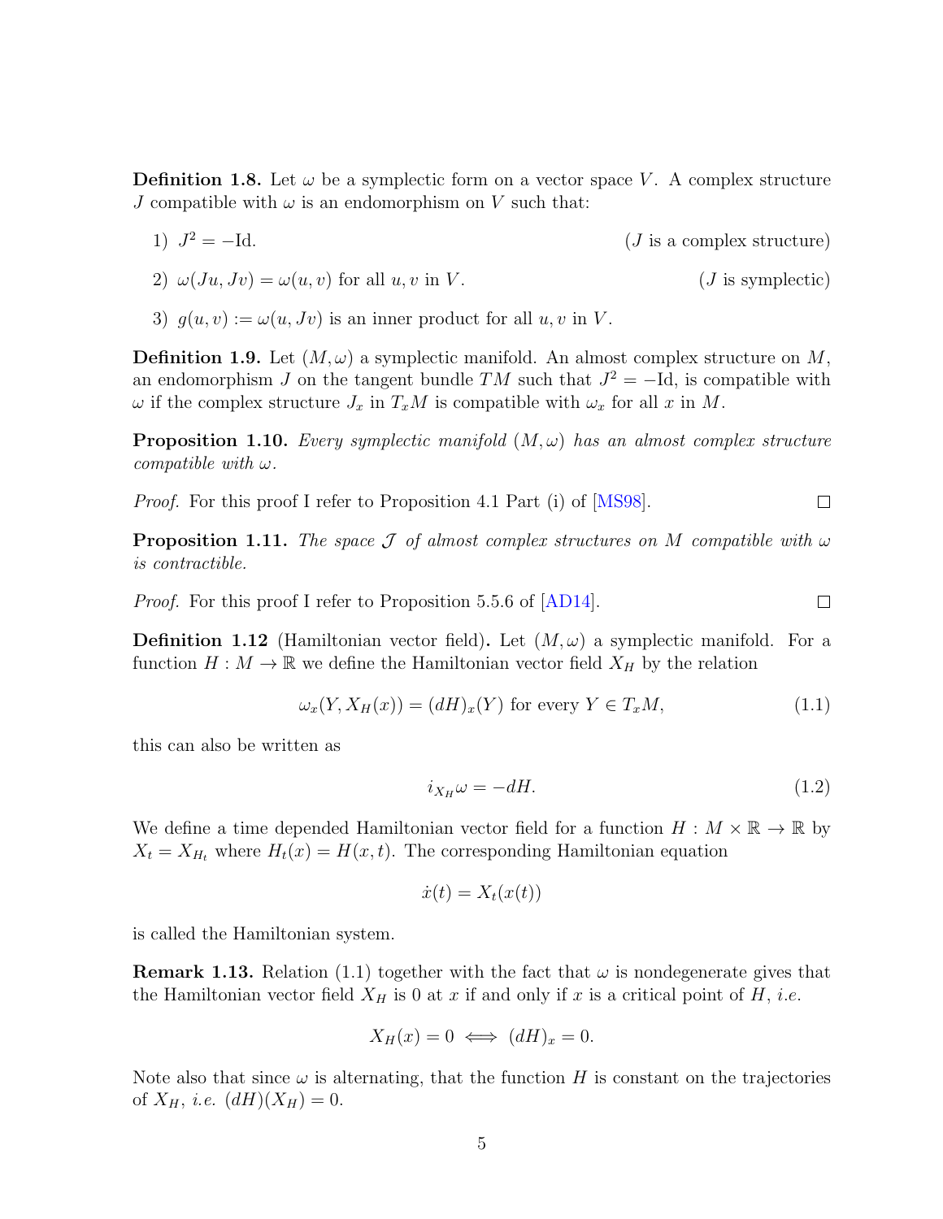**Definition 1.8.** Let $\omega$ be a symplectic form on a vector space $V$. A complex structure $J$ compatible with $\omega$ is an endomorphism on $V$ such that:

1) $J^2 = -\text{Id}$. ($J$ is a complex structure)

2) $\omega(Ju, Jv) = \omega(u, v)$ for all $u, v$ in $V$. ($J$ is symplectic)

3) $g(u, v) := \omega(u, Jv)$ is an inner product for all $u, v$ in $V$.

**Definition 1.9.** Let $(M, \omega)$ a symplectic manifold. An almost complex structure on $M$, an endomorphism $J$ on the tangent bundle $TM$ such that $J^2 = -\text{Id}$, is compatible with $\omega$ if the complex structure $J_x$ in $T_xM$ is compatible with $\omega_x$ for all $x$ in $M$.

**Proposition 1.10.** *Every symplectic manifold $(M, \omega)$ has an almost complex structure compatible with $\omega$.*

*Proof.* For this proof I refer to Proposition 4.1 Part (i) of [MS98]. □

**Proposition 1.11.** *The space $\mathcal{J}$ of almost complex structures on $M$ compatible with $\omega$ is contractible.*

*Proof.* For this proof I refer to Proposition 5.5.6 of [AD14]. □

**Definition 1.12** (Hamiltonian vector field)**.** Let $(M, \omega)$ a symplectic manifold. For a function $H : M \to \mathbb{R}$ we define the Hamiltonian vector field $X_H$ by the relation

$$\omega_x(Y, X_H(x)) = (dH)_x(Y) \text{ for every } Y \in T_xM, \tag{1.1}$$

this can also be written as

$$i_{X_H}\omega = -dH. \tag{1.2}$$

We define a time depended Hamiltonian vector field for a function $H : M \times \mathbb{R} \to \mathbb{R}$ by $X_t = X_{H_t}$ where $H_t(x) = H(x, t)$. The corresponding Hamiltonian equation

$$\dot{x}(t) = X_t(x(t))$$

is called the Hamiltonian system.

**Remark 1.13.** Relation (1.1) together with the fact that $\omega$ is nondegenerate gives that the Hamiltonian vector field $X_H$ is 0 at $x$ if and only if $x$ is a critical point of $H$, *i.e.*

$$X_H(x) = 0 \iff (dH)_x = 0.$$

Note also that since $\omega$ is alternating, that the function $H$ is constant on the trajectories of $X_H$, *i.e.* $(dH)(X_H) = 0$.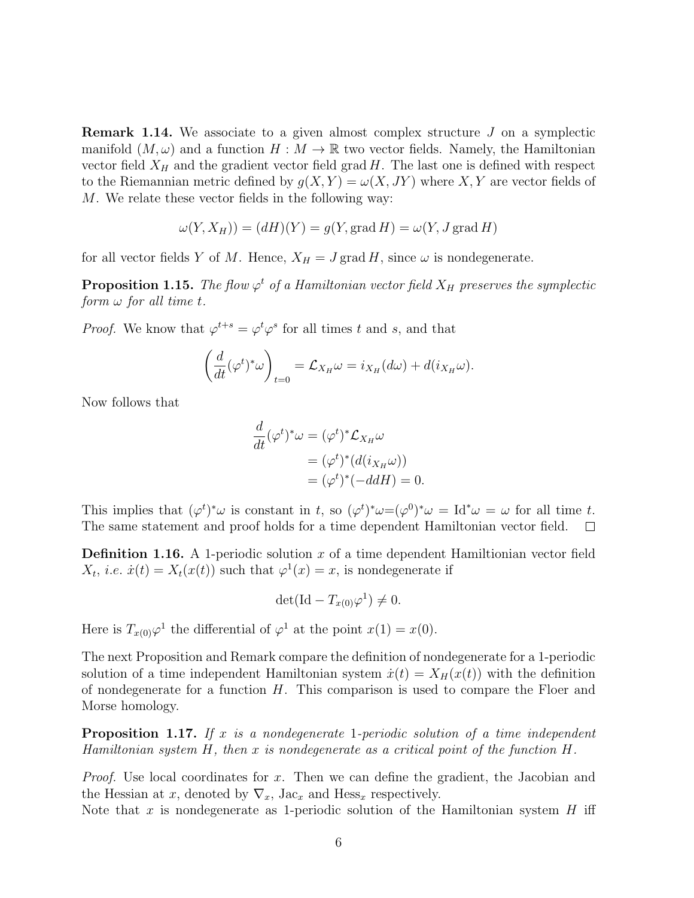**Remark 1.14.** We associate to a given almost complex structure $J$ on a symplectic manifold $(M, \omega)$ and a function $H : M \to \mathbb{R}$ two vector fields. Namely, the Hamiltonian vector field $X_H$ and the gradient vector field $\operatorname{grad} H$. The last one is defined with respect to the Riemannian metric defined by $g(X, Y) = \omega(X, JY)$ where $X, Y$ are vector fields of $M$. We relate these vector fields in the following way:

$$\omega(Y, X_H)) = (dH)(Y) = g(Y, \operatorname{grad} H) = \omega(Y, J \operatorname{grad} H)$$

for all vector fields $Y$ of $M$. Hence, $X_H = J \operatorname{grad} H$, since $\omega$ is nondegenerate.

**Proposition 1.15.** *The flow $\varphi^t$ of a Hamiltonian vector field $X_H$ preserves the symplectic form $\omega$ for all time $t$.*

*Proof.* We know that $\varphi^{t+s} = \varphi^t \varphi^s$ for all times $t$ and $s$, and that

$$\left( \frac{d}{dt} (\varphi^t)^* \omega \right)_{t=0} = \mathcal{L}_{X_H} \omega = i_{X_H}(d\omega) + d(i_{X_H} \omega).$$

Now follows that

$$\begin{aligned}
\frac{d}{dt} (\varphi^t)^* \omega &= (\varphi^t)^* \mathcal{L}_{X_H} \omega \\
&= (\varphi^t)^* (d(i_{X_H} \omega)) \\
&= (\varphi^t)^* (-ddH) = 0.
\end{aligned}$$

This implies that $(\varphi^t)^* \omega$ is constant in $t$, so $(\varphi^t)^* \omega = (\varphi^0)^* \omega = \mathrm{Id}^* \omega = \omega$ for all time $t$. The same statement and proof holds for a time dependent Hamiltonian vector field. $\square$

**Definition 1.16.** A 1-periodic solution $x$ of a time dependent Hamiltonian vector field $X_t$, *i.e.* $\dot{x}(t) = X_t(x(t))$ such that $\varphi^1(x) = x$, is nondegenerate if

$$\det(\mathrm{Id} - T_{x(0)} \varphi^1) \neq 0.$$

Here is $T_{x(0)} \varphi^1$ the differential of $\varphi^1$ at the point $x(1) = x(0)$.

The next Proposition and Remark compare the definition of nondegenerate for a 1-periodic solution of a time independent Hamiltonian system $\dot{x}(t) = X_H(x(t))$ with the definition of nondegenerate for a function $H$. This comparison is used to compare the Floer and Morse homology.

**Proposition 1.17.** *If $x$ is a nondegenerate 1-periodic solution of a time independent Hamiltonian system $H$, then $x$ is nondegenerate as a critical point of the function $H$.*

*Proof.* Use local coordinates for $x$. Then we can define the gradient, the Jacobian and the Hessian at $x$, denoted by $\nabla_x$, $\mathrm{Jac}_x$ and $\mathrm{Hess}_x$ respectively.
Note that $x$ is nondegenerate as 1-periodic solution of the Hamiltonian system $H$ iff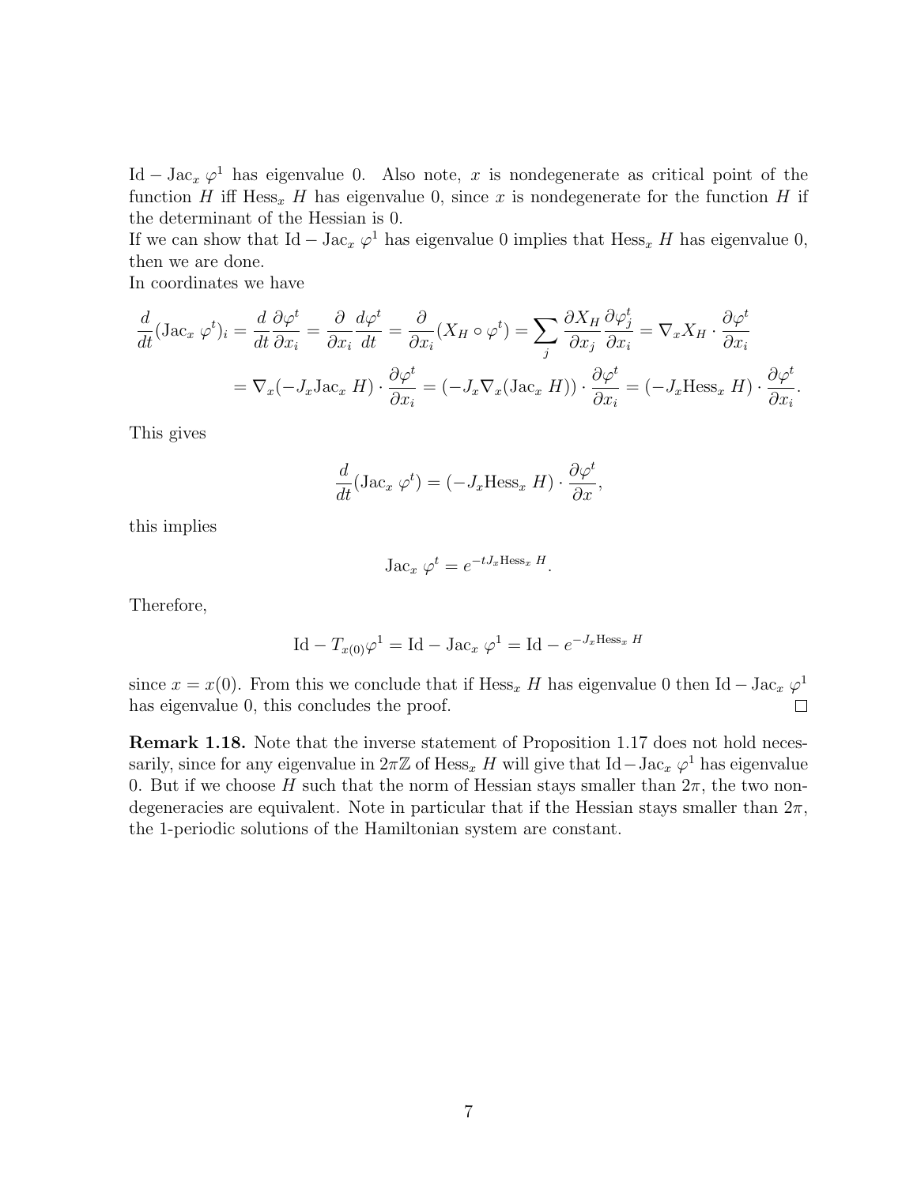$\text{Id} - \text{Jac}_x\, \varphi^1$ has eigenvalue 0. Also note, $x$ is nondegenerate as critical point of the function $H$ iff $\text{Hess}_x\, H$ has eigenvalue 0, since $x$ is nondegenerate for the function $H$ if the determinant of the Hessian is 0.
If we can show that $\text{Id} - \text{Jac}_x\, \varphi^1$ has eigenvalue 0 implies that $\text{Hess}_x\, H$ has eigenvalue 0, then we are done.
In coordinates we have

$$
\begin{aligned}
\frac{d}{dt}(\text{Jac}_x\, \varphi^t)_i &= \frac{d}{dt}\frac{\partial \varphi^t}{\partial x_i} = \frac{\partial}{\partial x_i}\frac{d\varphi^t}{dt} = \frac{\partial}{\partial x_i}(X_H \circ \varphi^t) = \sum_j \frac{\partial X_H}{\partial x_j}\frac{\partial \varphi^t_j}{\partial x_i} = \nabla_x X_H \cdot \frac{\partial \varphi^t}{\partial x_i} \\
&= \nabla_x(-J_x \text{Jac}_x\, H) \cdot \frac{\partial \varphi^t}{\partial x_i} = (-J_x \nabla_x(\text{Jac}_x\, H)) \cdot \frac{\partial \varphi^t}{\partial x_i} = (-J_x \text{Hess}_x\, H) \cdot \frac{\partial \varphi^t}{\partial x_i}.
\end{aligned}
$$

This gives

$$
\frac{d}{dt}(\text{Jac}_x\, \varphi^t) = (-J_x \text{Hess}_x\, H) \cdot \frac{\partial \varphi^t}{\partial x},
$$

this implies

$$
\text{Jac}_x\, \varphi^t = e^{-tJ_x \text{Hess}_x\, H}.
$$

Therefore,

$$
\text{Id} - T_{x(0)}\varphi^1 = \text{Id} - \text{Jac}_x\, \varphi^1 = \text{Id} - e^{-J_x \text{Hess}_x\, H}
$$

since $x = x(0)$. From this we conclude that if $\text{Hess}_x\, H$ has eigenvalue 0 then $\text{Id} - \text{Jac}_x\, \varphi^1$ has eigenvalue 0, this concludes the proof. $\square$

**Remark 1.18.** Note that the inverse statement of Proposition 1.17 does not hold necessarily, since for any eigenvalue in $2\pi\mathbb{Z}$ of $\text{Hess}_x\, H$ will give that $\text{Id} - \text{Jac}_x\, \varphi^1$ has eigenvalue 0. But if we choose $H$ such that the norm of Hessian stays smaller than $2\pi$, the two nondegeneracies are equivalent. Note in particular that if the Hessian stays smaller than $2\pi$, the 1-periodic solutions of the Hamiltonian system are constant.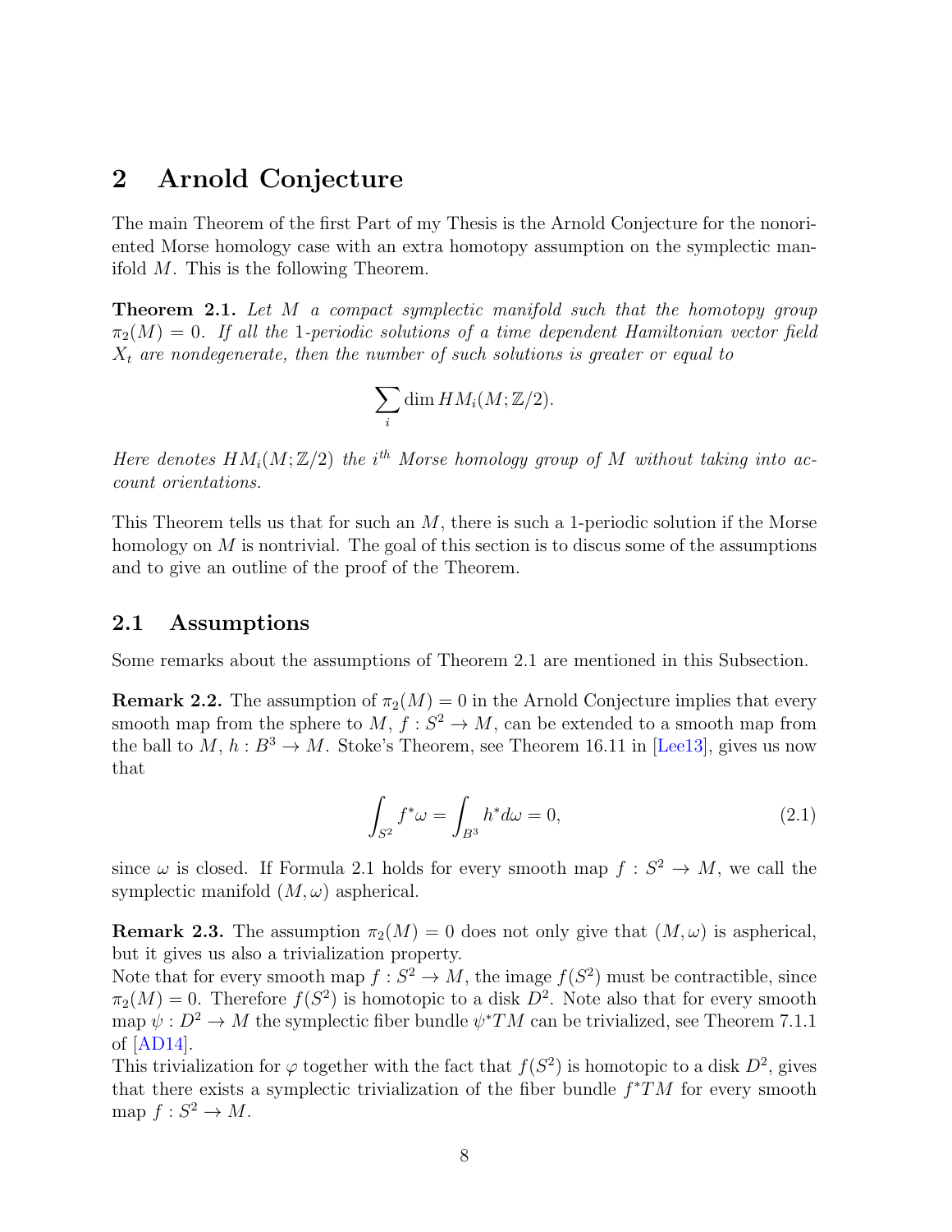## 2 Arnold Conjecture

The main Theorem of the first Part of my Thesis is the Arnold Conjecture for the nonoriented Morse homology case with an extra homotopy assumption on the symplectic manifold $M$. This is the following Theorem.

**Theorem 2.1.** *Let $M$ a compact symplectic manifold such that the homotopy group $\pi_2(M) = 0$. If all the 1-periodic solutions of a time dependent Hamiltonian vector field $X_t$ are nondegenerate, then the number of such solutions is greater or equal to*

$$\sum_i \dim HM_i(M; \mathbb{Z}/2).$$

*Here denotes $HM_i(M; \mathbb{Z}/2)$ the $i^{th}$ Morse homology group of $M$ without taking into account orientations.*

This Theorem tells us that for such an $M$, there is such a 1-periodic solution if the Morse homology on $M$ is nontrivial. The goal of this section is to discus some of the assumptions and to give an outline of the proof of the Theorem.

### 2.1 Assumptions

Some remarks about the assumptions of Theorem 2.1 are mentioned in this Subsection.

**Remark 2.2.** The assumption of $\pi_2(M) = 0$ in the Arnold Conjecture implies that every smooth map from the sphere to $M$, $f : S^2 \to M$, can be extended to a smooth map from the ball to $M$, $h : B^3 \to M$. Stoke's Theorem, see Theorem 16.11 in [Lee13], gives us now that

$$\int_{S^2} f^*\omega = \int_{B^3} h^* d\omega = 0, \tag{2.1}$$

since $\omega$ is closed. If Formula 2.1 holds for every smooth map $f : S^2 \to M$, we call the symplectic manifold $(M, \omega)$ aspherical.

**Remark 2.3.** The assumption $\pi_2(M) = 0$ does not only give that $(M, \omega)$ is aspherical, but it gives us also a trivialization property.
Note that for every smooth map $f : S^2 \to M$, the image $f(S^2)$ must be contractible, since $\pi_2(M) = 0$. Therefore $f(S^2)$ is homotopic to a disk $D^2$. Note also that for every smooth map $\psi : D^2 \to M$ the symplectic fiber bundle $\psi^*TM$ can be trivialized, see Theorem 7.1.1 of [AD14].
This trivialization for $\varphi$ together with the fact that $f(S^2)$ is homotopic to a disk $D^2$, gives that there exists a symplectic trivialization of the fiber bundle $f^*TM$ for every smooth map $f : S^2 \to M$.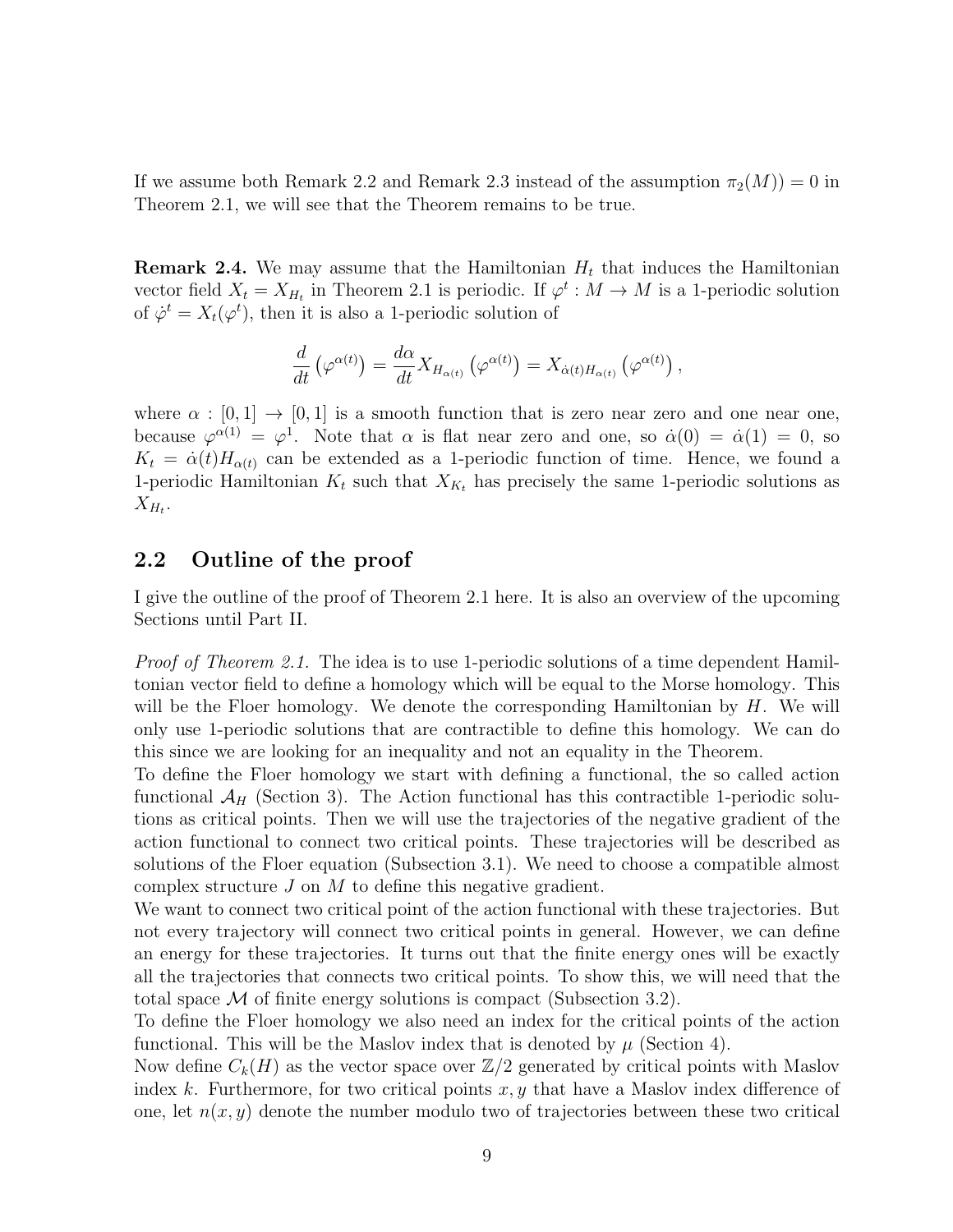If we assume both Remark 2.2 and Remark 2.3 instead of the assumption $\pi_2(M)) = 0$ in Theorem 2.1, we will see that the Theorem remains to be true.

**Remark 2.4.** We may assume that the Hamiltonian $H_t$ that induces the Hamiltonian vector field $X_t = X_{H_t}$ in Theorem 2.1 is periodic. If $\varphi^t : M \to M$ is a 1-periodic solution of $\dot{\varphi}^t = X_t(\varphi^t)$, then it is also a 1-periodic solution of

$$\frac{d}{dt}\left(\varphi^{\alpha(t)}\right) = \frac{d\alpha}{dt} X_{H_{\alpha(t)}}\left(\varphi^{\alpha(t)}\right) = X_{\dot{\alpha}(t)H_{\alpha(t)}}\left(\varphi^{\alpha(t)}\right),$$

where $\alpha : [0,1] \to [0,1]$ is a smooth function that is zero near zero and one near one, because $\varphi^{\alpha(1)} = \varphi^1$. Note that $\alpha$ is flat near zero and one, so $\dot{\alpha}(0) = \dot{\alpha}(1) = 0$, so $K_t = \dot{\alpha}(t)H_{\alpha(t)}$ can be extended as a 1-periodic function of time. Hence, we found a 1-periodic Hamiltonian $K_t$ such that $X_{K_t}$ has precisely the same 1-periodic solutions as $X_{H_t}$.

## 2.2 Outline of the proof

I give the outline of the proof of Theorem 2.1 here. It is also an overview of the upcoming Sections until Part II.

*Proof of Theorem 2.1.* The idea is to use 1-periodic solutions of a time dependent Hamiltonian vector field to define a homology which will be equal to the Morse homology. This will be the Floer homology. We denote the corresponding Hamiltonian by $H$. We will only use 1-periodic solutions that are contractible to define this homology. We can do this since we are looking for an inequality and not an equality in the Theorem.
To define the Floer homology we start with defining a functional, the so called action functional $\mathcal{A}_H$ (Section 3). The Action functional has this contractible 1-periodic solutions as critical points. Then we will use the trajectories of the negative gradient of the action functional to connect two critical points. These trajectories will be described as solutions of the Floer equation (Subsection 3.1). We need to choose a compatible almost complex structure $J$ on $M$ to define this negative gradient.
We want to connect two critical point of the action functional with these trajectories. But not every trajectory will connect two critical points in general. However, we can define an energy for these trajectories. It turns out that the finite energy ones will be exactly all the trajectories that connects two critical points. To show this, we will need that the total space $\mathcal{M}$ of finite energy solutions is compact (Subsection 3.2).
To define the Floer homology we also need an index for the critical points of the action functional. This will be the Maslov index that is denoted by $\mu$ (Section 4).
Now define $C_k(H)$ as the vector space over $\mathbb{Z}/2$ generated by critical points with Maslov index $k$. Furthermore, for two critical points $x, y$ that have a Maslov index difference of one, let $n(x, y)$ denote the number modulo two of trajectories between these two critical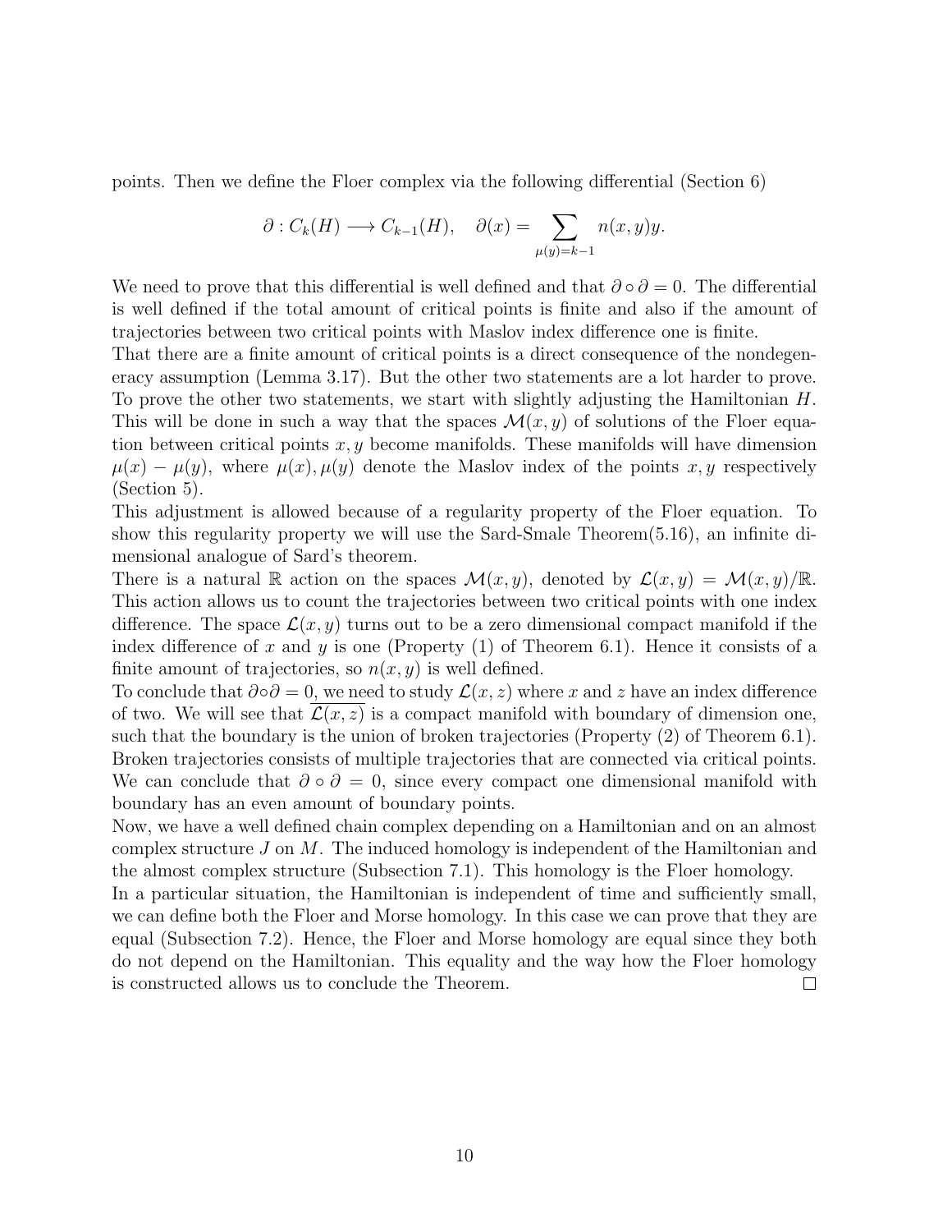points. Then we define the Floer complex via the following differential (Section 6)

$$\partial : C_k(H) \longrightarrow C_{k-1}(H), \quad \partial(x) = \sum_{\mu(y)=k-1} n(x,y)y.$$

We need to prove that this differential is well defined and that $\partial \circ \partial = 0$. The differential is well defined if the total amount of critical points is finite and also if the amount of trajectories between two critical points with Maslov index difference one is finite.

That there are a finite amount of critical points is a direct consequence of the nondegeneracy assumption (Lemma 3.17). But the other two statements are a lot harder to prove. To prove the other two statements, we start with slightly adjusting the Hamiltonian $H$. This will be done in such a way that the spaces $\mathcal{M}(x,y)$ of solutions of the Floer equation between critical points $x, y$ become manifolds. These manifolds will have dimension $\mu(x) - \mu(y)$, where $\mu(x), \mu(y)$ denote the Maslov index of the points $x, y$ respectively (Section 5).

This adjustment is allowed because of a regularity property of the Floer equation. To show this regularity property we will use the Sard-Smale Theorem(5.16), an infinite dimensional analogue of Sard's theorem.

There is a natural $\mathbb{R}$ action on the spaces $\mathcal{M}(x,y)$, denoted by $\mathcal{L}(x,y) = \mathcal{M}(x,y)/\mathbb{R}$. This action allows us to count the trajectories between two critical points with one index difference. The space $\mathcal{L}(x,y)$ turns out to be a zero dimensional compact manifold if the index difference of $x$ and $y$ is one (Property (1) of Theorem 6.1). Hence it consists of a finite amount of trajectories, so $n(x,y)$ is well defined.

To conclude that $\partial \circ \partial = 0$, we need to study $\mathcal{L}(x,z)$ where $x$ and $z$ have an index difference of two. We will see that $\overline{\mathcal{L}(x,z)}$ is a compact manifold with boundary of dimension one, such that the boundary is the union of broken trajectories (Property (2) of Theorem 6.1). Broken trajectories consists of multiple trajectories that are connected via critical points. We can conclude that $\partial \circ \partial = 0$, since every compact one dimensional manifold with boundary has an even amount of boundary points.

Now, we have a well defined chain complex depending on a Hamiltonian and on an almost complex structure $J$ on $M$. The induced homology is independent of the Hamiltonian and the almost complex structure (Subsection 7.1). This homology is the Floer homology.

In a particular situation, the Hamiltonian is independent of time and sufficiently small, we can define both the Floer and Morse homology. In this case we can prove that they are equal (Subsection 7.2). Hence, the Floer and Morse homology are equal since they both do not depend on the Hamiltonian. This equality and the way how the Floer homology is constructed allows us to conclude the Theorem. □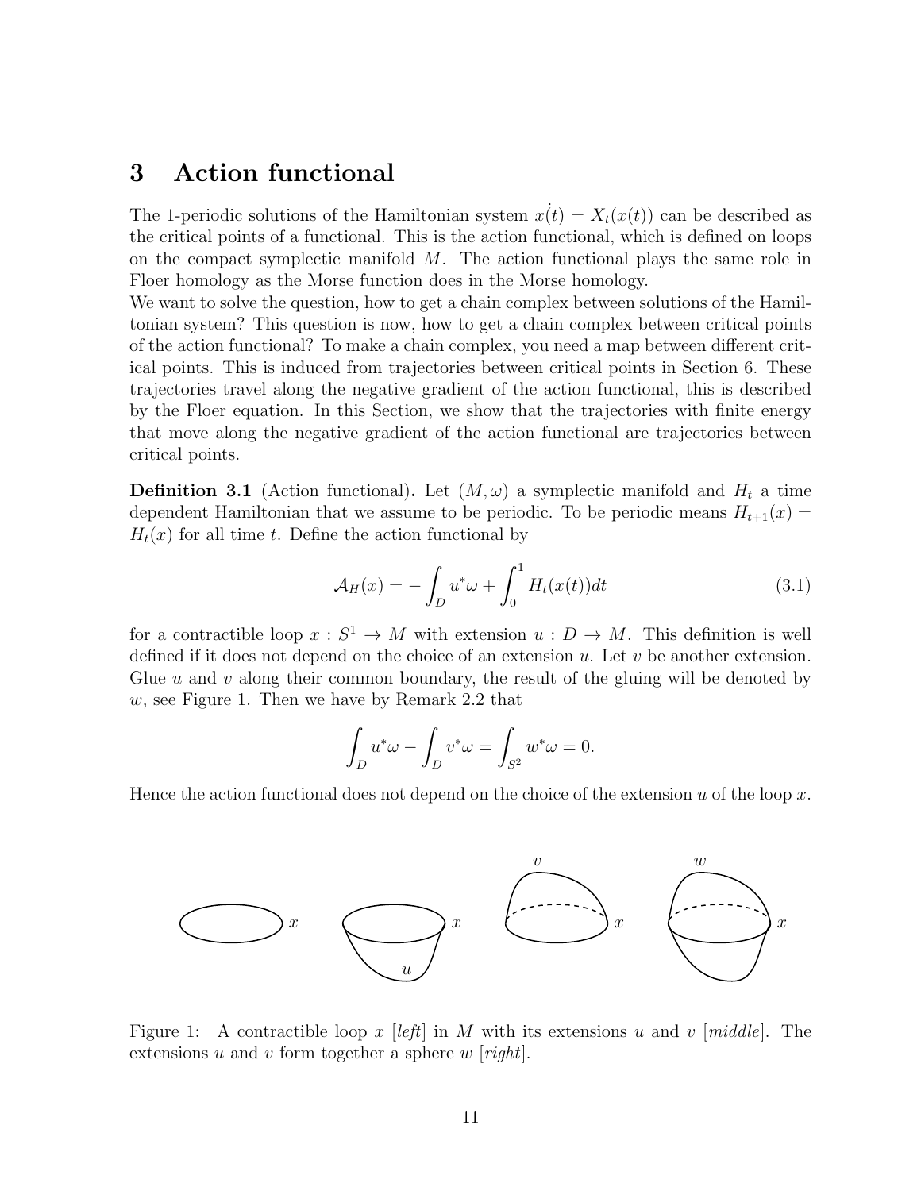# 3 Action functional

The 1-periodic solutions of the Hamiltonian system $\dot{x(t)} = X_t(x(t))$ can be described as the critical points of a functional. This is the action functional, which is defined on loops on the compact symplectic manifold $M$. The action functional plays the same role in Floer homology as the Morse function does in the Morse homology.
We want to solve the question, how to get a chain complex between solutions of the Hamiltonian system? This question is now, how to get a chain complex between critical points of the action functional? To make a chain complex, you need a map between different critical points. This is induced from trajectories between critical points in Section 6. These trajectories travel along the negative gradient of the action functional, this is described by the Floer equation. In this Section, we show that the trajectories with finite energy that move along the negative gradient of the action functional are trajectories between critical points.

**Definition 3.1** (Action functional)**.** Let $(M, \omega)$ a symplectic manifold and $H_t$ a time dependent Hamiltonian that we assume to be periodic. To be periodic means $H_{t+1}(x) = H_t(x)$ for all time $t$. Define the action functional by

$$\mathcal{A}_H(x) = -\int_D u^*\omega + \int_0^1 H_t(x(t))dt \tag{3.1}$$

for a contractible loop $x : S^1 \to M$ with extension $u : D \to M$. This definition is well defined if it does not depend on the choice of an extension $u$. Let $v$ be another extension. Glue $u$ and $v$ along their common boundary, the result of the gluing will be denoted by $w$, see Figure 1. Then we have by Remark 2.2 that

$$\int_D u^*\omega - \int_D v^*\omega = \int_{S^2} w^*\omega = 0.$$

Hence the action functional does not depend on the choice of the extension $u$ of the loop $x$.

Figure 1: A contractible loop $x$ [*left*] in $M$ with its extensions $u$ and $v$ [*middle*]. The extensions $u$ and $v$ form together a sphere $w$ [*right*].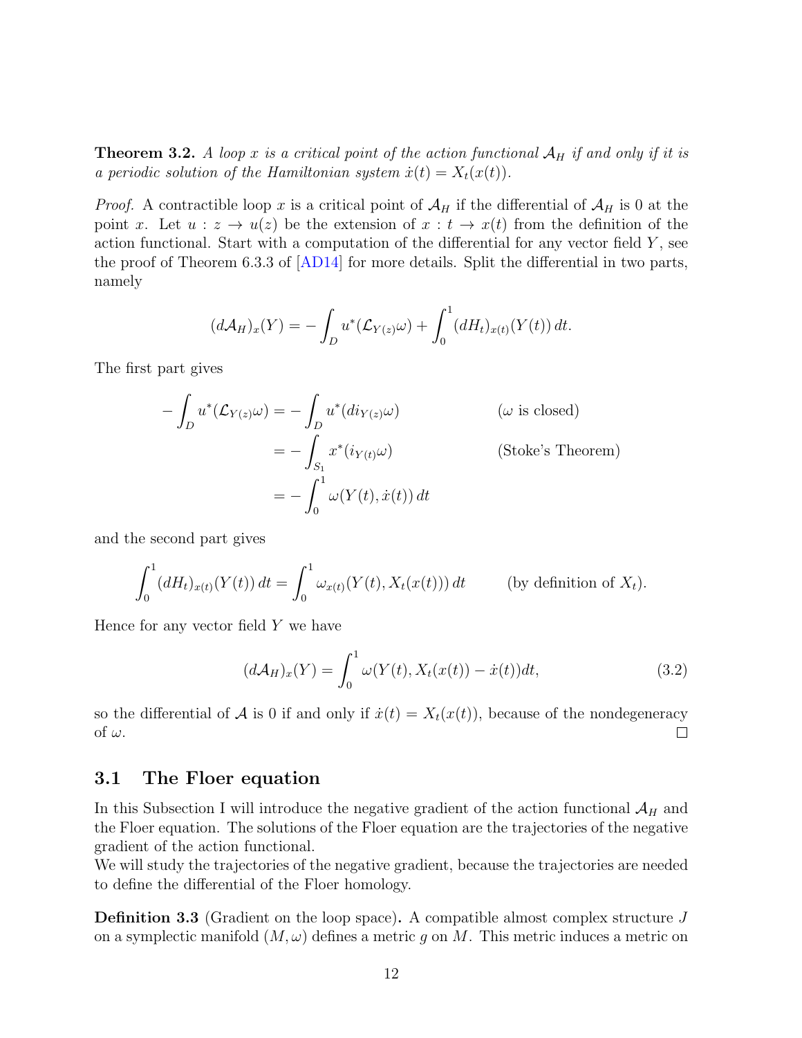**Theorem 3.2.** *A loop $x$ is a critical point of the action functional $\mathcal{A}_H$ if and only if it is a periodic solution of the Hamiltonian system $\dot{x}(t) = X_t(x(t))$.*

*Proof.* A contractible loop $x$ is a critical point of $\mathcal{A}_H$ if the differential of $\mathcal{A}_H$ is 0 at the point $x$. Let $u : z \to u(z)$ be the extension of $x : t \to x(t)$ from the definition of the action functional. Start with a computation of the differential for any vector field $Y$, see the proof of Theorem 6.3.3 of [AD14] for more details. Split the differential in two parts, namely

$$(d\mathcal{A}_H)_x(Y) = -\int_D u^*(\mathcal{L}_{Y(z)}\omega) + \int_0^1 (dH_t)_{x(t)}(Y(t))\,dt.$$

The first part gives

$$\begin{aligned}
-\int_D u^*(\mathcal{L}_{Y(z)}\omega) &= -\int_D u^*(di_{Y(z)}\omega) && (\omega \text{ is closed}) \\
&= -\int_{S_1} x^*(i_{Y(t)}\omega) && (\text{Stoke's Theorem}) \\
&= -\int_0^1 \omega(Y(t), \dot{x}(t))\,dt
\end{aligned}$$

and the second part gives

$$\int_0^1 (dH_t)_{x(t)}(Y(t))\,dt = \int_0^1 \omega_{x(t)}(Y(t), X_t(x(t)))\,dt \qquad (\text{by definition of } X_t).$$

Hence for any vector field $Y$ we have

$$(d\mathcal{A}_H)_x(Y) = \int_0^1 \omega(Y(t), X_t(x(t)) - \dot{x}(t))dt, \tag{3.2}$$

so the differential of $\mathcal{A}$ is 0 if and only if $\dot{x}(t) = X_t(x(t))$, because of the nondegeneracy of $\omega$. □

## 3.1 The Floer equation

In this Subsection I will introduce the negative gradient of the action functional $\mathcal{A}_H$ and the Floer equation. The solutions of the Floer equation are the trajectories of the negative gradient of the action functional.
We will study the trajectories of the negative gradient, because the trajectories are needed to define the differential of the Floer homology.

**Definition 3.3** (Gradient on the loop space)**.** A compatible almost complex structure $J$ on a symplectic manifold $(M, \omega)$ defines a metric $g$ on $M$. This metric induces a metric on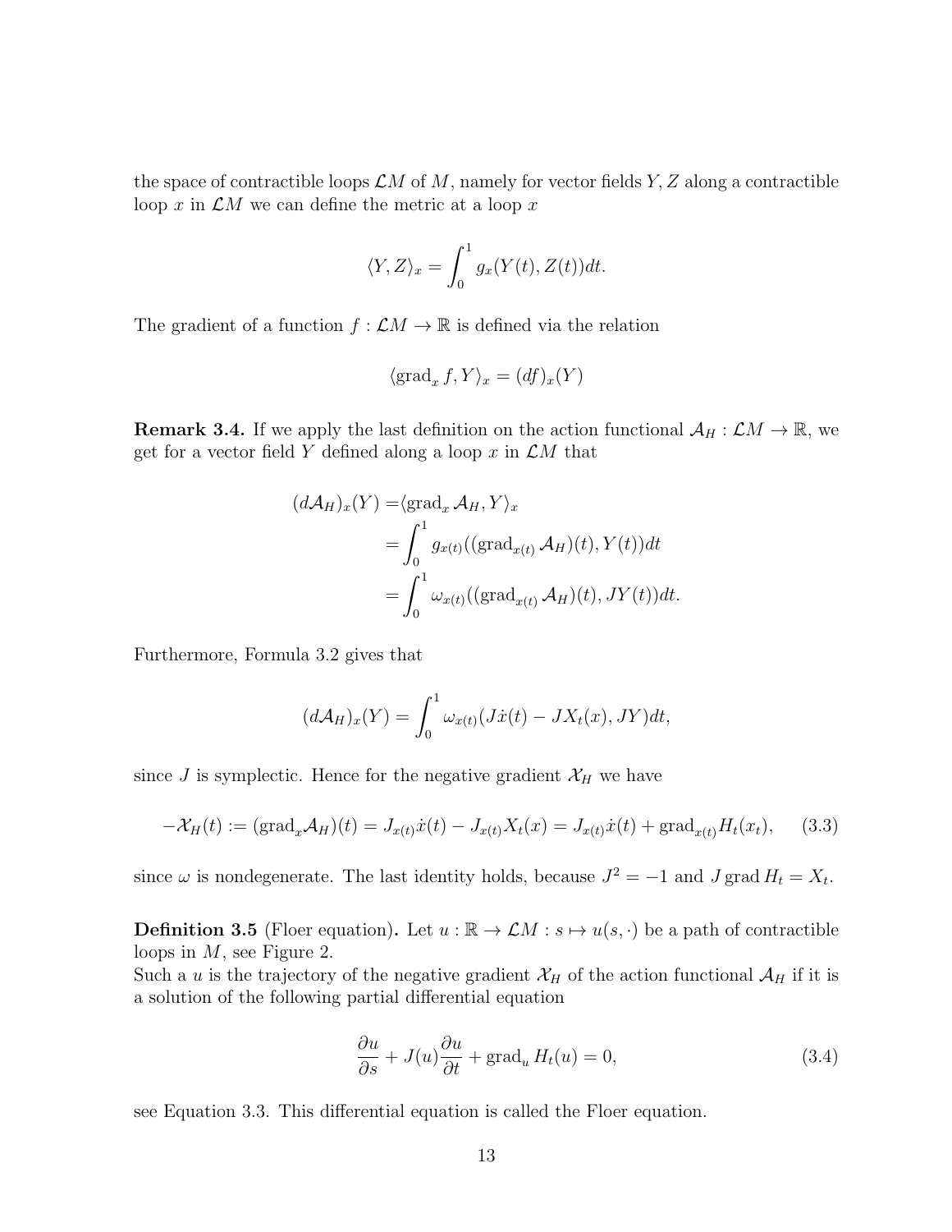the space of contractible loops $\mathcal{L}M$ of $M$, namely for vector fields $Y, Z$ along a contractible loop $x$ in $\mathcal{L}M$ we can define the metric at a loop $x$

$$\langle Y, Z \rangle_x = \int_0^1 g_x(Y(t), Z(t))dt.$$

The gradient of a function $f : \mathcal{L}M \to \mathbb{R}$ is defined via the relation

$$\langle \operatorname{grad}_x f, Y \rangle_x = (df)_x(Y)$$

**Remark 3.4.** If we apply the last definition on the action functional $\mathcal{A}_H : \mathcal{L}M \to \mathbb{R}$, we get for a vector field $Y$ defined along a loop $x$ in $\mathcal{L}M$ that

$$\begin{aligned}
(d\mathcal{A}_H)_x(Y) =& \langle \operatorname{grad}_x \mathcal{A}_H, Y \rangle_x \\
=& \int_0^1 g_{x(t)}((\operatorname{grad}_{x(t)} \mathcal{A}_H)(t), Y(t))dt \\
=& \int_0^1 \omega_{x(t)}((\operatorname{grad}_{x(t)} \mathcal{A}_H)(t), JY(t))dt.
\end{aligned}$$

Furthermore, Formula 3.2 gives that

$$(d\mathcal{A}_H)_x(Y) = \int_0^1 \omega_{x(t)}(J\dot{x}(t) - JX_t(x), JY)dt,$$

since $J$ is symplectic. Hence for the negative gradient $\mathcal{X}_H$ we have

$$-\mathcal{X}_H(t) := (\operatorname{grad}_x \mathcal{A}_H)(t) = J_{x(t)}\dot{x}(t) - J_{x(t)}X_t(x) = J_{x(t)}\dot{x}(t) + \operatorname{grad}_{x(t)} H_t(x_t), \qquad (3.3)$$

since $\omega$ is nondegenerate. The last identity holds, because $J^2 = -1$ and $J \operatorname{grad} H_t = X_t$.

**Definition 3.5** (Floer equation)**.** Let $u : \mathbb{R} \to \mathcal{L}M : s \mapsto u(s, \cdot)$ be a path of contractible loops in $M$, see Figure 2.
Such a $u$ is the trajectory of the negative gradient $\mathcal{X}_H$ of the action functional $\mathcal{A}_H$ if it is a solution of the following partial differential equation

$$\frac{\partial u}{\partial s} + J(u)\frac{\partial u}{\partial t} + \operatorname{grad}_u H_t(u) = 0, \qquad (3.4)$$

see Equation 3.3. This differential equation is called the Floer equation.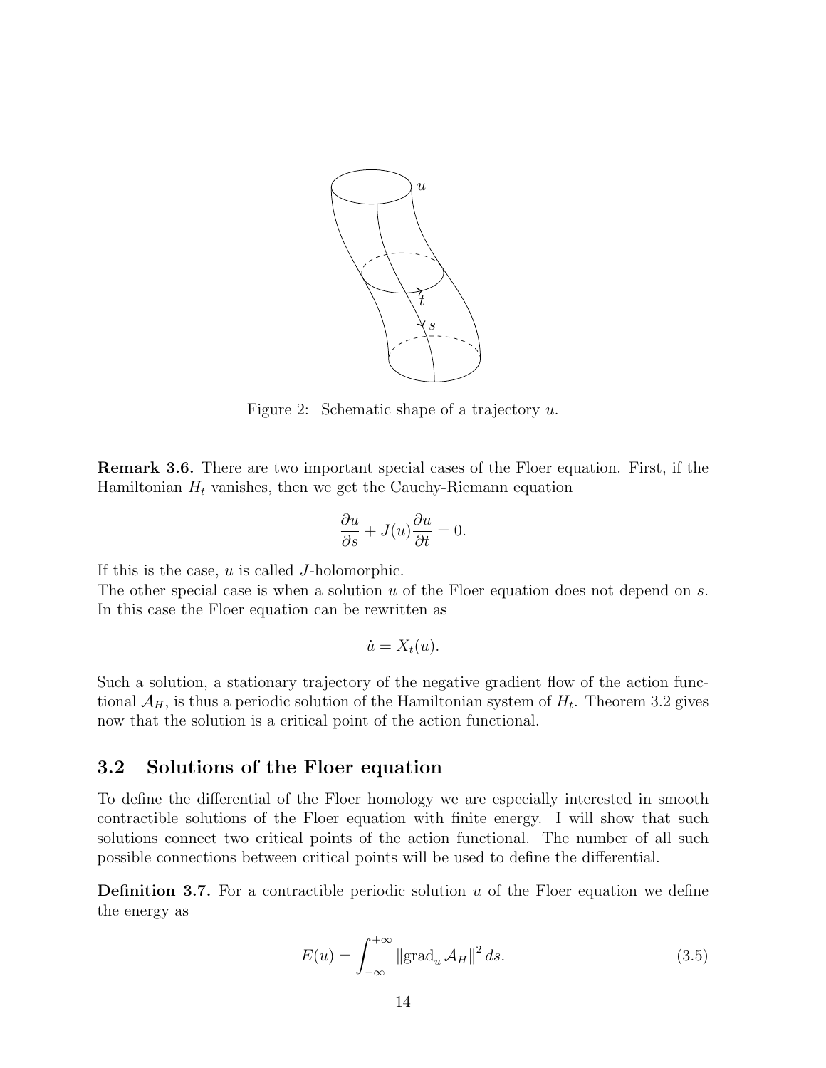Figure 2: Schematic shape of a trajectory $u$.

**Remark 3.6.** There are two important special cases of the Floer equation. First, if the Hamiltonian $H_t$ vanishes, then we get the Cauchy-Riemann equation

$$\frac{\partial u}{\partial s} + J(u)\frac{\partial u}{\partial t} = 0.$$

If this is the case, $u$ is called $J$-holomorphic.
The other special case is when a solution $u$ of the Floer equation does not depend on $s$. In this case the Floer equation can be rewritten as

$$\dot{u} = X_t(u).$$

Such a solution, a stationary trajectory of the negative gradient flow of the action functional $\mathcal{A}_H$, is thus a periodic solution of the Hamiltonian system of $H_t$. Theorem 3.2 gives now that the solution is a critical point of the action functional.

## 3.2 Solutions of the Floer equation

To define the differential of the Floer homology we are especially interested in smooth contractible solutions of the Floer equation with finite energy. I will show that such solutions connect two critical points of the action functional. The number of all such possible connections between critical points will be used to define the differential.

**Definition 3.7.** For a contractible periodic solution $u$ of the Floer equation we define the energy as

$$E(u) = \int_{-\infty}^{+\infty} \|\mathrm{grad}_u \mathcal{A}_H\|^2 \, ds. \tag{3.5}$$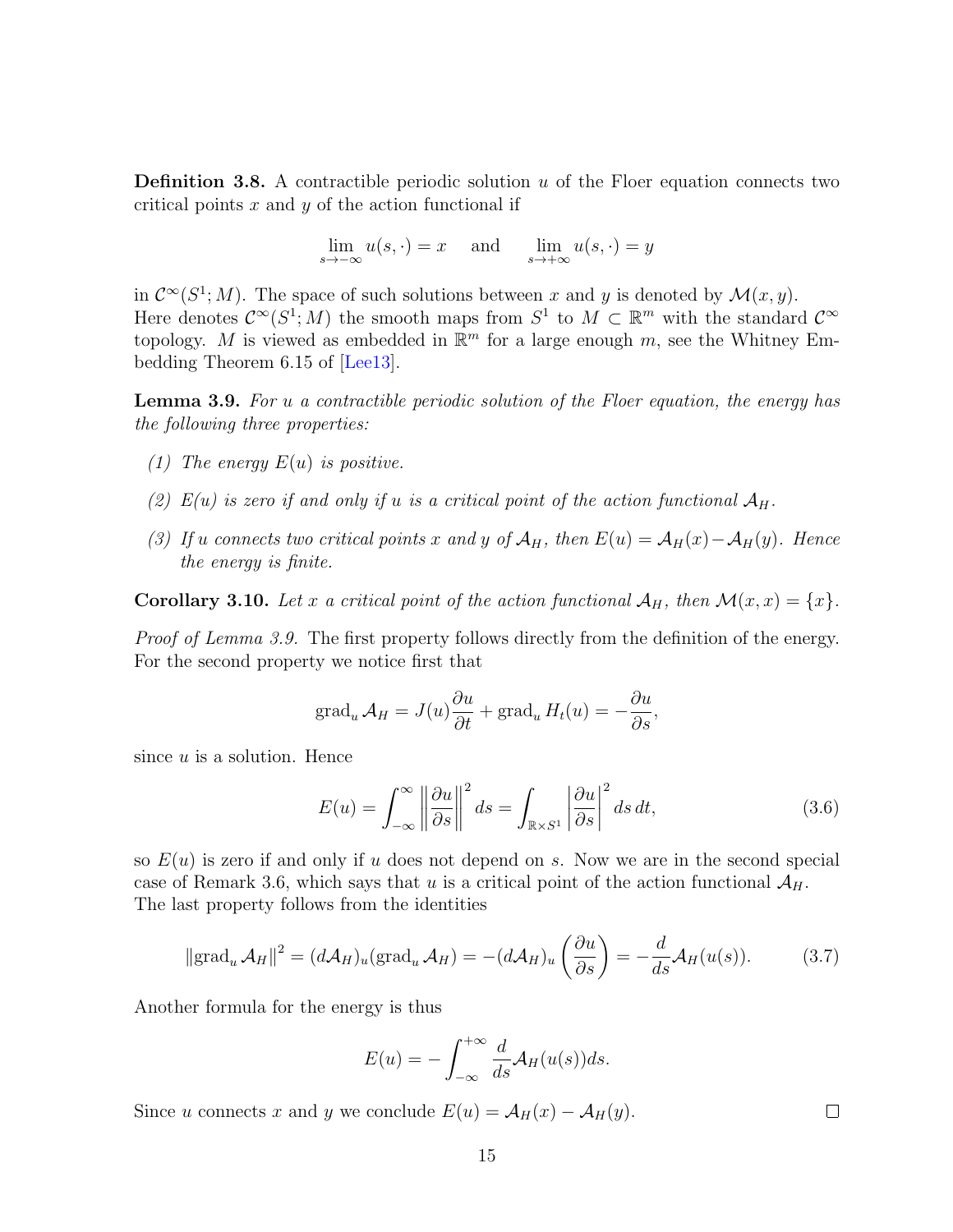**Definition 3.8.** A contractible periodic solution $u$ of the Floer equation connects two critical points $x$ and $y$ of the action functional if

$$\lim_{s\to-\infty} u(s,\cdot) = x \quad \text{ and } \quad \lim_{s\to+\infty} u(s,\cdot) = y$$

in $\mathcal{C}^\infty(S^1; M)$. The space of such solutions between $x$ and $y$ is denoted by $\mathcal{M}(x,y)$. Here denotes $\mathcal{C}^\infty(S^1; M)$ the smooth maps from $S^1$ to $M \subset \mathbb{R}^m$ with the standard $\mathcal{C}^\infty$ topology. $M$ is viewed as embedded in $\mathbb{R}^m$ for a large enough $m$, see the Whitney Embedding Theorem 6.15 of [Lee13].

**Lemma 3.9.** *For $u$ a contractible periodic solution of the Floer equation, the energy has the following three properties:*

*(1) The energy $E(u)$ is positive.*

*(2) $E(u)$ is zero if and only if $u$ is a critical point of the action functional $\mathcal{A}_H$.*

*(3) If $u$ connects two critical points $x$ and $y$ of $\mathcal{A}_H$, then $E(u) = \mathcal{A}_H(x) - \mathcal{A}_H(y)$. Hence the energy is finite.*

**Corollary 3.10.** *Let $x$ a critical point of the action functional $\mathcal{A}_H$, then $\mathcal{M}(x,x) = \{x\}$.*

*Proof of Lemma 3.9.* The first property follows directly from the definition of the energy. For the second property we notice first that

$$\operatorname{grad}_u \mathcal{A}_H = J(u)\frac{\partial u}{\partial t} + \operatorname{grad}_u H_t(u) = -\frac{\partial u}{\partial s},$$

since $u$ is a solution. Hence

$$E(u) = \int_{-\infty}^{\infty} \left\| \frac{\partial u}{\partial s} \right\|^2 ds = \int_{\mathbb{R}\times S^1} \left| \frac{\partial u}{\partial s} \right|^2 ds\, dt, \tag{3.6}$$

so $E(u)$ is zero if and only if $u$ does not depend on $s$. Now we are in the second special case of Remark 3.6, which says that $u$ is a critical point of the action functional $\mathcal{A}_H$. The last property follows from the identities

$$\|\operatorname{grad}_u \mathcal{A}_H\|^2 = (d\mathcal{A}_H)_u(\operatorname{grad}_u \mathcal{A}_H) = -(d\mathcal{A}_H)_u\left(\frac{\partial u}{\partial s}\right) = -\frac{d}{ds}\mathcal{A}_H(u(s)). \tag{3.7}$$

Another formula for the energy is thus

$$E(u) = -\int_{-\infty}^{+\infty} \frac{d}{ds}\mathcal{A}_H(u(s))ds.$$

Since $u$ connects $x$ and $y$ we conclude $E(u) = \mathcal{A}_H(x) - \mathcal{A}_H(y)$. $\square$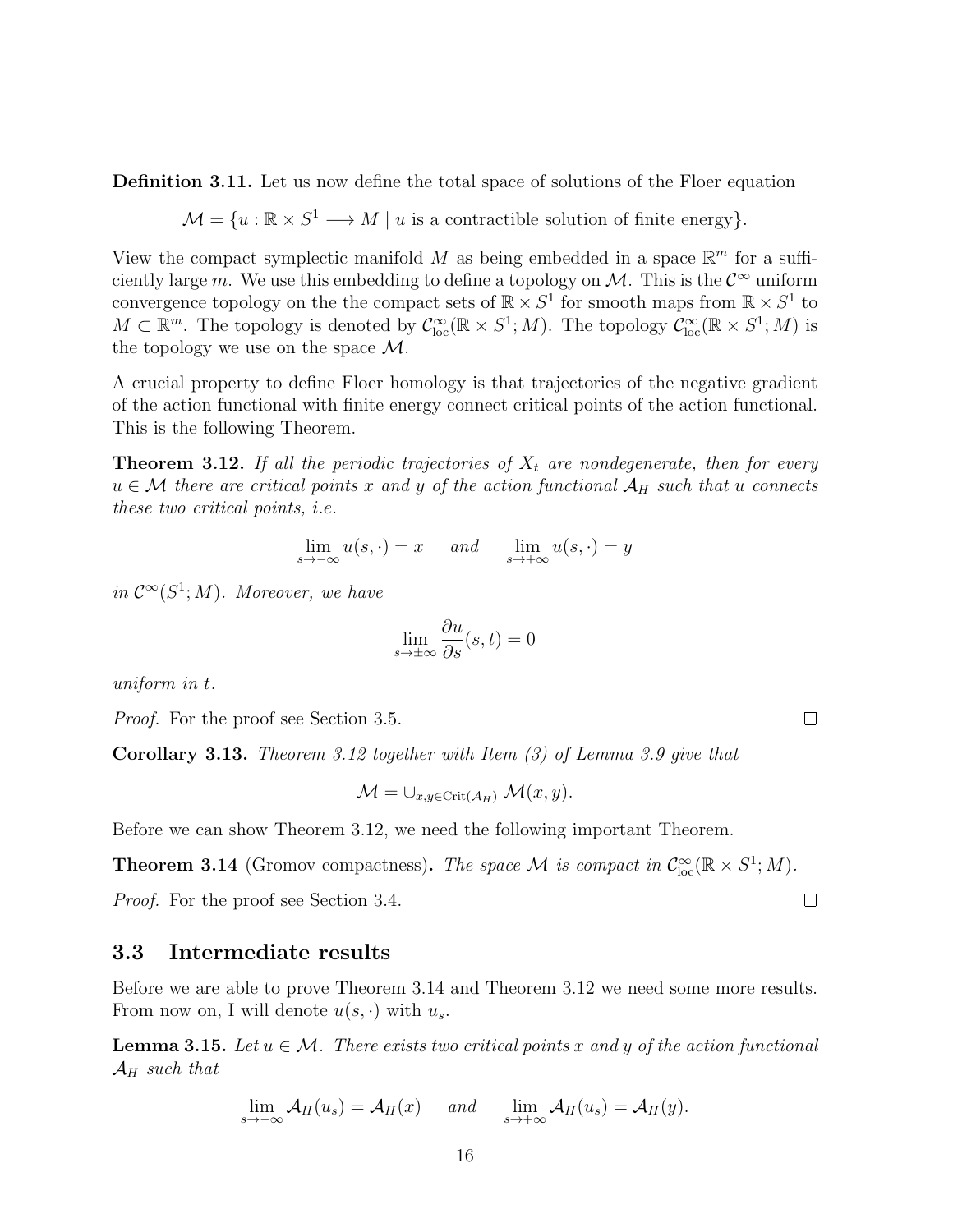**Definition 3.11.** Let us now define the total space of solutions of the Floer equation

$$\mathcal{M} = \{u : \mathbb{R} \times S^1 \longrightarrow M \mid u \text{ is a contractible solution of finite energy}\}.$$

View the compact symplectic manifold $M$ as being embedded in a space $\mathbb{R}^m$ for a sufficiently large $m$. We use this embedding to define a topology on $\mathcal{M}$. This is the $\mathcal{C}^\infty$ uniform convergence topology on the the compact sets of $\mathbb{R} \times S^1$ for smooth maps from $\mathbb{R} \times S^1$ to $M \subset \mathbb{R}^m$. The topology is denoted by $\mathcal{C}^\infty_{\text{loc}}(\mathbb{R} \times S^1; M)$. The topology $\mathcal{C}^\infty_{\text{loc}}(\mathbb{R} \times S^1; M)$ is the topology we use on the space $\mathcal{M}$.

A crucial property to define Floer homology is that trajectories of the negative gradient of the action functional with finite energy connect critical points of the action functional. This is the following Theorem.

**Theorem 3.12.** *If all the periodic trajectories of $X_t$ are nondegenerate, then for every $u \in \mathcal{M}$ there are critical points $x$ and $y$ of the action functional $\mathcal{A}_H$ such that $u$ connects these two critical points, i.e.*

$$\lim_{s \to -\infty} u(s, \cdot) = x \quad \text{ and } \quad \lim_{s \to +\infty} u(s, \cdot) = y$$

*in $\mathcal{C}^\infty(S^1; M)$. Moreover, we have*

$$\lim_{s \to \pm\infty} \frac{\partial u}{\partial s}(s,t) = 0$$

*uniform in $t$.*

*Proof.* For the proof see Section 3.5. □

**Corollary 3.13.** *Theorem 3.12 together with Item (3) of Lemma 3.9 give that*

$$\mathcal{M} = \cup_{x,y \in \text{Crit}(\mathcal{A}_H)} \mathcal{M}(x,y).$$

Before we can show Theorem 3.12, we need the following important Theorem.

**Theorem 3.14** (Gromov compactness)**.** *The space $\mathcal{M}$ is compact in $\mathcal{C}^\infty_{\text{loc}}(\mathbb{R} \times S^1; M)$.*

*Proof.* For the proof see Section 3.4. □

## 3.3 Intermediate results

Before we are able to prove Theorem 3.14 and Theorem 3.12 we need some more results. From now on, I will denote $u(s, \cdot)$ with $u_s$.

**Lemma 3.15.** *Let $u \in \mathcal{M}$. There exists two critical points $x$ and $y$ of the action functional $\mathcal{A}_H$ such that*

$$\lim_{s \to -\infty} \mathcal{A}_H(u_s) = \mathcal{A}_H(x) \quad \text{ and } \quad \lim_{s \to +\infty} \mathcal{A}_H(u_s) = \mathcal{A}_H(y).$$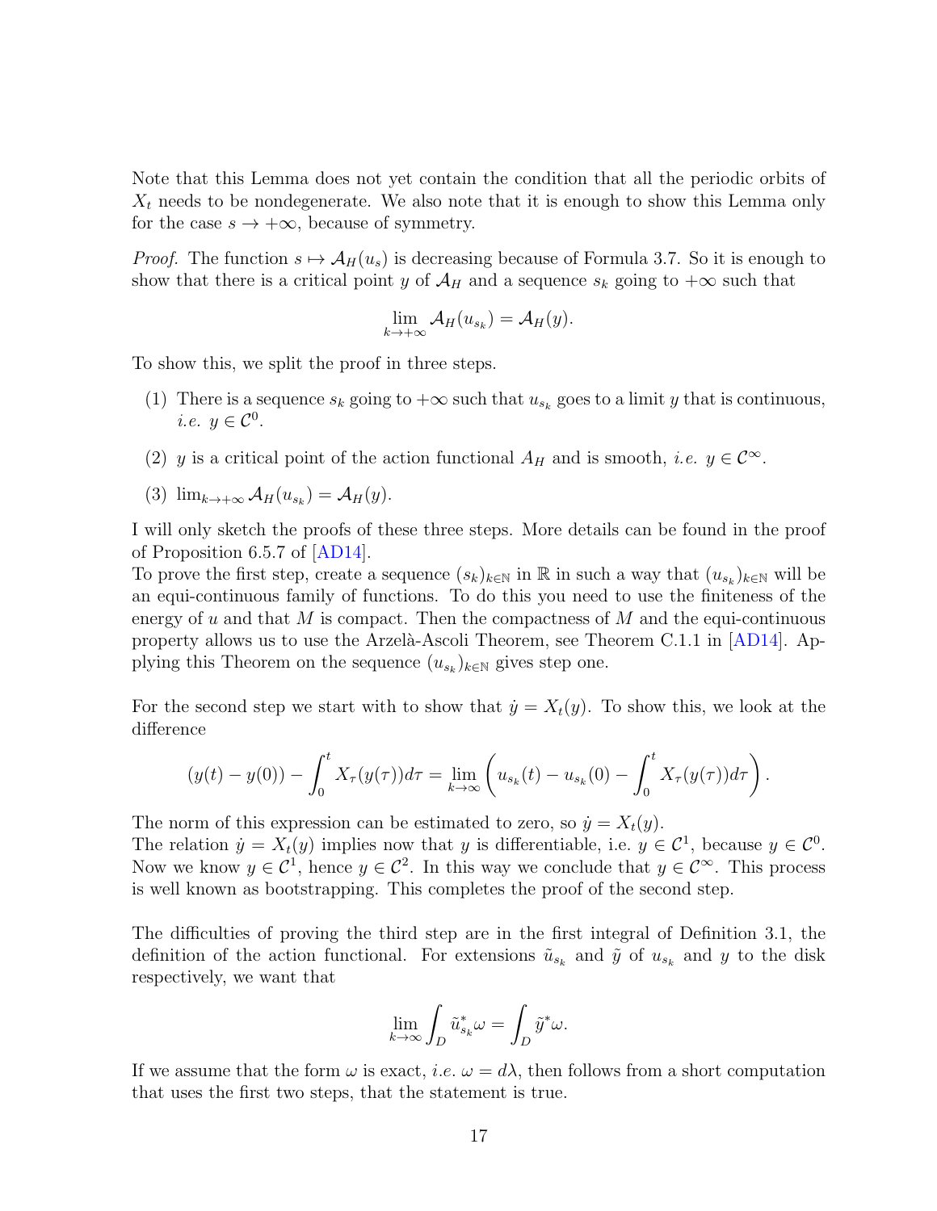Note that this Lemma does not yet contain the condition that all the periodic orbits of $X_t$ needs to be nondegenerate. We also note that it is enough to show this Lemma only for the case $s \to +\infty$, because of symmetry.

*Proof.* The function $s \mapsto \mathcal{A}_H(u_s)$ is decreasing because of Formula 3.7. So it is enough to show that there is a critical point $y$ of $\mathcal{A}_H$ and a sequence $s_k$ going to $+\infty$ such that

$$\lim_{k \to +\infty} \mathcal{A}_H(u_{s_k}) = \mathcal{A}_H(y).$$

To show this, we split the proof in three steps.

(1) There is a sequence $s_k$ going to $+\infty$ such that $u_{s_k}$ goes to a limit $y$ that is continuous, *i.e.* $y \in \mathcal{C}^0$.

(2) $y$ is a critical point of the action functional $A_H$ and is smooth, *i.e.* $y \in \mathcal{C}^\infty$.

(3) $\lim_{k \to +\infty} \mathcal{A}_H(u_{s_k}) = \mathcal{A}_H(y)$.

I will only sketch the proofs of these three steps. More details can be found in the proof of Proposition 6.5.7 of [AD14].

To prove the first step, create a sequence $(s_k)_{k \in \mathbb{N}}$ in $\mathbb{R}$ in such a way that $(u_{s_k})_{k \in \mathbb{N}}$ will be an equi-continuous family of functions. To do this you need to use the finiteness of the energy of $u$ and that $M$ is compact. Then the compactness of $M$ and the equi-continuous property allows us to use the Arzelà-Ascoli Theorem, see Theorem C.1.1 in [AD14]. Applying this Theorem on the sequence $(u_{s_k})_{k \in \mathbb{N}}$ gives step one.

For the second step we start with to show that $\dot{y} = X_t(y)$. To show this, we look at the difference

$$(y(t) - y(0)) - \int_0^t X_\tau(y(\tau)) d\tau = \lim_{k \to \infty} \left( u_{s_k}(t) - u_{s_k}(0) - \int_0^t X_\tau(y(\tau)) d\tau \right).$$

The norm of this expression can be estimated to zero, so $\dot{y} = X_t(y)$.

The relation $\dot{y} = X_t(y)$ implies now that $y$ is differentiable, i.e. $y \in \mathcal{C}^1$, because $y \in \mathcal{C}^0$. Now we know $y \in \mathcal{C}^1$, hence $y \in \mathcal{C}^2$. In this way we conclude that $y \in \mathcal{C}^\infty$. This process is well known as bootstrapping. This completes the proof of the second step.

The difficulties of proving the third step are in the first integral of Definition 3.1, the definition of the action functional. For extensions $\tilde{u}_{s_k}$ and $\tilde{y}$ of $u_{s_k}$ and $y$ to the disk respectively, we want that

$$\lim_{k \to \infty} \int_D \tilde{u}_{s_k}^* \omega = \int_D \tilde{y}^* \omega.$$

If we assume that the form $\omega$ is exact, *i.e.* $\omega = d\lambda$, then follows from a short computation that uses the first two steps, that the statement is true.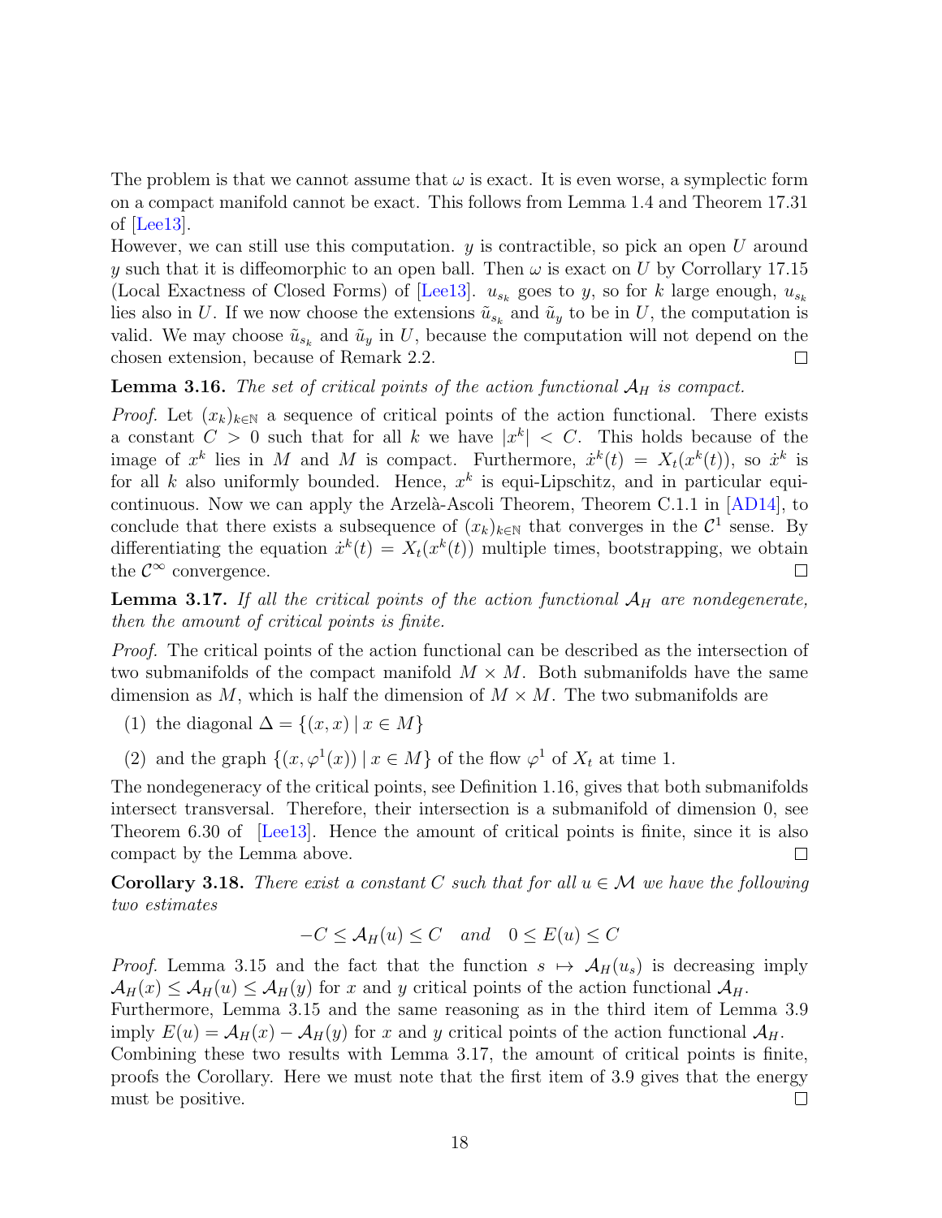The problem is that we cannot assume that $\omega$ is exact. It is even worse, a symplectic form on a compact manifold cannot be exact. This follows from Lemma 1.4 and Theorem 17.31 of [Lee13].

However, we can still use this computation. $y$ is contractible, so pick an open $U$ around $y$ such that it is diffeomorphic to an open ball. Then $\omega$ is exact on $U$ by Corollary 17.15 (Local Exactness of Closed Forms) of [Lee13]. $u_{s_k}$ goes to $y$, so for $k$ large enough, $u_{s_k}$ lies also in $U$. If we now choose the extensions $\tilde{u}_{s_k}$ and $\tilde{u}_y$ to be in $U$, the computation is valid. We may choose $\tilde{u}_{s_k}$ and $\tilde{u}_y$ in $U$, because the computation will not depend on the chosen extension, because of Remark 2.2. □

**Lemma 3.16.** *The set of critical points of the action functional $\mathcal{A}_H$ is compact.*

*Proof.* Let $(x_k)_{k\in\mathbb{N}}$ a sequence of critical points of the action functional. There exists a constant $C > 0$ such that for all $k$ we have $|x^k| < C$. This holds because of the image of $x^k$ lies in $M$ and $M$ is compact. Furthermore, $\dot{x}^k(t) = X_t(x^k(t))$, so $\dot{x}^k$ is for all $k$ also uniformly bounded. Hence, $x^k$ is equi-Lipschitz, and in particular equicontinuous. Now we can apply the Arzelà-Ascoli Theorem, Theorem C.1.1 in [AD14], to conclude that there exists a subsequence of $(x_k)_{k\in\mathbb{N}}$ that converges in the $\mathcal{C}^1$ sense. By differentiating the equation $\dot{x}^k(t) = X_t(x^k(t))$ multiple times, bootstrapping, we obtain the $\mathcal{C}^\infty$ convergence. □

**Lemma 3.17.** *If all the critical points of the action functional $\mathcal{A}_H$ are nondegenerate, then the amount of critical points is finite.*

*Proof.* The critical points of the action functional can be described as the intersection of two submanifolds of the compact manifold $M \times M$. Both submanifolds have the same dimension as $M$, which is half the dimension of $M \times M$. The two submanifolds are

1. the diagonal $\Delta = \{(x, x) \mid x \in M\}$
2. and the graph $\{(x, \varphi^1(x)) \mid x \in M\}$ of the flow $\varphi^1$ of $X_t$ at time 1.

The nondegeneracy of the critical points, see Definition 1.16, gives that both submanifolds intersect transversal. Therefore, their intersection is a submanifold of dimension 0, see Theorem 6.30 of [Lee13]. Hence the amount of critical points is finite, since it is also compact by the Lemma above. □

**Corollary 3.18.** *There exist a constant $C$ such that for all $u \in \mathcal{M}$ we have the following two estimates*

$$-C \leq \mathcal{A}_H(u) \leq C \quad \text{and} \quad 0 \leq E(u) \leq C$$

*Proof.* Lemma 3.15 and the fact that the function $s \mapsto \mathcal{A}_H(u_s)$ is decreasing imply $\mathcal{A}_H(x) \leq \mathcal{A}_H(u) \leq \mathcal{A}_H(y)$ for $x$ and $y$ critical points of the action functional $\mathcal{A}_H$.
Furthermore, Lemma 3.15 and the same reasoning as in the third item of Lemma 3.9 imply $E(u) = \mathcal{A}_H(x) - \mathcal{A}_H(y)$ for $x$ and $y$ critical points of the action functional $\mathcal{A}_H$.
Combining these two results with Lemma 3.17, the amount of critical points is finite, proofs the Corollary. Here we must note that the first item of 3.9 gives that the energy must be positive. □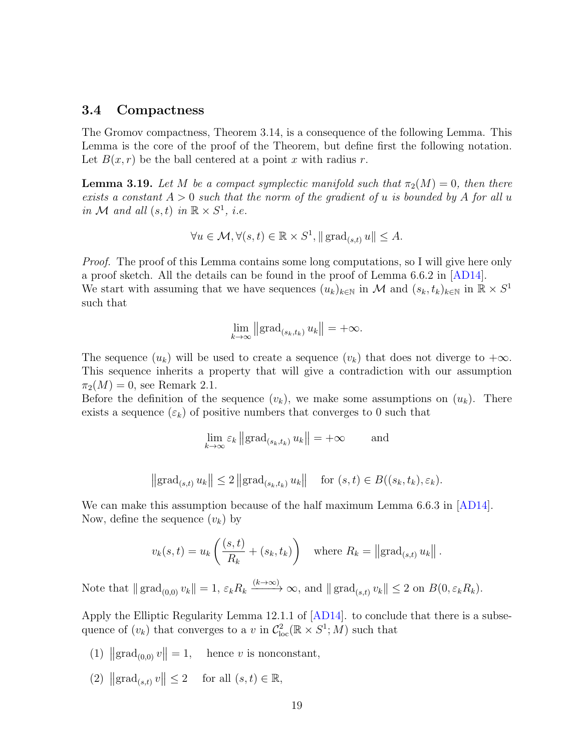### 3.4 Compactness

The Gromov compactness, Theorem 3.14, is a consequence of the following Lemma. This Lemma is the core of the proof of the Theorem, but define first the following notation. Let $B(x, r)$ be the ball centered at a point $x$ with radius $r$.

**Lemma 3.19.** *Let $M$ be a compact symplectic manifold such that $\pi_2(M) = 0$, then there exists a constant $A > 0$ such that the norm of the gradient of $u$ is bounded by $A$ for all $u$ in $\mathcal{M}$ and all $(s, t)$ in $\mathbb{R} \times S^1$, i.e.*

$$\forall u \in \mathcal{M}, \forall (s,t) \in \mathbb{R} \times S^1, \|\operatorname{grad}_{(s,t)} u\| \leq A.$$

*Proof.* The proof of this Lemma contains some long computations, so I will give here only a proof sketch. All the details can be found in the proof of Lemma 6.6.2 in [AD14].
We start with assuming that we have sequences $(u_k)_{k\in\mathbb{N}}$ in $\mathcal{M}$ and $(s_k, t_k)_{k\in\mathbb{N}}$ in $\mathbb{R} \times S^1$ such that

$$\lim_{k\to\infty} \left\|\operatorname{grad}_{(s_k,t_k)} u_k\right\| = +\infty.$$

The sequence $(u_k)$ will be used to create a sequence $(v_k)$ that does not diverge to $+\infty$. This sequence inherits a property that will give a contradiction with our assumption $\pi_2(M) = 0$, see Remark 2.1.
Before the definition of the sequence $(v_k)$, we make some assumptions on $(u_k)$. There exists a sequence $(\varepsilon_k)$ of positive numbers that converges to 0 such that

$$\lim_{k\to\infty} \varepsilon_k \left\|\operatorname{grad}_{(s_k,t_k)} u_k\right\| = +\infty \qquad \text{and}$$

$$\left\|\operatorname{grad}_{(s,t)} u_k\right\| \leq 2 \left\|\operatorname{grad}_{(s_k,t_k)} u_k\right\| \quad \text{for } (s,t) \in B((s_k,t_k), \varepsilon_k).$$

We can make this assumption because of the half maximum Lemma 6.6.3 in [AD14].
Now, define the sequence $(v_k)$ by

$$v_k(s,t) = u_k\left(\frac{(s,t)}{R_k} + (s_k,t_k)\right) \quad \text{where } R_k = \left\|\operatorname{grad}_{(s,t)} u_k\right\|.$$

Note that $\|\operatorname{grad}_{(0,0)} v_k\| = 1$, $\varepsilon_k R_k \xrightarrow{(k\to\infty)} \infty$, and $\|\operatorname{grad}_{(s,t)} v_k\| \leq 2$ on $B(0, \varepsilon_k R_k)$.

Apply the Elliptic Regularity Lemma 12.1.1 of [AD14]. to conclude that there is a subsequence of $(v_k)$ that converges to a $v$ in $\mathcal{C}^2_{\text{loc}}(\mathbb{R} \times S^1; M)$ such that

1. $\left\|\operatorname{grad}_{(0,0)} v\right\| = 1$, hence $v$ is nonconstant,
2. $\left\|\operatorname{grad}_{(s,t)} v\right\| \leq 2$ for all $(s,t) \in \mathbb{R}$,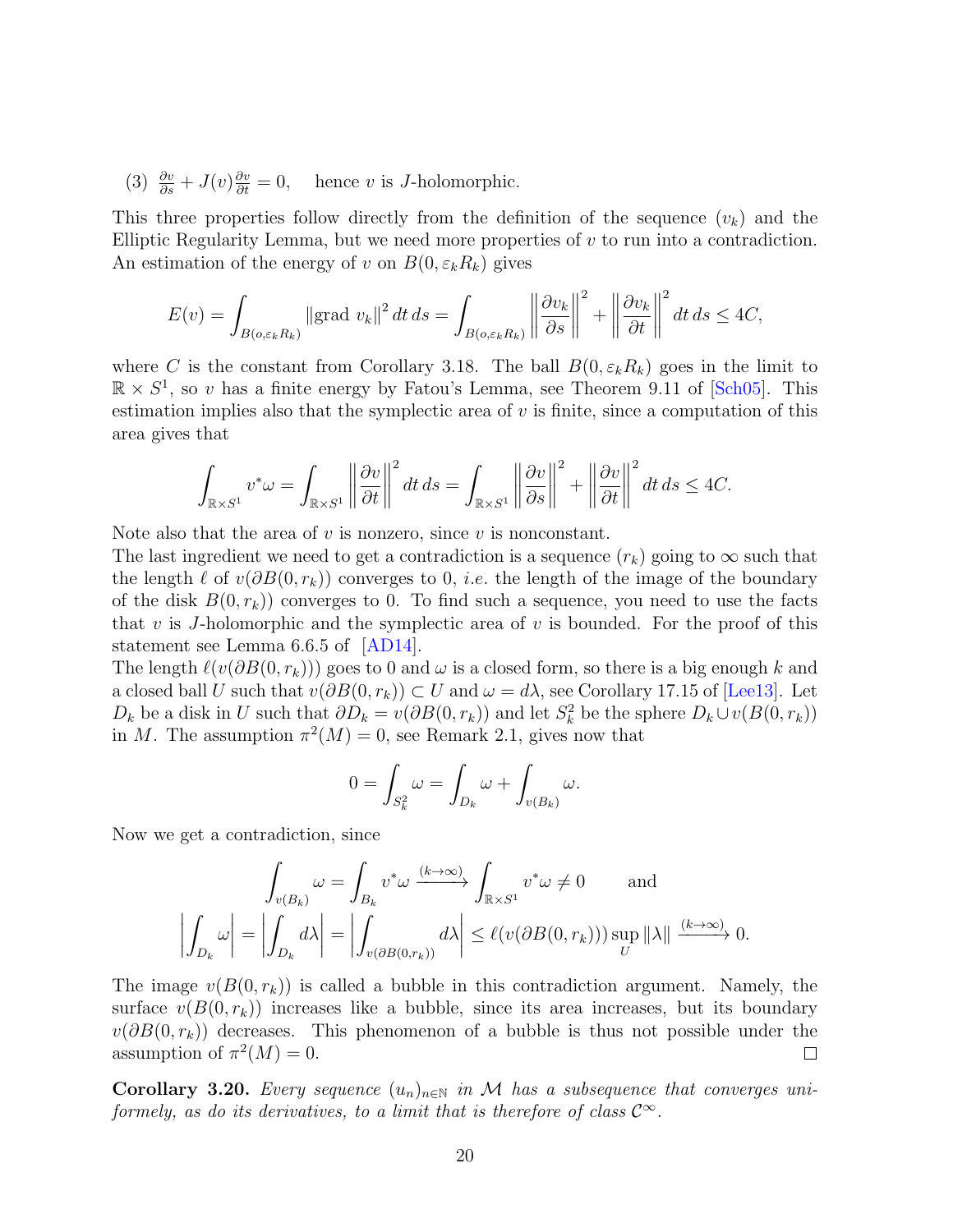(3) $\frac{\partial v}{\partial s} + J(v)\frac{\partial v}{\partial t} = 0$, hence $v$ is $J$-holomorphic.

This three properties follow directly from the definition of the sequence $(v_k)$ and the Elliptic Regularity Lemma, but we need more properties of $v$ to run into a contradiction. An estimation of the energy of $v$ on $B(0, \varepsilon_k R_k)$ gives

$$E(v) = \int_{B(o,\varepsilon_k R_k)} \|\text{grad } v_k\|^2 \, dt\, ds = \int_{B(o,\varepsilon_k R_k)} \left\|\frac{\partial v_k}{\partial s}\right\|^2 + \left\|\frac{\partial v_k}{\partial t}\right\|^2 dt\, ds \leq 4C,$$

where $C$ is the constant from Corollary 3.18. The ball $B(0, \varepsilon_k R_k)$ goes in the limit to $\mathbb{R} \times S^1$, so $v$ has a finite energy by Fatou's Lemma, see Theorem 9.11 of [Sch05]. This estimation implies also that the symplectic area of $v$ is finite, since a computation of this area gives that

$$\int_{\mathbb{R}\times S^1} v^*\omega = \int_{\mathbb{R}\times S^1} \left\|\frac{\partial v}{\partial t}\right\|^2 dt\, ds = \int_{\mathbb{R}\times S^1} \left\|\frac{\partial v}{\partial s}\right\|^2 + \left\|\frac{\partial v}{\partial t}\right\|^2 dt\, ds \leq 4C.$$

Note also that the area of $v$ is nonzero, since $v$ is nonconstant.

The last ingredient we need to get a contradiction is a sequence $(r_k)$ going to $\infty$ such that the length $\ell$ of $v(\partial B(0, r_k))$ converges to 0, *i.e.* the length of the image of the boundary of the disk $B(0, r_k))$ converges to 0. To find such a sequence, you need to use the facts that $v$ is $J$-holomorphic and the symplectic area of $v$ is bounded. For the proof of this statement see Lemma 6.6.5 of [AD14].

The length $\ell(v(\partial B(0, r_k)))$ goes to 0 and $\omega$ is a closed form, so there is a big enough $k$ and a closed ball $U$ such that $v(\partial B(0, r_k)) \subset U$ and $\omega = d\lambda$, see Corollary 17.15 of [Lee13]. Let $D_k$ be a disk in $U$ such that $\partial D_k = v(\partial B(0, r_k))$ and let $S_k^2$ be the sphere $D_k \cup v(B(0, r_k))$ in $M$. The assumption $\pi^2(M) = 0$, see Remark 2.1, gives now that

$$0 = \int_{S_k^2} \omega = \int_{D_k} \omega + \int_{v(B_k)} \omega.$$

Now we get a contradiction, since

$$\int_{v(B_k)} \omega = \int_{B_k} v^*\omega \xrightarrow{(k\to\infty)} \int_{\mathbb{R}\times S^1} v^*\omega \neq 0 \qquad \text{and}$$

$$\left|\int_{D_k} \omega\right| = \left|\int_{D_k} d\lambda\right| = \left|\int_{v(\partial B(0,r_k))} d\lambda\right| \leq \ell(v(\partial B(0, r_k))) \sup_U \|\lambda\| \xrightarrow{(k\to\infty)} 0.$$

The image $v(B(0, r_k))$ is called a bubble in this contradiction argument. Namely, the surface $v(B(0, r_k))$ increases like a bubble, since its area increases, but its boundary $v(\partial B(0, r_k))$ decreases. This phenomenon of a bubble is thus not possible under the assumption of $\pi^2(M) = 0$. □

**Corollary 3.20.** *Every sequence $(u_n)_{n\in\mathbb{N}}$ in $\mathcal{M}$ has a subsequence that converges uniformely, as do its derivatives, to a limit that is therefore of class $\mathcal{C}^\infty$.*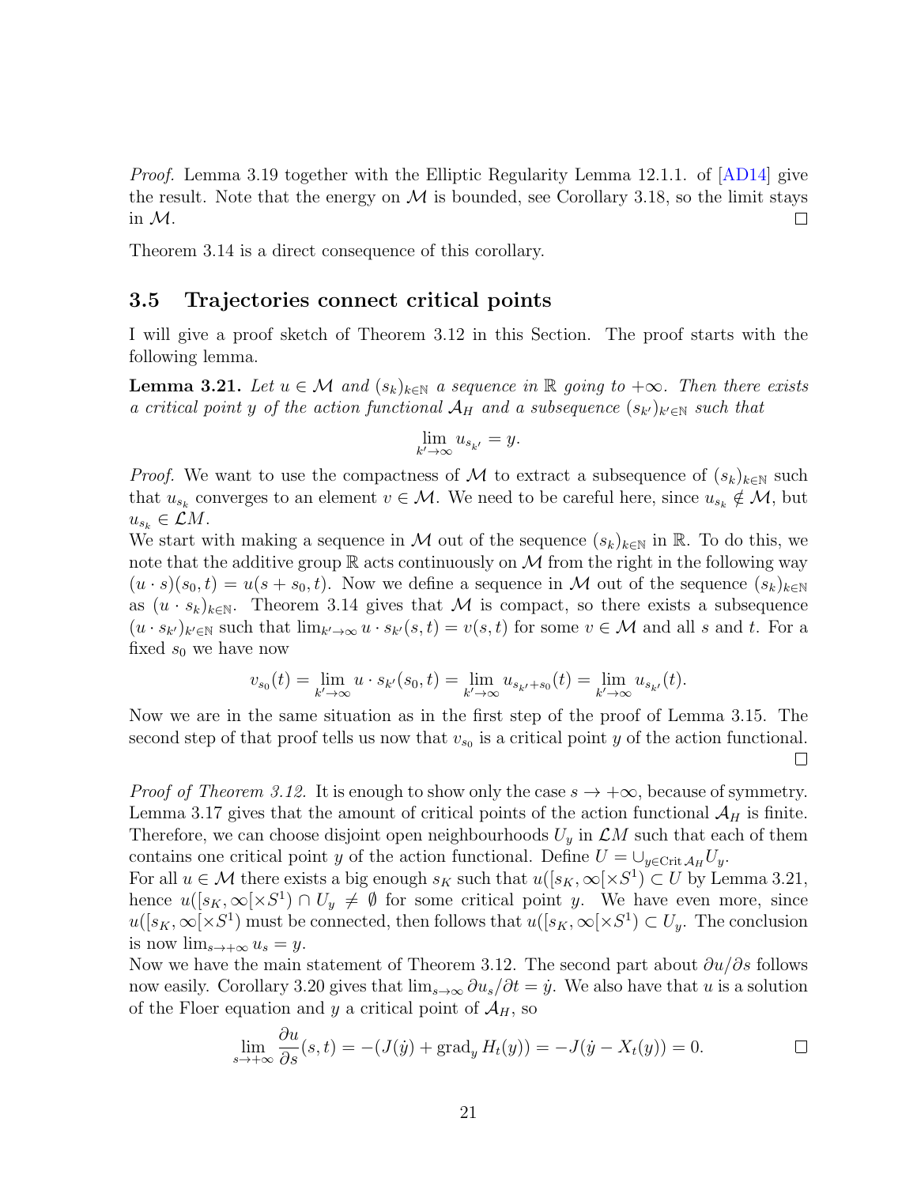*Proof.* Lemma 3.19 together with the Elliptic Regularity Lemma 12.1.1. of [AD14] give the result. Note that the energy on $\mathcal{M}$ is bounded, see Corollary 3.18, so the limit stays in $\mathcal{M}$. $\square$

Theorem 3.14 is a direct consequence of this corollary.

## 3.5 Trajectories connect critical points

I will give a proof sketch of Theorem 3.12 in this Section. The proof starts with the following lemma.

**Lemma 3.21.** *Let $u \in \mathcal{M}$ and $(s_k)_{k\in\mathbb{N}}$ a sequence in $\mathbb{R}$ going to $+\infty$. Then there exists a critical point $y$ of the action functional $\mathcal{A}_H$ and a subsequence $(s_{k'})_{k'\in\mathbb{N}}$ such that*

$$\lim_{k'\to\infty} u_{s_{k'}} = y.$$

*Proof.* We want to use the compactness of $\mathcal{M}$ to extract a subsequence of $(s_k)_{k\in\mathbb{N}}$ such that $u_{s_k}$ converges to an element $v \in \mathcal{M}$. We need to be careful here, since $u_{s_k} \notin \mathcal{M}$, but $u_{s_k} \in \mathcal{L}M$.
We start with making a sequence in $\mathcal{M}$ out of the sequence $(s_k)_{k\in\mathbb{N}}$ in $\mathbb{R}$. To do this, we note that the additive group $\mathbb{R}$ acts continuously on $\mathcal{M}$ from the right in the following way $(u \cdot s)(s_0, t) = u(s + s_0, t)$. Now we define a sequence in $\mathcal{M}$ out of the sequence $(s_k)_{k\in\mathbb{N}}$ as $(u \cdot s_k)_{k\in\mathbb{N}}$. Theorem 3.14 gives that $\mathcal{M}$ is compact, so there exists a subsequence $(u \cdot s_{k'})_{k'\in\mathbb{N}}$ such that $\lim_{k'\to\infty} u \cdot s_{k'}(s,t) = v(s,t)$ for some $v \in \mathcal{M}$ and all $s$ and $t$. For a fixed $s_0$ we have now

$$v_{s_0}(t) = \lim_{k'\to\infty} u \cdot s_{k'}(s_0, t) = \lim_{k'\to\infty} u_{s_{k'}+s_0}(t) = \lim_{k'\to\infty} u_{s_{k'}}(t).$$

Now we are in the same situation as in the first step of the proof of Lemma 3.15. The second step of that proof tells us now that $v_{s_0}$ is a critical point $y$ of the action functional. $\square$

*Proof of Theorem 3.12.* It is enough to show only the case $s \to +\infty$, because of symmetry. Lemma 3.17 gives that the amount of critical points of the action functional $\mathcal{A}_H$ is finite. Therefore, we can choose disjoint open neighbourhoods $U_y$ in $\mathcal{L}M$ such that each of them contains one critical point $y$ of the action functional. Define $U = \cup_{y\in\mathrm{Crit}\,\mathcal{A}_H} U_y$.
For all $u \in \mathcal{M}$ there exists a big enough $s_K$ such that $u([s_K, \infty[\times S^1) \subset U$ by Lemma 3.21, hence $u([s_K, \infty[\times S^1) \cap U_y \neq \emptyset$ for some critical point $y$. We have even more, since $u([s_K, \infty[\times S^1)$ must be connected, then follows that $u([s_K, \infty[\times S^1) \subset U_y$. The conclusion is now $\lim_{s\to+\infty} u_s = y$.
Now we have the main statement of Theorem 3.12. The second part about $\partial u/\partial s$ follows now easily. Corollary 3.20 gives that $\lim_{s\to\infty} \partial u_s/\partial t = \dot{y}$. We also have that $u$ is a solution of the Floer equation and $y$ a critical point of $\mathcal{A}_H$, so

$$\lim_{s\to+\infty} \frac{\partial u}{\partial s}(s,t) = -(J(\dot{y}) + \mathrm{grad}_y H_t(y)) = -J(\dot{y} - X_t(y)) = 0. \qquad \square$$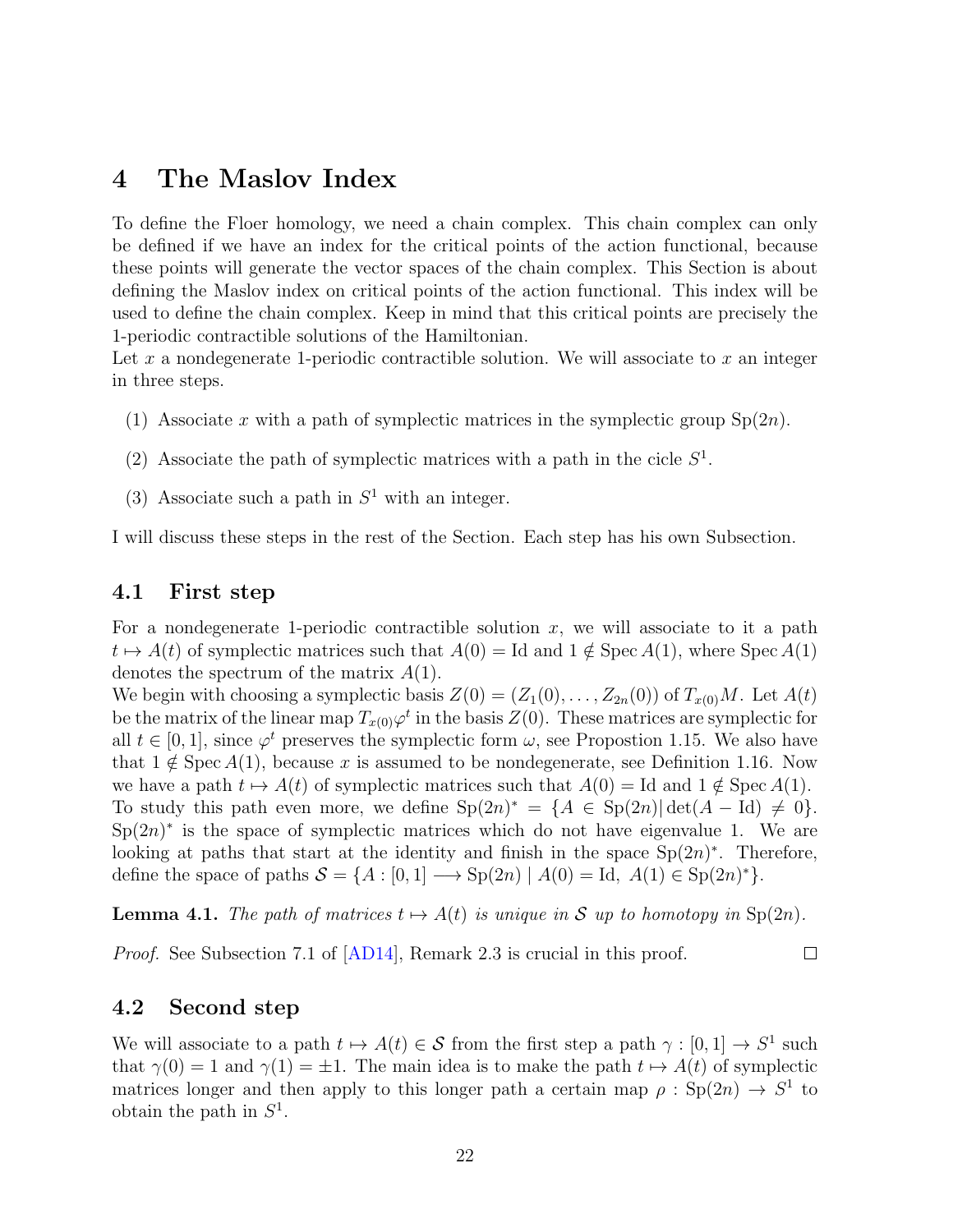# 4 The Maslov Index

To define the Floer homology, we need a chain complex. This chain complex can only be defined if we have an index for the critical points of the action functional, because these points will generate the vector spaces of the chain complex. This Section is about defining the Maslov index on critical points of the action functional. This index will be used to define the chain complex. Keep in mind that this critical points are precisely the 1-periodic contractible solutions of the Hamiltonian.

Let $x$ a nondegenerate 1-periodic contractible solution. We will associate to $x$ an integer in three steps.

(1) Associate $x$ with a path of symplectic matrices in the symplectic group $\mathrm{Sp}(2n)$.

(2) Associate the path of symplectic matrices with a path in the cicle $S^1$.

(3) Associate such a path in $S^1$ with an integer.

I will discuss these steps in the rest of the Section. Each step has his own Subsection.

## 4.1 First step

For a nondegenerate 1-periodic contractible solution $x$, we will associate to it a path $t \mapsto A(t)$ of symplectic matrices such that $A(0) = \mathrm{Id}$ and $1 \notin \operatorname{Spec} A(1)$, where $\operatorname{Spec} A(1)$ denotes the spectrum of the matrix $A(1)$.

We begin with choosing a symplectic basis $Z(0) = (Z_1(0), \ldots, Z_{2n}(0))$ of $T_{x(0)}M$. Let $A(t)$ be the matrix of the linear map $T_{x(0)}\varphi^t$ in the basis $Z(0)$. These matrices are symplectic for all $t \in [0, 1]$, since $\varphi^t$ preserves the symplectic form $\omega$, see Propostion 1.15. We also have that $1 \notin \operatorname{Spec} A(1)$, because $x$ is assumed to be nondegenerate, see Definition 1.16. Now we have a path $t \mapsto A(t)$ of symplectic matrices such that $A(0) = \mathrm{Id}$ and $1 \notin \operatorname{Spec} A(1)$. To study this path even more, we define $\mathrm{Sp}(2n)^* = \{A \in \mathrm{Sp}(2n) | \det(A - \mathrm{Id}) \neq 0\}$. $\mathrm{Sp}(2n)^*$ is the space of symplectic matrices which do not have eigenvalue 1. We are looking at paths that start at the identity and finish in the space $\mathrm{Sp}(2n)^*$. Therefore, define the space of paths $\mathcal{S} = \{A : [0, 1] \longrightarrow \mathrm{Sp}(2n) \mid A(0) = \mathrm{Id},\ A(1) \in \mathrm{Sp}(2n)^*\}$.

**Lemma 4.1.** *The path of matrices $t \mapsto A(t)$ is unique in $\mathcal{S}$ up to homotopy in $\mathrm{Sp}(2n)$.*

*Proof.* See Subsection 7.1 of [AD14], Remark 2.3 is crucial in this proof. $\square$

## 4.2 Second step

We will associate to a path $t \mapsto A(t) \in \mathcal{S}$ from the first step a path $\gamma : [0, 1] \to S^1$ such that $\gamma(0) = 1$ and $\gamma(1) = \pm 1$. The main idea is to make the path $t \mapsto A(t)$ of symplectic matrices longer and then apply to this longer path a certain map $\rho : \mathrm{Sp}(2n) \to S^1$ to obtain the path in $S^1$.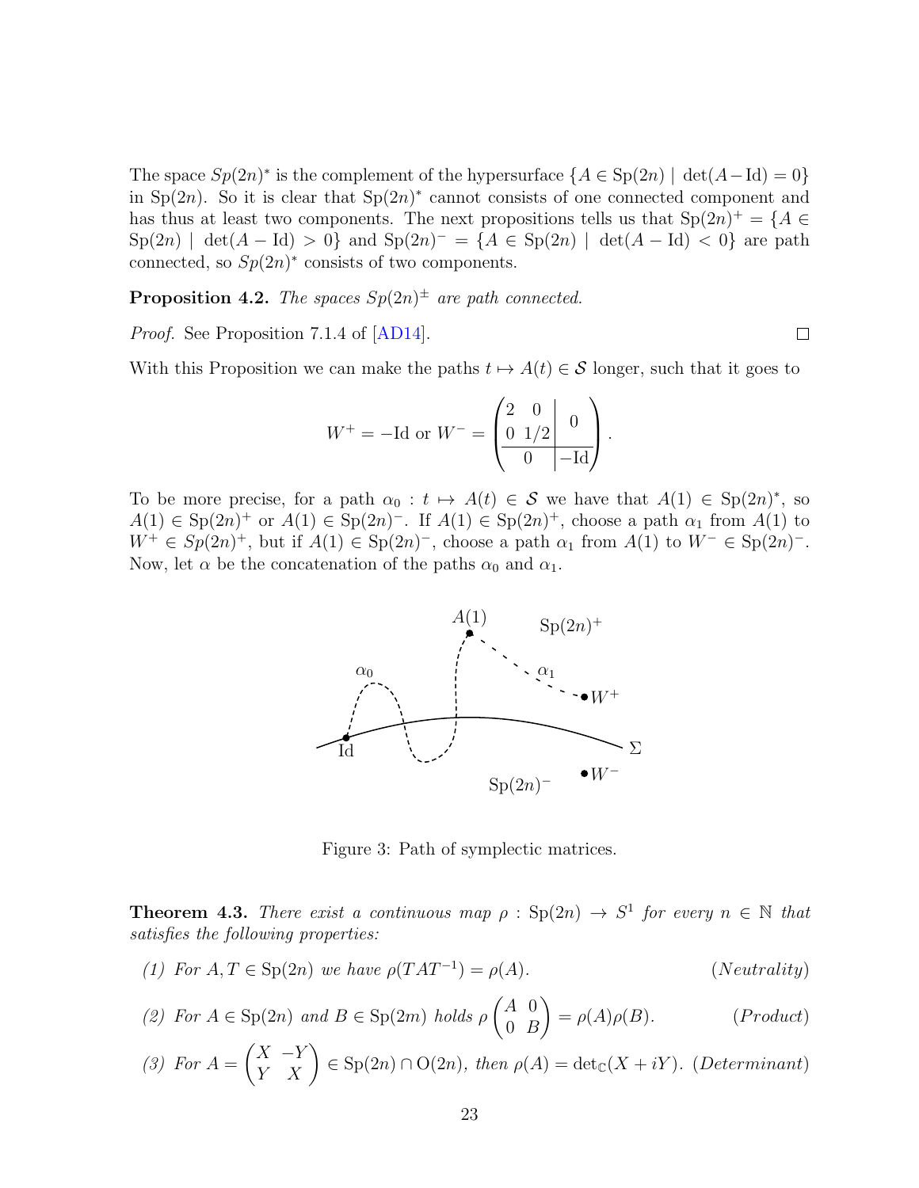The space $Sp(2n)^*$ is the complement of the hypersurface $\{A \in \mathrm{Sp}(2n) \mid \det(A - \mathrm{Id}) = 0\}$ in $\mathrm{Sp}(2n)$. So it is clear that $\mathrm{Sp}(2n)^*$ cannot consists of one connected component and has thus at least two components. The next propositions tells us that $\mathrm{Sp}(2n)^+ = \{A \in \mathrm{Sp}(2n) \mid \det(A - \mathrm{Id}) > 0\}$ and $\mathrm{Sp}(2n)^- = \{A \in \mathrm{Sp}(2n) \mid \det(A - \mathrm{Id}) < 0\}$ are path connected, so $Sp(2n)^*$ consists of two components.

**Proposition 4.2.** *The spaces $Sp(2n)^{\pm}$ are path connected.*

*Proof.* See Proposition 7.1.4 of [AD14]. □

With this Proposition we can make the paths $t \mapsto A(t) \in \mathcal{S}$ longer, such that it goes to

$$W^+ = -\mathrm{Id} \text{ or } W^- = \left(\begin{array}{cc|c} 2 & 0 & \multirow{2}{*}{0} \\ 0 & 1/2 & \\ \hline \multicolumn{2}{c|}{0} & -\mathrm{Id} \end{array}\right).$$

To be more precise, for a path $\alpha_0 : t \mapsto A(t) \in \mathcal{S}$ we have that $A(1) \in \mathrm{Sp}(2n)^*$, so $A(1) \in \mathrm{Sp}(2n)^+$ or $A(1) \in \mathrm{Sp}(2n)^-$. If $A(1) \in \mathrm{Sp}(2n)^+$, choose a path $\alpha_1$ from $A(1)$ to $W^+ \in Sp(2n)^+$, but if $A(1) \in \mathrm{Sp}(2n)^-$, choose a path $\alpha_1$ from $A(1)$ to $W^- \in \mathrm{Sp}(2n)^-$. Now, let $\alpha$ be the concatenation of the paths $\alpha_0$ and $\alpha_1$.

Figure 3: Path of symplectic matrices.

**Theorem 4.3.** *There exist a continuous map $\rho : \mathrm{Sp}(2n) \to S^1$ for every $n \in \mathbb{N}$ that satisfies the following properties:*

*(1) For $A, T \in \mathrm{Sp}(2n)$ we have $\rho(TAT^{-1}) = \rho(A)$.* (*Neutrality*)

*(2) For $A \in \mathrm{Sp}(2n)$ and $B \in \mathrm{Sp}(2m)$ holds $\rho\begin{pmatrix} A & 0 \\ 0 & B \end{pmatrix} = \rho(A)\rho(B)$.* (*Product*)

*(3) For $A = \begin{pmatrix} X & -Y \\ Y & X \end{pmatrix} \in \mathrm{Sp}(2n) \cap \mathrm{O}(2n)$, then $\rho(A) = \det_{\mathbb{C}}(X + iY)$.* (*Determinant*)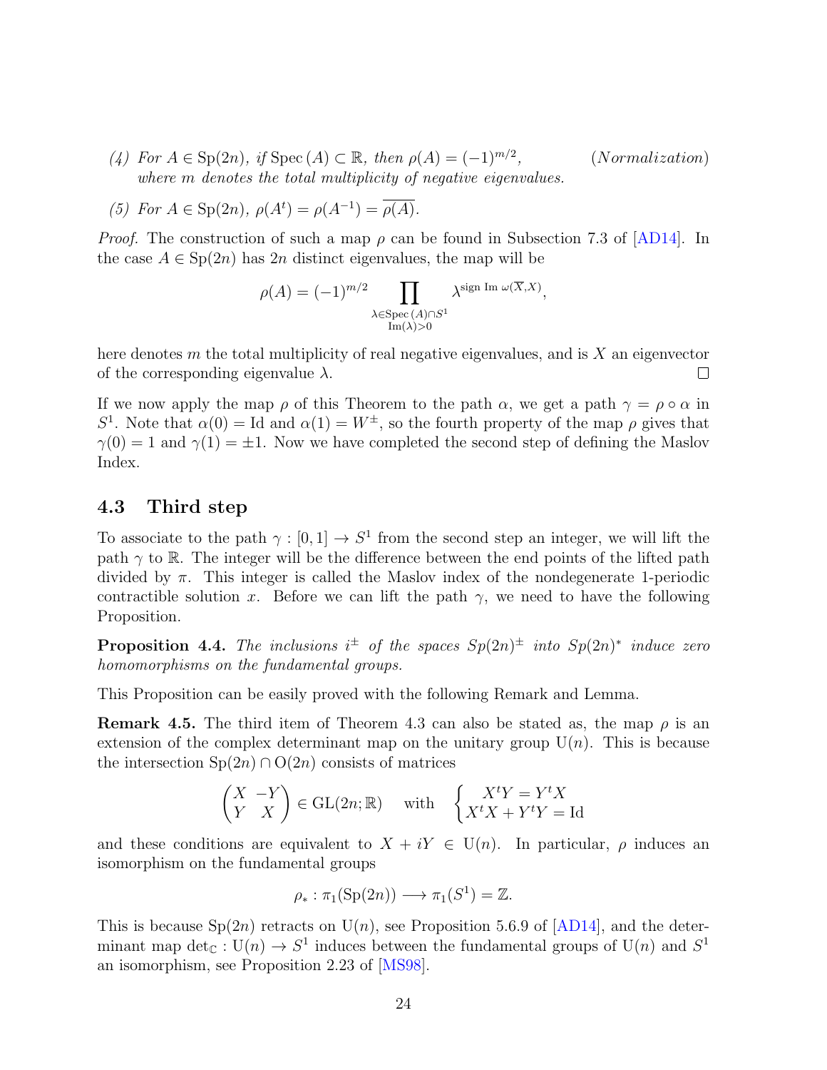(4) *For $A \in \mathrm{Sp}(2n)$, if $\mathrm{Spec}\,(A) \subset \mathbb{R}$, then $\rho(A) = (-1)^{m/2}$, where $m$ denotes the total multiplicity of negative eigenvalues.* (*Normalization*)

(5) *For $A \in \mathrm{Sp}(2n)$, $\rho(A^t) = \rho(A^{-1}) = \overline{\rho(A)}$.*

*Proof.* The construction of such a map $\rho$ can be found in Subsection 7.3 of [AD14]. In the case $A \in \mathrm{Sp}(2n)$ has $2n$ distinct eigenvalues, the map will be

$$\rho(A) = (-1)^{m/2} \prod_{\substack{\lambda \in \mathrm{Spec}\,(A) \cap S^1 \\ \mathrm{Im}(\lambda) > 0}} \lambda^{\mathrm{sign}\ \mathrm{Im}\ \omega(\overline{X}, X)},$$

here denotes $m$ the total multiplicity of real negative eigenvalues, and is $X$ an eigenvector of the corresponding eigenvalue $\lambda$. $\square$

If we now apply the map $\rho$ of this Theorem to the path $\alpha$, we get a path $\gamma = \rho \circ \alpha$ in $S^1$. Note that $\alpha(0) = \mathrm{Id}$ and $\alpha(1) = W^{\pm}$, so the fourth property of the map $\rho$ gives that $\gamma(0) = 1$ and $\gamma(1) = \pm 1$. Now we have completed the second step of defining the Maslov Index.

### 4.3 Third step

To associate to the path $\gamma : [0, 1] \to S^1$ from the second step an integer, we will lift the path $\gamma$ to $\mathbb{R}$. The integer will be the difference between the end points of the lifted path divided by $\pi$. This integer is called the Maslov index of the nondegenerate 1-periodic contractible solution $x$. Before we can lift the path $\gamma$, we need to have the following Proposition.

**Proposition 4.4.** *The inclusions $i^{\pm}$ of the spaces $Sp(2n)^{\pm}$ into $Sp(2n)^*$ induce zero homomorphisms on the fundamental groups.*

This Proposition can be easily proved with the following Remark and Lemma.

**Remark 4.5.** The third item of Theorem 4.3 can also be stated as, the map $\rho$ is an extension of the complex determinant map on the unitary group $\mathrm{U}(n)$. This is because the intersection $\mathrm{Sp}(2n) \cap \mathrm{O}(2n)$ consists of matrices

$$\begin{pmatrix} X & -Y \\ Y & X \end{pmatrix} \in \mathrm{GL}(2n; \mathbb{R}) \quad \text{with} \quad \begin{cases} X^t Y = Y^t X \\ X^t X + Y^t Y = \mathrm{Id} \end{cases}$$

and these conditions are equivalent to $X + iY \in \mathrm{U}(n)$. In particular, $\rho$ induces an isomorphism on the fundamental groups

$$\rho_* : \pi_1(\mathrm{Sp}(2n)) \longrightarrow \pi_1(S^1) = \mathbb{Z}.$$

This is because $\mathrm{Sp}(2n)$ retracts on $\mathrm{U}(n)$, see Proposition 5.6.9 of [AD14], and the determinant map $\det_{\mathbb{C}} : \mathrm{U}(n) \to S^1$ induces between the fundamental groups of $\mathrm{U}(n)$ and $S^1$ an isomorphism, see Proposition 2.23 of [MS98].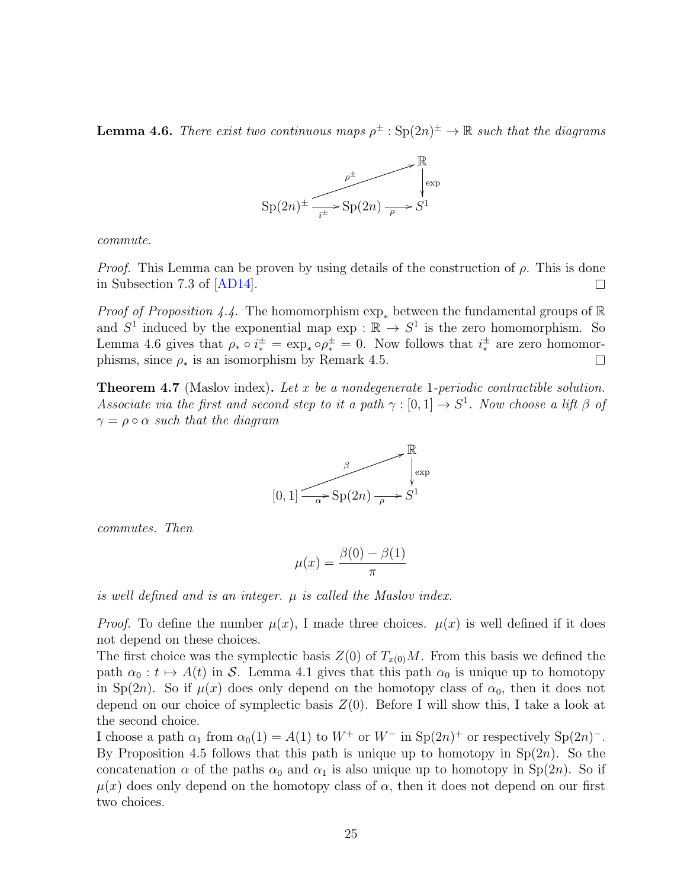**Lemma 4.6.** *There exist two continuous maps $\rho^\pm : \mathrm{Sp}(2n)^\pm \to \mathbb{R}$ such that the diagrams*

$$\begin{array}{ccccc} & & & & \mathbb{R} \\ & & \nearrow^{\rho^\pm} & & \downarrow \exp \\ \mathrm{Sp}(2n)^\pm & \xrightarrow{i^\pm} & \mathrm{Sp}(2n) & \xrightarrow{\rho} & S^1 \end{array}$$

*commute.*

*Proof.* This Lemma can be proven by using details of the construction of $\rho$. This is done in Subsection 7.3 of [AD14]. □

*Proof of Proposition 4.4.* The homomorphism $\exp_*$ between the fundamental groups of $\mathbb{R}$ and $S^1$ induced by the exponential map $\exp : \mathbb{R} \to S^1$ is the zero homomorphism. So Lemma 4.6 gives that $\rho_* \circ i^\pm_* = \exp_* \circ \rho^\pm_* = 0$. Now follows that $i^\pm_*$ are zero homomorphisms, since $\rho_*$ is an isomorphism by Remark 4.5. □

**Theorem 4.7** (Maslov index)**.** *Let $x$ be a nondegenerate 1-periodic contractible solution. Associate via the first and second step to it a path $\gamma : [0,1] \to S^1$. Now choose a lift $\beta$ of $\gamma = \rho \circ \alpha$ such that the diagram*

$$\begin{array}{ccccc} & & & & \mathbb{R} \\ & & \nearrow^{\beta} & & \downarrow \exp \\ [0,1] & \xrightarrow{\alpha} & \mathrm{Sp}(2n) & \xrightarrow{\rho} & S^1 \end{array}$$

*commutes. Then*

$$\mu(x) = \frac{\beta(0) - \beta(1)}{\pi}$$

*is well defined and is an integer. $\mu$ is called the Maslov index.*

*Proof.* To define the number $\mu(x)$, I made three choices. $\mu(x)$ is well defined if it does not depend on these choices.

The first choice was the symplectic basis $Z(0)$ of $T_{x(0)}M$. From this basis we defined the path $\alpha_0 : t \mapsto A(t)$ in $\mathcal{S}$. Lemma 4.1 gives that this path $\alpha_0$ is unique up to homotopy in $\mathrm{Sp}(2n)$. So if $\mu(x)$ does only depend on the homotopy class of $\alpha_0$, then it does not depend on our choice of symplectic basis $Z(0)$. Before I will show this, I take a look at the second choice.

I choose a path $\alpha_1$ from $\alpha_0(1) = A(1)$ to $W^+$ or $W^-$ in $\mathrm{Sp}(2n)^+$ or respectively $\mathrm{Sp}(2n)^-$. By Proposition 4.5 follows that this path is unique up to homotopy in $\mathrm{Sp}(2n)$. So the concatenation $\alpha$ of the paths $\alpha_0$ and $\alpha_1$ is also unique up to homotopy in $\mathrm{Sp}(2n)$. So if $\mu(x)$ does only depend on the homotopy class of $\alpha$, then it does not depend on our first two choices.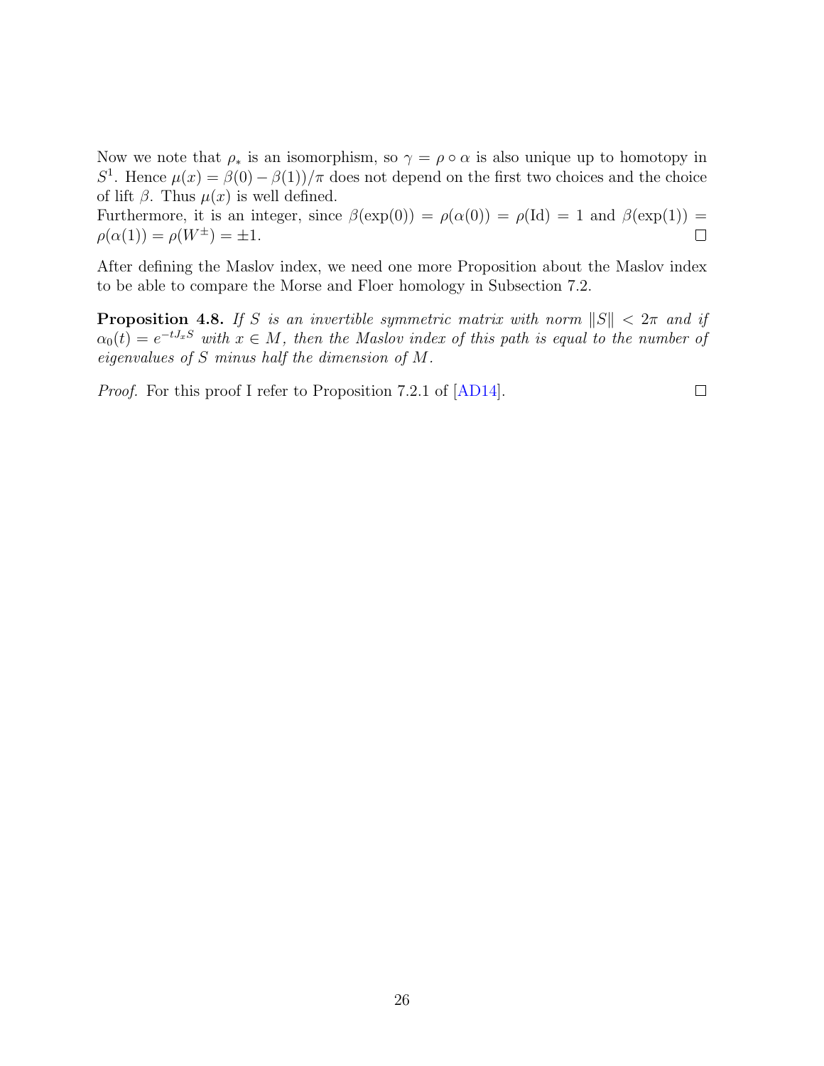Now we note that $\rho_*$ is an isomorphism, so $\gamma = \rho \circ \alpha$ is also unique up to homotopy in $S^1$. Hence $\mu(x) = \beta(0) - \beta(1))/\pi$ does not depend on the first two choices and the choice of lift $\beta$. Thus $\mu(x)$ is well defined.
Furthermore, it is an integer, since $\beta(\exp(0)) = \rho(\alpha(0)) = \rho(\mathrm{Id}) = 1$ and $\beta(\exp(1)) = \rho(\alpha(1)) = \rho(W^{\pm}) = \pm 1$. □

After defining the Maslov index, we need one more Proposition about the Maslov index to be able to compare the Morse and Floer homology in Subsection 7.2.

**Proposition 4.8.** *If $S$ is an invertible symmetric matrix with norm $\|S\| < 2\pi$ and if $\alpha_0(t) = e^{-tJ_xS}$ with $x \in M$, then the Maslov index of this path is equal to the number of eigenvalues of $S$ minus half the dimension of $M$.*

*Proof.* For this proof I refer to Proposition 7.2.1 of [AD14]. □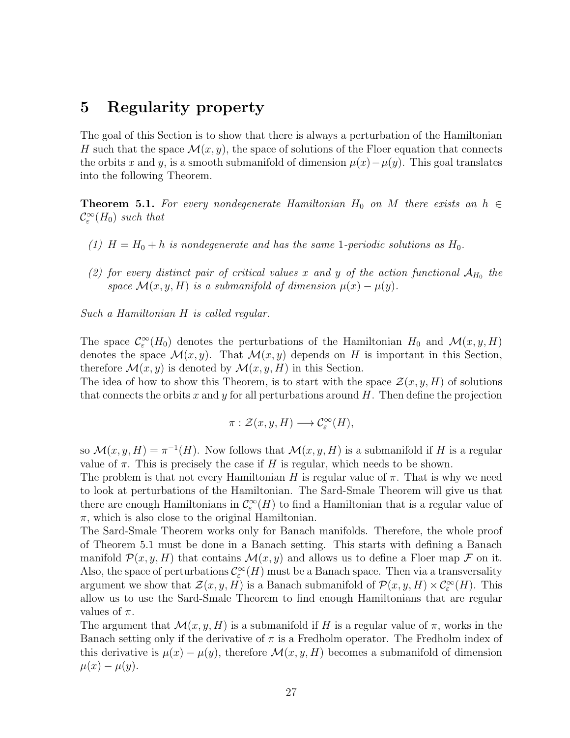# 5 Regularity property

The goal of this Section is to show that there is always a perturbation of the Hamiltonian $H$ such that the space $\mathcal{M}(x, y)$, the space of solutions of the Floer equation that connects the orbits $x$ and $y$, is a smooth submanifold of dimension $\mu(x) - \mu(y)$. This goal translates into the following Theorem.

**Theorem 5.1.** *For every nondegenerate Hamiltonian $H_0$ on $M$ there exists an $h \in \mathcal{C}^\infty_\varepsilon(H_0)$ such that*

*(1) $H = H_0 + h$ is nondegenerate and has the same 1-periodic solutions as $H_0$.*

*(2) for every distinct pair of critical values $x$ and $y$ of the action functional $\mathcal{A}_{H_0}$ the space $\mathcal{M}(x, y, H)$ is a submanifold of dimension $\mu(x) - \mu(y)$.*

*Such a Hamiltonian $H$ is called regular.*

The space $\mathcal{C}^\infty_\varepsilon(H_0)$ denotes the perturbations of the Hamiltonian $H_0$ and $\mathcal{M}(x, y, H)$ denotes the space $\mathcal{M}(x, y)$. That $\mathcal{M}(x, y)$ depends on $H$ is important in this Section, therefore $\mathcal{M}(x, y)$ is denoted by $\mathcal{M}(x, y, H)$ in this Section.
The idea of how to show this Theorem, is to start with the space $\mathcal{Z}(x, y, H)$ of solutions that connects the orbits $x$ and $y$ for all perturbations around $H$. Then define the projection

$$\pi : \mathcal{Z}(x, y, H) \longrightarrow \mathcal{C}^\infty_\varepsilon(H),$$

so $\mathcal{M}(x, y, H) = \pi^{-1}(H)$. Now follows that $\mathcal{M}(x, y, H)$ is a submanifold if $H$ is a regular value of $\pi$. This is precisely the case if $H$ is regular, which needs to be shown.
The problem is that not every Hamiltonian $H$ is regular value of $\pi$. That is why we need to look at perturbations of the Hamiltonian. The Sard-Smale Theorem will give us that there are enough Hamiltonians in $\mathcal{C}^\infty_\varepsilon(H)$ to find a Hamiltonian that is a regular value of $\pi$, which is also close to the original Hamiltonian.
The Sard-Smale Theorem works only for Banach manifolds. Therefore, the whole proof of Theorem 5.1 must be done in a Banach setting. This starts with defining a Banach manifold $\mathcal{P}(x, y, H)$ that contains $\mathcal{M}(x, y)$ and allows us to define a Floer map $\mathcal{F}$ on it. Also, the space of perturbations $\mathcal{C}^\infty_\varepsilon(H)$ must be a Banach space. Then via a transversality argument we show that $\mathcal{Z}(x, y, H)$ is a Banach submanifold of $\mathcal{P}(x, y, H) \times \mathcal{C}^\infty_\varepsilon(H)$. This allow us to use the Sard-Smale Theorem to find enough Hamiltonians that are regular values of $\pi$.
The argument that $\mathcal{M}(x, y, H)$ is a submanifold if $H$ is a regular value of $\pi$, works in the Banach setting only if the derivative of $\pi$ is a Fredholm operator. The Fredholm index of this derivative is $\mu(x) - \mu(y)$, therefore $\mathcal{M}(x, y, H)$ becomes a submanifold of dimension $\mu(x) - \mu(y)$.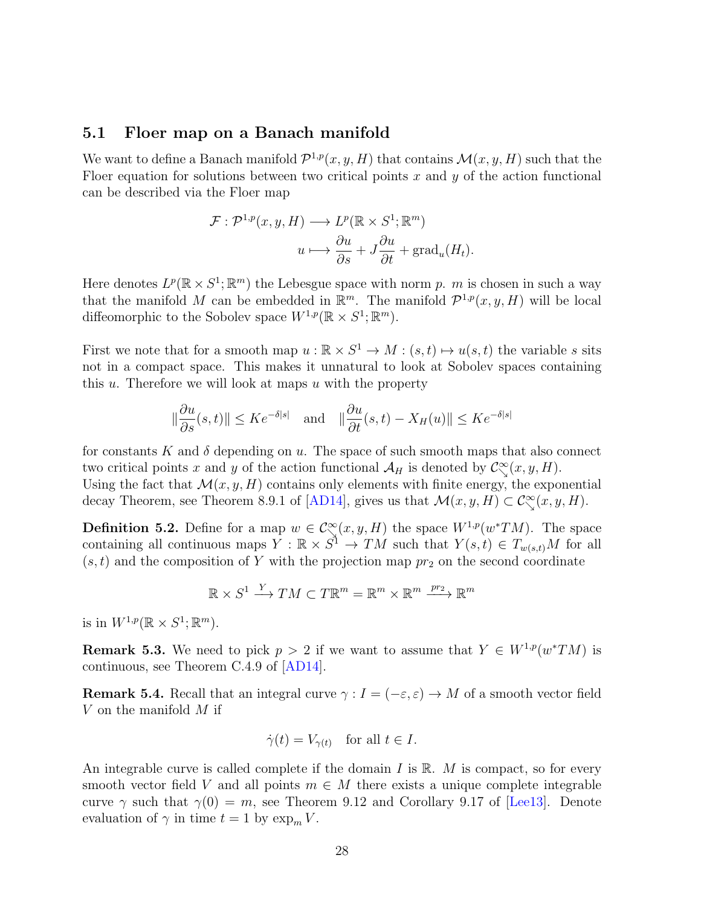## 5.1 Floer map on a Banach manifold

We want to define a Banach manifold $\mathcal{P}^{1,p}(x,y,H)$ that contains $\mathcal{M}(x,y,H)$ such that the Floer equation for solutions between two critical points $x$ and $y$ of the action functional can be described via the Floer map

$$\mathcal{F} : \mathcal{P}^{1,p}(x,y,H) \longrightarrow L^p(\mathbb{R}\times S^1;\mathbb{R}^m)$$
$$u \longmapsto \frac{\partial u}{\partial s} + J\frac{\partial u}{\partial t} + \mathrm{grad}_u(H_t).$$

Here denotes $L^p(\mathbb{R}\times S^1;\mathbb{R}^m)$ the Lebesgue space with norm $p$. $m$ is chosen in such a way that the manifold $M$ can be embedded in $\mathbb{R}^m$. The manifold $\mathcal{P}^{1,p}(x,y,H)$ will be local diffeomorphic to the Sobolev space $W^{1,p}(\mathbb{R}\times S^1;\mathbb{R}^m)$.

First we note that for a smooth map $u : \mathbb{R}\times S^1 \to M : (s,t)\mapsto u(s,t)$ the variable $s$ sits not in a compact space. This makes it unnatural to look at Sobolev spaces containing this $u$. Therefore we will look at maps $u$ with the property

$$\|\frac{\partial u}{\partial s}(s,t)\| \leq Ke^{-\delta|s|} \quad \text{and} \quad \|\frac{\partial u}{\partial t}(s,t) - X_H(u)\| \leq Ke^{-\delta|s|}$$

for constants $K$ and $\delta$ depending on $u$. The space of such smooth maps that also connect two critical points $x$ and $y$ of the action functional $\mathcal{A}_H$ is denoted by $\mathcal{C}^\infty_\searrow(x,y,H)$.
Using the fact that $\mathcal{M}(x,y,H)$ contains only elements with finite energy, the exponential decay Theorem, see Theorem 8.9.1 of [AD14], gives us that $\mathcal{M}(x,y,H) \subset \mathcal{C}^\infty_\searrow(x,y,H)$.

**Definition 5.2.** Define for a map $w \in \mathcal{C}^\infty_\searrow(x,y,H)$ the space $W^{1,p}(w^*TM)$. The space containing all continuous maps $Y : \mathbb{R}\times S^1 \to TM$ such that $Y(s,t) \in T_{w(s,t)}M$ for all $(s,t)$ and the composition of $Y$ with the projection map $pr_2$ on the second coordinate

$$\mathbb{R}\times S^1 \xrightarrow{Y} TM \subset T\mathbb{R}^m = \mathbb{R}^m \times \mathbb{R}^m \xrightarrow{pr_2} \mathbb{R}^m$$

is in $W^{1,p}(\mathbb{R}\times S^1;\mathbb{R}^m)$.

**Remark 5.3.** We need to pick $p > 2$ if we want to assume that $Y \in W^{1,p}(w^*TM)$ is continuous, see Theorem C.4.9 of [AD14].

**Remark 5.4.** Recall that an integral curve $\gamma : I = (-\varepsilon,\varepsilon) \to M$ of a smooth vector field $V$ on the manifold $M$ if

$$\dot\gamma(t) = V_{\gamma(t)} \quad \text{for all } t \in I.$$

An integrable curve is called complete if the domain $I$ is $\mathbb{R}$. $M$ is compact, so for every smooth vector field $V$ and all points $m \in M$ there exists a unique complete integrable curve $\gamma$ such that $\gamma(0) = m$, see Theorem 9.12 and Corollary 9.17 of [Lee13]. Denote evaluation of $\gamma$ in time $t = 1$ by $\exp_m V$.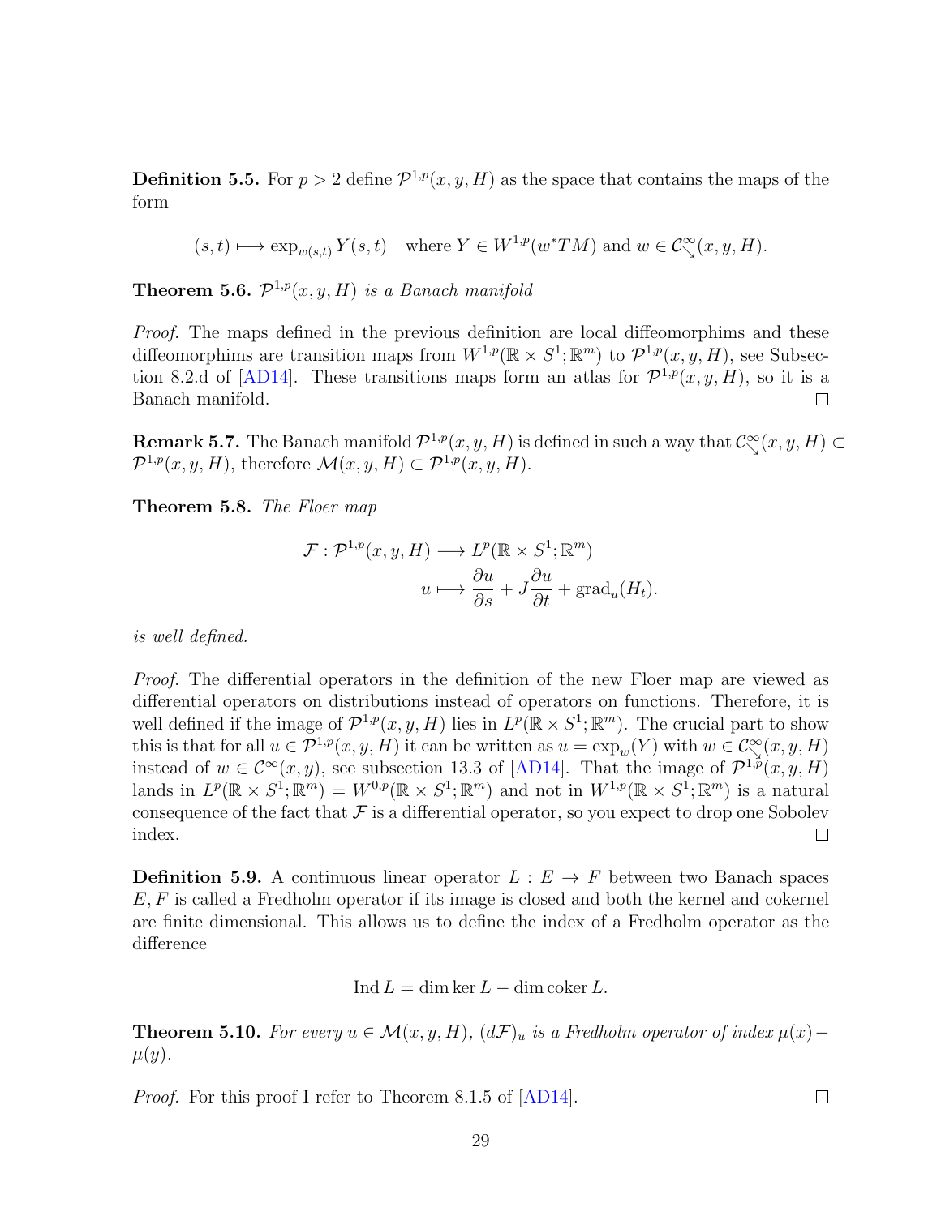**Definition 5.5.** For $p > 2$ define $\mathcal{P}^{1,p}(x, y, H)$ as the space that contains the maps of the form

$$(s,t) \longmapsto \exp_{w(s,t)} Y(s,t) \quad \text{where } Y \in W^{1,p}(w^*TM) \text{ and } w \in \mathcal{C}^\infty_\searrow(x, y, H).$$

**Theorem 5.6.** *$\mathcal{P}^{1,p}(x, y, H)$ is a Banach manifold*

*Proof.* The maps defined in the previous definition are local diffeomorphims and these diffeomorphims are transition maps from $W^{1,p}(\mathbb{R} \times S^1; \mathbb{R}^m)$ to $\mathcal{P}^{1,p}(x, y, H)$, see Subsection 8.2.d of [AD14]. These transitions maps form an atlas for $\mathcal{P}^{1,p}(x, y, H)$, so it is a Banach manifold. □

**Remark 5.7.** The Banach manifold $\mathcal{P}^{1,p}(x, y, H)$ is defined in such a way that $\mathcal{C}^\infty_\searrow(x, y, H) \subset \mathcal{P}^{1,p}(x, y, H)$, therefore $\mathcal{M}(x, y, H) \subset \mathcal{P}^{1,p}(x, y, H)$.

**Theorem 5.8.** *The Floer map*

$$\mathcal{F} : \mathcal{P}^{1,p}(x, y, H) \longrightarrow L^p(\mathbb{R} \times S^1; \mathbb{R}^m)$$
$$u \longmapsto \frac{\partial u}{\partial s} + J\frac{\partial u}{\partial t} + \operatorname{grad}_u(H_t).$$

*is well defined.*

*Proof.* The differential operators in the definition of the new Floer map are viewed as differential operators on distributions instead of operators on functions. Therefore, it is well defined if the image of $\mathcal{P}^{1,p}(x, y, H)$ lies in $L^p(\mathbb{R} \times S^1; \mathbb{R}^m)$. The crucial part to show this is that for all $u \in \mathcal{P}^{1,p}(x, y, H)$ it can be written as $u = \exp_w(Y)$ with $w \in \mathcal{C}^\infty_\searrow(x, y, H)$ instead of $w \in \mathcal{C}^\infty(x, y)$, see subsection 13.3 of [AD14]. That the image of $\mathcal{P}^{1,p}(x, y, H)$ lands in $L^p(\mathbb{R} \times S^1; \mathbb{R}^m) = W^{0,p}(\mathbb{R} \times S^1; \mathbb{R}^m)$ and not in $W^{1,p}(\mathbb{R} \times S^1; \mathbb{R}^m)$ is a natural consequence of the fact that $\mathcal{F}$ is a differential operator, so you expect to drop one Sobolev index. □

**Definition 5.9.** A continuous linear operator $L : E \to F$ between two Banach spaces $E, F$ is called a Fredholm operator if its image is closed and both the kernel and cokernel are finite dimensional. This allows us to define the index of a Fredholm operator as the difference

$$\operatorname{Ind} L = \dim \ker L - \dim \operatorname{coker} L.$$

**Theorem 5.10.** *For every $u \in \mathcal{M}(x, y, H)$, $(d\mathcal{F})_u$ is a Fredholm operator of index $\mu(x) - \mu(y)$.*

*Proof.* For this proof I refer to Theorem 8.1.5 of [AD14]. □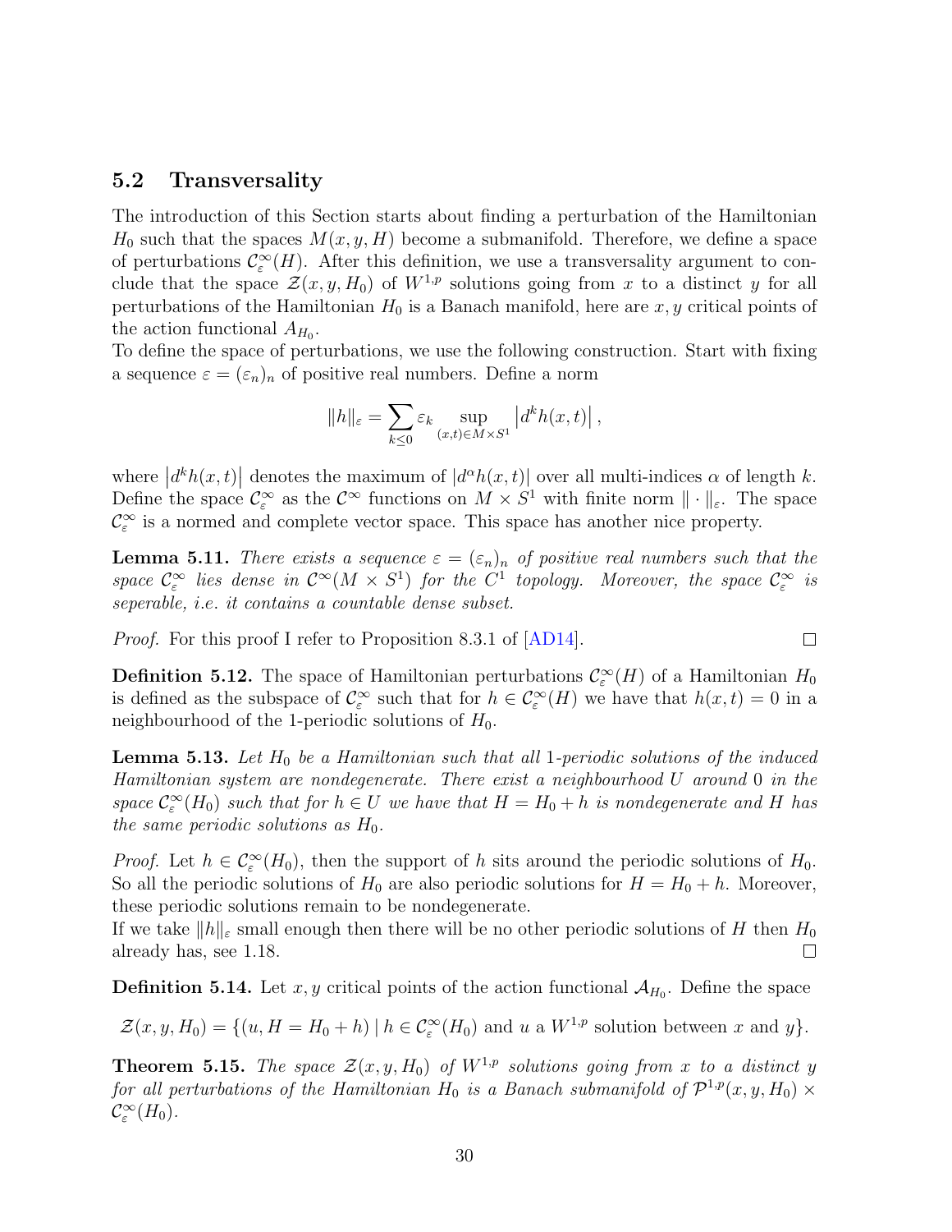## 5.2 Transversality

The introduction of this Section starts about finding a perturbation of the Hamiltonian $H_0$ such that the spaces $M(x, y, H)$ become a submanifold. Therefore, we define a space of perturbations $\mathcal{C}^\infty_\varepsilon(H)$. After this definition, we use a transversality argument to conclude that the space $\mathcal{Z}(x, y, H_0)$ of $W^{1,p}$ solutions going from $x$ to a distinct $y$ for all perturbations of the Hamiltonian $H_0$ is a Banach manifold, here are $x, y$ critical points of the action functional $A_{H_0}$.

To define the space of perturbations, we use the following construction. Start with fixing a sequence $\varepsilon = (\varepsilon_n)_n$ of positive real numbers. Define a norm

$$\|h\|_\varepsilon = \sum_{k \leq 0} \varepsilon_k \sup_{(x,t)\in M\times S^1} \left| d^k h(x,t) \right|,$$

where $\left| d^k h(x,t) \right|$ denotes the maximum of $|d^\alpha h(x,t)|$ over all multi-indices $\alpha$ of length $k$. Define the space $\mathcal{C}^\infty_\varepsilon$ as the $\mathcal{C}^\infty$ functions on $M \times S^1$ with finite norm $\| \cdot \|_\varepsilon$. The space $\mathcal{C}^\infty_\varepsilon$ is a normed and complete vector space. This space has another nice property.

**Lemma 5.11.** *There exists a sequence $\varepsilon = (\varepsilon_n)_n$ of positive real numbers such that the space $\mathcal{C}^\infty_\varepsilon$ lies dense in $\mathcal{C}^\infty(M \times S^1)$ for the $C^1$ topology. Moreover, the space $\mathcal{C}^\infty_\varepsilon$ is seperable, i.e. it contains a countable dense subset.*

*Proof.* For this proof I refer to Proposition 8.3.1 of [AD14]. □

**Definition 5.12.** The space of Hamiltonian perturbations $\mathcal{C}^\infty_\varepsilon(H)$ of a Hamiltonian $H_0$ is defined as the subspace of $\mathcal{C}^\infty_\varepsilon$ such that for $h \in \mathcal{C}^\infty_\varepsilon(H)$ we have that $h(x, t) = 0$ in a neighbourhood of the 1-periodic solutions of $H_0$.

**Lemma 5.13.** *Let $H_0$ be a Hamiltonian such that all 1-periodic solutions of the induced Hamiltonian system are nondegenerate. There exist a neighbourhood $U$ around 0 in the space $\mathcal{C}^\infty_\varepsilon(H_0)$ such that for $h \in U$ we have that $H = H_0 + h$ is nondegenerate and $H$ has the same periodic solutions as $H_0$.*

*Proof.* Let $h \in \mathcal{C}^\infty_\varepsilon(H_0)$, then the support of $h$ sits around the periodic solutions of $H_0$. So all the periodic solutions of $H_0$ are also periodic solutions for $H = H_0 + h$. Moreover, these periodic solutions remain to be nondegenerate.
If we take $\|h\|_\varepsilon$ small enough then there will be no other periodic solutions of $H$ then $H_0$ already has, see 1.18. □

**Definition 5.14.** Let $x, y$ critical points of the action functional $\mathcal{A}_{H_0}$. Define the space

$$\mathcal{Z}(x, y, H_0) = \{(u, H = H_0 + h) \mid h \in \mathcal{C}^\infty_\varepsilon(H_0) \text{ and } u \text{ a } W^{1,p} \text{ solution between } x \text{ and } y\}.$$

**Theorem 5.15.** *The space $\mathcal{Z}(x, y, H_0)$ of $W^{1,p}$ solutions going from $x$ to a distinct $y$ for all perturbations of the Hamiltonian $H_0$ is a Banach submanifold of $\mathcal{P}^{1,p}(x, y, H_0) \times \mathcal{C}^\infty_\varepsilon(H_0)$.*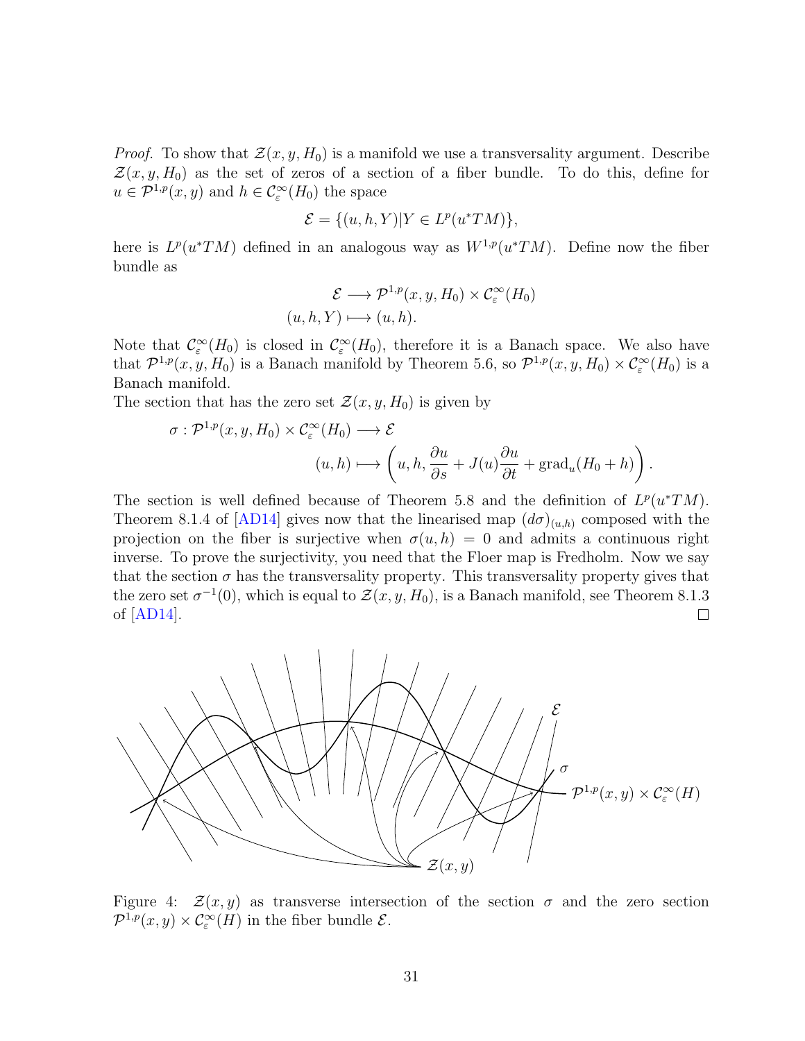*Proof.* To show that $\mathcal{Z}(x,y,H_0)$ is a manifold we use a transversality argument. Describe $\mathcal{Z}(x,y,H_0)$ as the set of zeros of a section of a fiber bundle. To do this, define for $u \in \mathcal{P}^{1,p}(x,y)$ and $h \in \mathcal{C}^\infty_\varepsilon(H_0)$ the space

$$\mathcal{E} = \{(u,h,Y) | Y \in L^p(u^*TM)\},$$

here is $L^p(u^*TM)$ defined in an analogous way as $W^{1,p}(u^*TM)$. Define now the fiber bundle as

$$\begin{aligned}
\mathcal{E} &\longrightarrow \mathcal{P}^{1,p}(x,y,H_0) \times \mathcal{C}^\infty_\varepsilon(H_0) \\
(u,h,Y) &\longmapsto (u,h).
\end{aligned}$$

Note that $\mathcal{C}^\infty_\varepsilon(H_0)$ is closed in $\mathcal{C}^\infty_\varepsilon(H_0)$, therefore it is a Banach space. We also have that $\mathcal{P}^{1,p}(x,y,H_0)$ is a Banach manifold by Theorem 5.6, so $\mathcal{P}^{1,p}(x,y,H_0) \times \mathcal{C}^\infty_\varepsilon(H_0)$ is a Banach manifold.

The section that has the zero set $\mathcal{Z}(x,y,H_0)$ is given by

$$\begin{aligned}
\sigma : \mathcal{P}^{1,p}(x,y,H_0) \times \mathcal{C}^\infty_\varepsilon(H_0) &\longrightarrow \mathcal{E} \\
(u,h) &\longmapsto \left(u, h, \frac{\partial u}{\partial s} + J(u)\frac{\partial u}{\partial t} + \operatorname{grad}_u(H_0 + h)\right).
\end{aligned}$$

The section is well defined because of Theorem 5.8 and the definition of $L^p(u^*TM)$. Theorem 8.1.4 of [AD14] gives now that the linearised map $(d\sigma)_{(u,h)}$ composed with the projection on the fiber is surjective when $\sigma(u,h) = 0$ and admits a continuous right inverse. To prove the surjectivity, you need that the Floer map is Fredholm. Now we say that the section $\sigma$ has the transversality property. This transversality property gives that the zero set $\sigma^{-1}(0)$, which is equal to $\mathcal{Z}(x,y,H_0)$, is a Banach manifold, see Theorem 8.1.3 of [AD14]. □

Figure 4: $\mathcal{Z}(x,y)$ as transverse intersection of the section $\sigma$ and the zero section $\mathcal{P}^{1,p}(x,y) \times \mathcal{C}^\infty_\varepsilon(H)$ in the fiber bundle $\mathcal{E}$.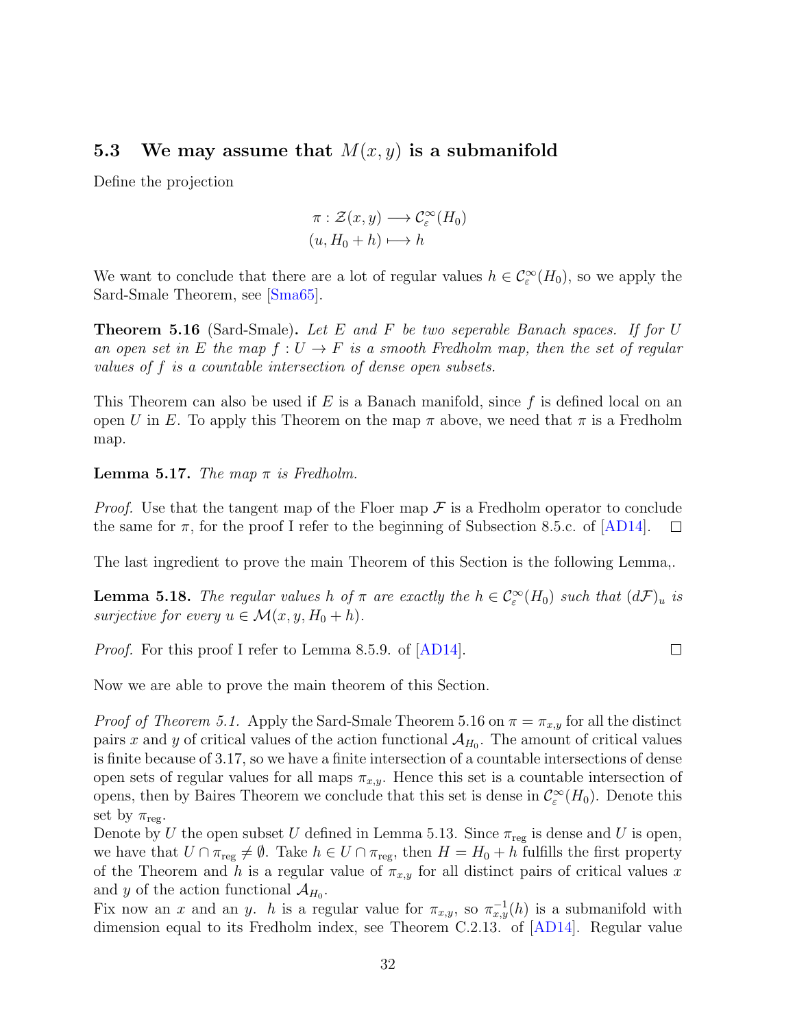### 5.3 We may assume that $M(x,y)$ is a submanifold

Define the projection

$$\pi : \mathcal{Z}(x,y) \longrightarrow \mathcal{C}^\infty_\varepsilon(H_0)$$
$$(u, H_0 + h) \longmapsto h$$

We want to conclude that there are a lot of regular values $h \in \mathcal{C}^\infty_\varepsilon(H_0)$, so we apply the Sard-Smale Theorem, see [Sma65].

**Theorem 5.16** (Sard-Smale)**.** *Let $E$ and $F$ be two seperable Banach spaces. If for $U$ an open set in $E$ the map $f : U \to F$ is a smooth Fredholm map, then the set of regular values of $f$ is a countable intersection of dense open subsets.*

This Theorem can also be used if $E$ is a Banach manifold, since $f$ is defined local on an open $U$ in $E$. To apply this Theorem on the map $\pi$ above, we need that $\pi$ is a Fredholm map.

**Lemma 5.17.** *The map $\pi$ is Fredholm.*

*Proof.* Use that the tangent map of the Floer map $\mathcal{F}$ is a Fredholm operator to conclude the same for $\pi$, for the proof I refer to the beginning of Subsection 8.5.c. of [AD14]. □

The last ingredient to prove the main Theorem of this Section is the following Lemma,.

**Lemma 5.18.** *The regular values $h$ of $\pi$ are exactly the $h \in \mathcal{C}^\infty_\varepsilon(H_0)$ such that $(d\mathcal{F})_u$ is surjective for every $u \in \mathcal{M}(x, y, H_0 + h)$.*

*Proof.* For this proof I refer to Lemma 8.5.9. of [AD14]. □

Now we are able to prove the main theorem of this Section.

*Proof of Theorem 5.1.* Apply the Sard-Smale Theorem 5.16 on $\pi = \pi_{x,y}$ for all the distinct pairs $x$ and $y$ of critical values of the action functional $\mathcal{A}_{H_0}$. The amount of critical values is finite because of 3.17, so we have a finite intersection of a countable intersections of dense open sets of regular values for all maps $\pi_{x,y}$. Hence this set is a countable intersection of opens, then by Baires Theorem we conclude that this set is dense in $\mathcal{C}^\infty_\varepsilon(H_0)$. Denote this set by $\pi_{\text{reg}}$.

Denote by $U$ the open subset $U$ defined in Lemma 5.13. Since $\pi_{\text{reg}}$ is dense and $U$ is open, we have that $U \cap \pi_{\text{reg}} \neq \emptyset$. Take $h \in U \cap \pi_{\text{reg}}$, then $H = H_0 + h$ fulfills the first property of the Theorem and $h$ is a regular value of $\pi_{x,y}$ for all distinct pairs of critical values $x$ and $y$ of the action functional $\mathcal{A}_{H_0}$.

Fix now an $x$ and an $y$. $h$ is a regular value for $\pi_{x,y}$, so $\pi^{-1}_{x,y}(h)$ is a submanifold with dimension equal to its Fredholm index, see Theorem C.2.13. of [AD14]. Regular value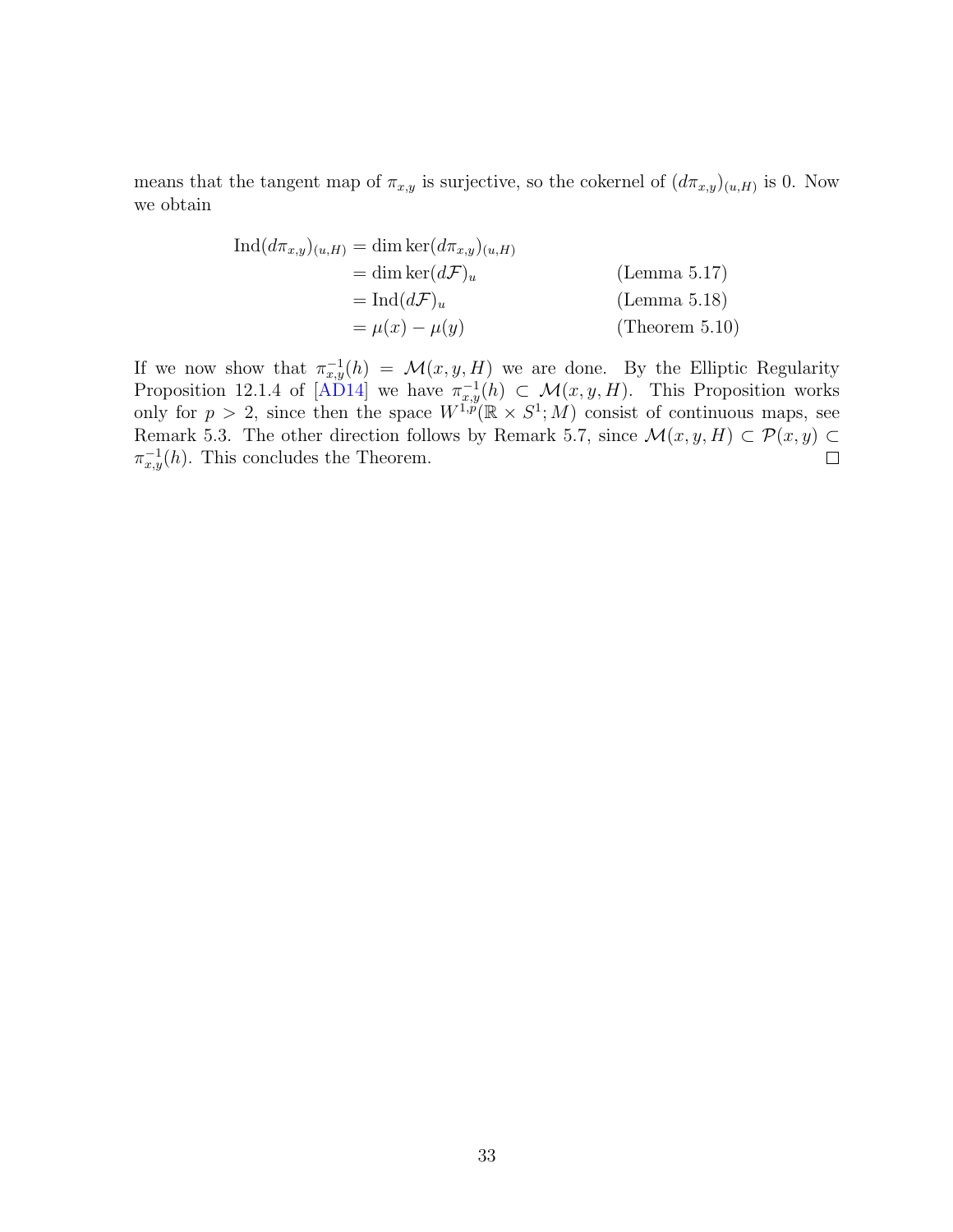means that the tangent map of $\pi_{x,y}$ is surjective, so the cokernel of $(d\pi_{x,y})_{(u,H)}$ is 0. Now we obtain

$$
\begin{aligned}
\operatorname{Ind}(d\pi_{x,y})_{(u,H)} &= \dim\ker(d\pi_{x,y})_{(u,H)} & \\
&= \dim\ker(d\mathcal{F})_u & \text{(Lemma 5.17)} \\
&= \operatorname{Ind}(d\mathcal{F})_u & \text{(Lemma 5.18)} \\
&= \mu(x) - \mu(y) & \text{(Theorem 5.10)}
\end{aligned}
$$

If we now show that $\pi_{x,y}^{-1}(h) = \mathcal{M}(x, y, H)$ we are done. By the Elliptic Regularity Proposition 12.1.4 of [AD14] we have $\pi_{x,y}^{-1}(h) \subset \mathcal{M}(x, y, H)$. This Proposition works only for $p > 2$, since then the space $W^{1,p}(\mathbb{R} \times S^1; M)$ consist of continuous maps, see Remark 5.3. The other direction follows by Remark 5.7, since $\mathcal{M}(x, y, H) \subset \mathcal{P}(x, y) \subset \pi_{x,y}^{-1}(h)$. This concludes the Theorem. □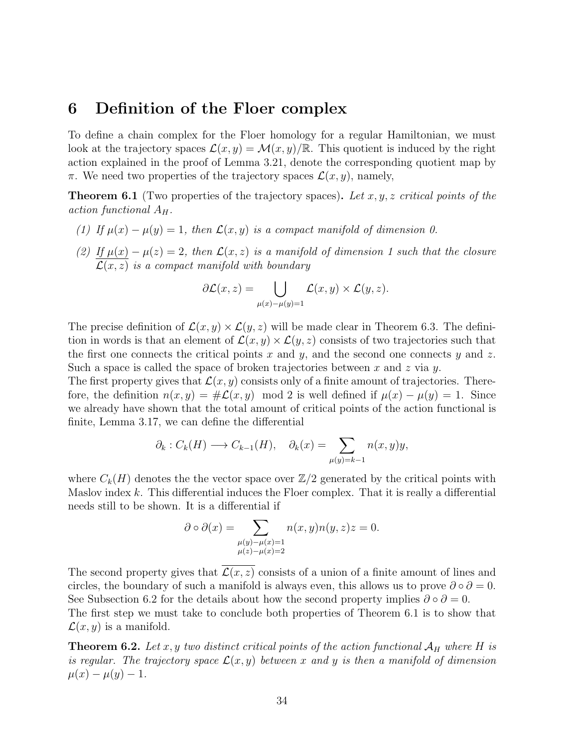# 6 Definition of the Floer complex

To define a chain complex for the Floer homology for a regular Hamiltonian, we must look at the trajectory spaces $\mathcal{L}(x, y) = \mathcal{M}(x, y)/\mathbb{R}$. This quotient is induced by the right action explained in the proof of Lemma 3.21, denote the corresponding quotient map by $\pi$. We need two properties of the trajectory spaces $\mathcal{L}(x, y)$, namely,

**Theorem 6.1** (Two properties of the trajectory spaces)**.** *Let $x, y, z$ critical points of the action functional $A_H$.*

*(1) If $\mu(x) - \mu(y) = 1$, then $\mathcal{L}(x, y)$ is a compact manifold of dimension 0.*

*(2) If $\mu(x) - \mu(z) = 2$, then $\mathcal{L}(x, z)$ is a manifold of dimension 1 such that the closure $\overline{\mathcal{L}(x, z)}$ is a compact manifold with boundary*

$$\partial \mathcal{L}(x, z) = \bigcup_{\mu(x)-\mu(y)=1} \mathcal{L}(x, y) \times \mathcal{L}(y, z).$$

The precise definition of $\mathcal{L}(x, y) \times \mathcal{L}(y, z)$ will be made clear in Theorem 6.3. The definition in words is that an element of $\mathcal{L}(x, y) \times \mathcal{L}(y, z)$ consists of two trajectories such that the first one connects the critical points $x$ and $y$, and the second one connects $y$ and $z$. Such a space is called the space of broken trajectories between $x$ and $z$ via $y$.
The first property gives that $\mathcal{L}(x, y)$ consists only of a finite amount of trajectories. Therefore, the definition $n(x, y) = \#\mathcal{L}(x, y) \mod 2$ is well defined if $\mu(x) - \mu(y) = 1$. Since we already have shown that the total amount of critical points of the action functional is finite, Lemma 3.17, we can define the differential

$$\partial_k : C_k(H) \longrightarrow C_{k-1}(H), \quad \partial_k(x) = \sum_{\mu(y)=k-1} n(x, y)y,$$

where $C_k(H)$ denotes the the vector space over $\mathbb{Z}/2$ generated by the critical points with Maslov index $k$. This differential induces the Floer complex. That it is really a differential needs still to be shown. It is a differential if

$$\partial \circ \partial(x) = \sum_{\substack{\mu(y)-\mu(x)=1 \\ \mu(z)-\mu(x)=2}} n(x, y)n(y, z)z = 0.$$

The second property gives that $\overline{\mathcal{L}(x, z)}$ consists of a union of a finite amount of lines and circles, the boundary of such a manifold is always even, this allows us to prove $\partial \circ \partial = 0$. See Subsection 6.2 for the details about how the second property implies $\partial \circ \partial = 0$.
The first step we must take to conclude both properties of Theorem 6.1 is to show that $\mathcal{L}(x, y)$ is a manifold.

**Theorem 6.2.** *Let $x, y$ two distinct critical points of the action functional $\mathcal{A}_H$ where $H$ is is regular. The trajectory space $\mathcal{L}(x, y)$ between $x$ and $y$ is then a manifold of dimension $\mu(x) - \mu(y) - 1$.*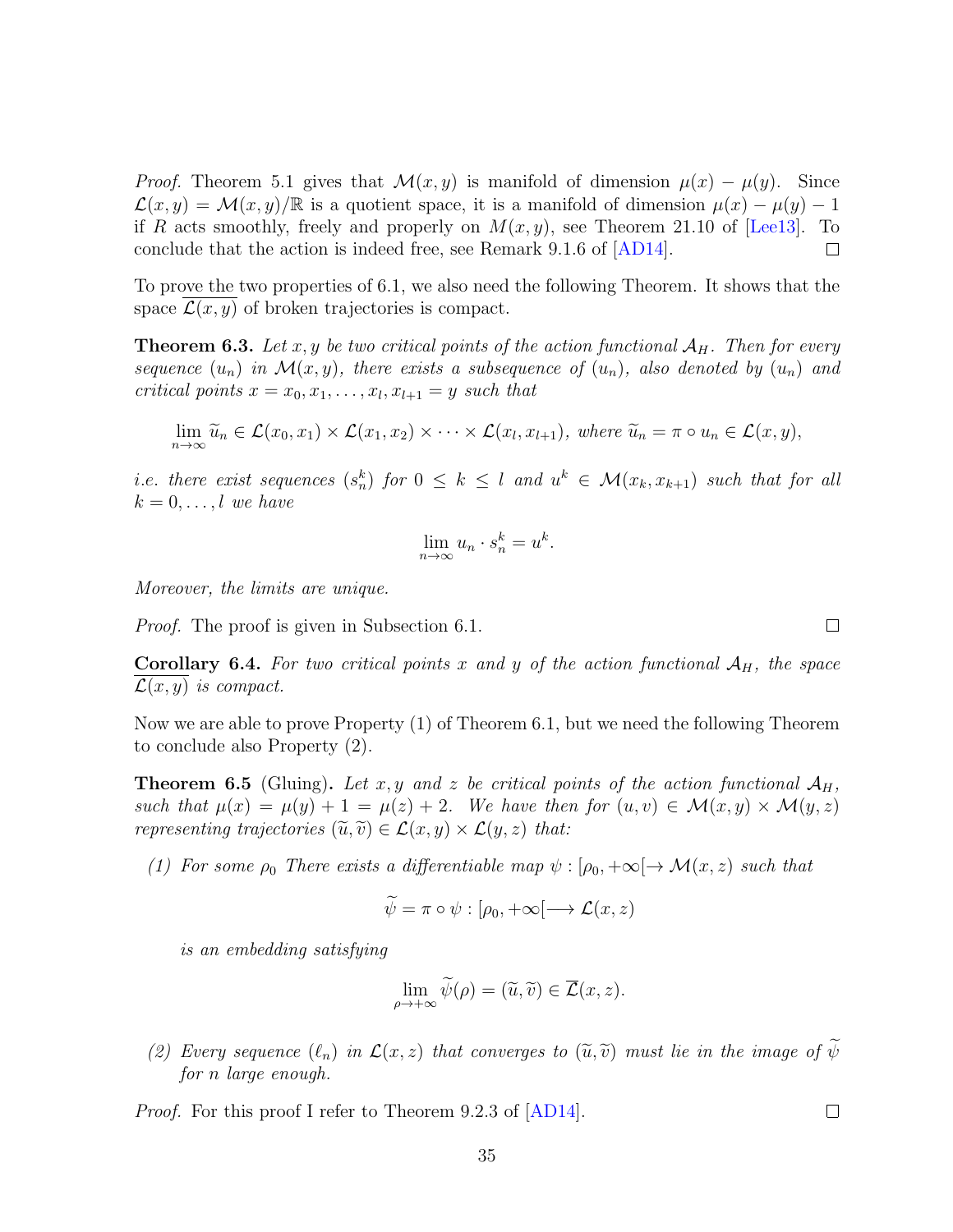*Proof.* Theorem 5.1 gives that $\mathcal{M}(x, y)$ is manifold of dimension $\mu(x) - \mu(y)$. Since $\mathcal{L}(x, y) = \mathcal{M}(x, y)/\mathbb{R}$ is a quotient space, it is a manifold of dimension $\mu(x) - \mu(y) - 1$ if $R$ acts smoothly, freely and properly on $M(x, y)$, see Theorem 21.10 of [Lee13]. To conclude that the action is indeed free, see Remark 9.1.6 of [AD14]. □

To prove the two properties of 6.1, we also need the following Theorem. It shows that the space $\overline{\mathcal{L}(x, y)}$ of broken trajectories is compact.

**Theorem 6.3.** *Let $x, y$ be two critical points of the action functional $\mathcal{A}_H$. Then for every sequence $(u_n)$ in $\mathcal{M}(x, y)$, there exists a subsequence of $(u_n)$, also denoted by $(u_n)$ and critical points $x = x_0, x_1, \dots, x_l, x_{l+1} = y$ such that*

$$\lim_{n\to\infty} \widetilde{u}_n \in \mathcal{L}(x_0, x_1) \times \mathcal{L}(x_1, x_2) \times \cdots \times \mathcal{L}(x_l, x_{l+1}),\ \text{where}\ \widetilde{u}_n = \pi \circ u_n \in \mathcal{L}(x, y),$$

*i.e. there exist sequences $(s_n^k)$ for $0 \leq k \leq l$ and $u^k \in \mathcal{M}(x_k, x_{k+1})$ such that for all $k = 0, \dots, l$ we have*

$$\lim_{n\to\infty} u_n \cdot s_n^k = u^k.$$

*Moreover, the limits are unique.*

*Proof.* The proof is given in Subsection 6.1. □

**Corollary 6.4.** *For two critical points $x$ and $y$ of the action functional $\mathcal{A}_H$, the space $\overline{\mathcal{L}(x, y)}$ is compact.*

Now we are able to prove Property (1) of Theorem 6.1, but we need the following Theorem to conclude also Property (2).

**Theorem 6.5** (Gluing)**.** *Let $x, y$ and $z$ be critical points of the action functional $\mathcal{A}_H$, such that $\mu(x) = \mu(y) + 1 = \mu(z) + 2$. We have then for $(u, v) \in \mathcal{M}(x, y) \times \mathcal{M}(y, z)$ representing trajectories $(\widetilde{u}, \widetilde{v}) \in \mathcal{L}(x, y) \times \mathcal{L}(y, z)$ that:*

*(1) For some $\rho_0$ There exists a differentiable map $\psi : [\rho_0, +\infty[ \to \mathcal{M}(x, z)$ such that*

$$\widetilde{\psi} = \pi \circ \psi : [\rho_0, +\infty[ \longrightarrow \mathcal{L}(x, z)$$

*is an embedding satisfying*

$$\lim_{\rho\to+\infty} \widetilde{\psi}(\rho) = (\widetilde{u}, \widetilde{v}) \in \overline{\mathcal{L}}(x, z).$$

*(2) Every sequence $(\ell_n)$ in $\mathcal{L}(x, z)$ that converges to $(\widetilde{u}, \widetilde{v})$ must lie in the image of $\widetilde{\psi}$ for $n$ large enough.*

*Proof.* For this proof I refer to Theorem 9.2.3 of [AD14]. □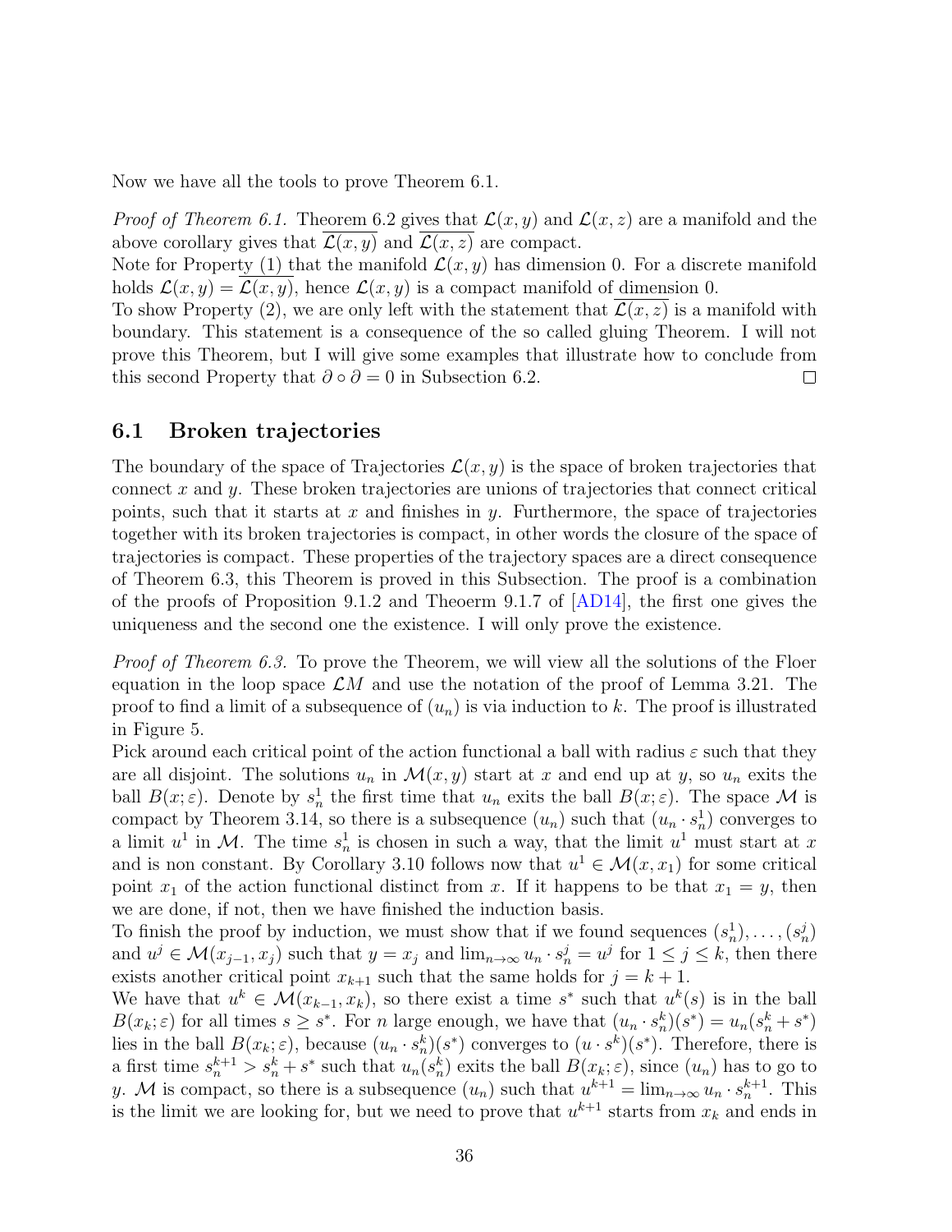Now we have all the tools to prove Theorem 6.1.

*Proof of Theorem 6.1.* Theorem 6.2 gives that $\mathcal{L}(x, y)$ and $\mathcal{L}(x, z)$ are a manifold and the above corollary gives that $\overline{\mathcal{L}(x, y)}$ and $\overline{\mathcal{L}(x, z)}$ are compact.
Note for Property (1) that the manifold $\mathcal{L}(x, y)$ has dimension 0. For a discrete manifold holds $\mathcal{L}(x, y) = \overline{\mathcal{L}(x, y)}$, hence $\mathcal{L}(x, y)$ is a compact manifold of dimension 0.
To show Property (2), we are only left with the statement that $\overline{\mathcal{L}(x, z)}$ is a manifold with boundary. This statement is a consequence of the so called gluing Theorem. I will not prove this Theorem, but I will give some examples that illustrate how to conclude from this second Property that $\partial \circ \partial = 0$ in Subsection 6.2. □

## 6.1 Broken trajectories

The boundary of the space of Trajectories $\mathcal{L}(x, y)$ is the space of broken trajectories that connect $x$ and $y$. These broken trajectories are unions of trajectories that connect critical points, such that it starts at $x$ and finishes in $y$. Furthermore, the space of trajectories together with its broken trajectories is compact, in other words the closure of the space of trajectories is compact. These properties of the trajectory spaces are a direct consequence of Theorem 6.3, this Theorem is proved in this Subsection. The proof is a combination of the proofs of Proposition 9.1.2 and Theoerm 9.1.7 of [AD14], the first one gives the uniqueness and the second one the existence. I will only prove the existence.

*Proof of Theorem 6.3.* To prove the Theorem, we will view all the solutions of the Floer equation in the loop space $\mathcal{L}M$ and use the notation of the proof of Lemma 3.21. The proof to find a limit of a subsequence of $(u_n)$ is via induction to $k$. The proof is illustrated in Figure 5.
Pick around each critical point of the action functional a ball with radius $\varepsilon$ such that they are all disjoint. The solutions $u_n$ in $\mathcal{M}(x, y)$ start at $x$ and end up at $y$, so $u_n$ exits the ball $B(x; \varepsilon)$. Denote by $s_n^1$ the first time that $u_n$ exits the ball $B(x; \varepsilon)$. The space $\mathcal{M}$ is compact by Theorem 3.14, so there is a subsequence $(u_n)$ such that $(u_n \cdot s_n^1)$ converges to a limit $u^1$ in $\mathcal{M}$. The time $s_n^1$ is chosen in such a way, that the limit $u^1$ must start at $x$ and is non constant. By Corollary 3.10 follows now that $u^1 \in \mathcal{M}(x, x_1)$ for some critical point $x_1$ of the action functional distinct from $x$. If it happens to be that $x_1 = y$, then we are done, if not, then we have finished the induction basis.
To finish the proof by induction, we must show that if we found sequences $(s_n^1), \ldots, (s_n^j)$ and $u^j \in \mathcal{M}(x_{j-1}, x_j)$ such that $y = x_j$ and $\lim_{n\to\infty} u_n \cdot s_n^j = u^j$ for $1 \leq j \leq k$, then there exists another critical point $x_{k+1}$ such that the same holds for $j = k + 1$.
We have that $u^k \in \mathcal{M}(x_{k-1}, x_k)$, so there exist a time $s^*$ such that $u^k(s)$ is in the ball $B(x_k; \varepsilon)$ for all times $s \geq s^*$. For $n$ large enough, we have that $(u_n \cdot s_n^k)(s^*) = u_n(s_n^k + s^*)$ lies in the ball $B(x_k; \varepsilon)$, because $(u_n \cdot s_n^k)(s^*)$ converges to $(u \cdot s^k)(s^*)$. Therefore, there is a first time $s_n^{k+1} > s_n^k + s^*$ such that $u_n(s_n^k)$ exits the ball $B(x_k; \varepsilon)$, since $(u_n)$ has to go to $y$. $\mathcal{M}$ is compact, so there is a subsequence $(u_n)$ such that $u^{k+1} = \lim_{n\to\infty} u_n \cdot s_n^{k+1}$. This is the limit we are looking for, but we need to prove that $u^{k+1}$ starts from $x_k$ and ends in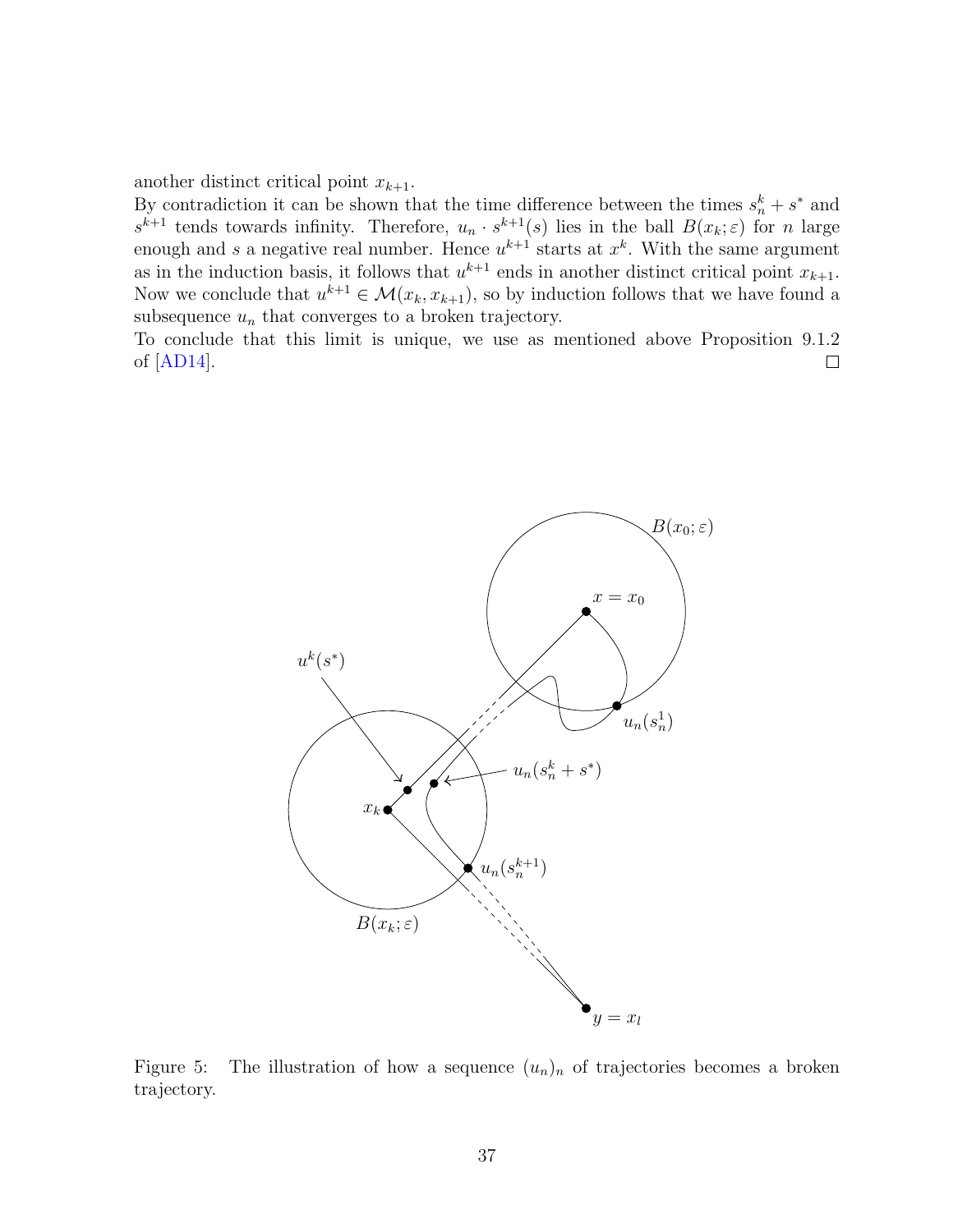another distinct critical point $x_{k+1}$.
By contradiction it can be shown that the time difference between the times $s_n^k + s^*$ and $s^{k+1}$ tends towards infinity. Therefore, $u_n \cdot s^{k+1}(s)$ lies in the ball $B(x_k; \varepsilon)$ for $n$ large enough and $s$ a negative real number. Hence $u^{k+1}$ starts at $x^k$. With the same argument as in the induction basis, it follows that $u^{k+1}$ ends in another distinct critical point $x_{k+1}$. Now we conclude that $u^{k+1} \in \mathcal{M}(x_k, x_{k+1})$, so by induction follows that we have found a subsequence $u_n$ that converges to a broken trajectory.
To conclude that this limit is unique, we use as mentioned above Proposition 9.1.2 of [AD14]. □

Figure 5: The illustration of how a sequence $(u_n)_n$ of trajectories becomes a broken trajectory.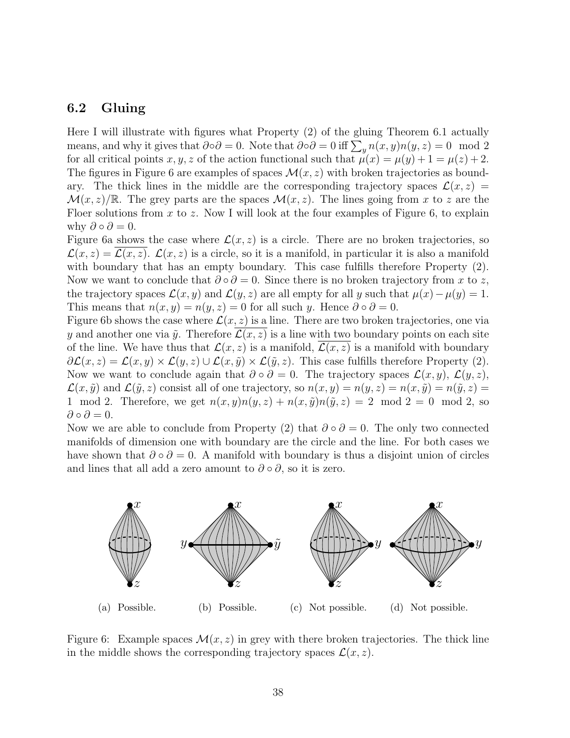## 6.2 Gluing

Here I will illustrate with figures what Property (2) of the gluing Theorem 6.1 actually means, and why it gives that $\partial \circ \partial = 0$. Note that $\partial \circ \partial = 0$ iff $\sum_y n(x,y)n(y,z) = 0 \mod 2$ for all critical points $x, y, z$ of the action functional such that $\mu(x) = \mu(y) + 1 = \mu(z) + 2$. The figures in Figure 6 are examples of spaces $\mathcal{M}(x,z)$ with broken trajectories as boundary. The thick lines in the middle are the corresponding trajectory spaces $\mathcal{L}(x,z) = \mathcal{M}(x,z)/\mathbb{R}$. The grey parts are the spaces $\mathcal{M}(x,z)$. The lines going from $x$ to $z$ are the Floer solutions from $x$ to $z$. Now I will look at the four examples of Figure 6, to explain why $\partial \circ \partial = 0$.

Figure 6a shows the case where $\mathcal{L}(x,z)$ is a circle. There are no broken trajectories, so $\mathcal{L}(x,z) = \overline{\mathcal{L}(x,z)}$. $\mathcal{L}(x,z)$ is a circle, so it is a manifold, in particular it is also a manifold with boundary that has an empty boundary. This case fulfills therefore Property (2). Now we want to conclude that $\partial \circ \partial = 0$. Since there is no broken trajectory from $x$ to $z$, the trajectory spaces $\mathcal{L}(x,y)$ and $\mathcal{L}(y,z)$ are all empty for all $y$ such that $\mu(x) - \mu(y) = 1$. This means that $n(x,y) = n(y,z) = 0$ for all such $y$. Hence $\partial \circ \partial = 0$.

Figure 6b shows the case where $\mathcal{L}(x,z)$ is a line. There are two broken trajectories, one via $y$ and another one via $\tilde{y}$. Therefore $\overline{\mathcal{L}(x,z)}$ is a line with two boundary points on each site of the line. We have thus that $\mathcal{L}(x,z)$ is a manifold, $\overline{\mathcal{L}(x,z)}$ is a manifold with boundary $\partial\mathcal{L}(x,z) = \mathcal{L}(x,y) \times \mathcal{L}(y,z) \cup \mathcal{L}(x,\tilde{y}) \times \mathcal{L}(\tilde{y},z)$. This case fulfills therefore Property (2). Now we want to conclude again that $\partial \circ \partial = 0$. The trajectory spaces $\mathcal{L}(x,y)$, $\mathcal{L}(y,z)$, $\mathcal{L}(x,\tilde{y})$ and $\mathcal{L}(\tilde{y},z)$ consist all of one trajectory, so $n(x,y) = n(y,z) = n(x,\tilde{y}) = n(\tilde{y},z) = 1 \mod 2$. Therefore, we get $n(x,y)n(y,z) + n(x,\tilde{y})n(\tilde{y},z) = 2 \mod 2 = 0 \mod 2$, so $\partial \circ \partial = 0$.

Now we are able to conclude from Property (2) that $\partial \circ \partial = 0$. The only two connected manifolds of dimension one with boundary are the circle and the line. For both cases we have shown that $\partial \circ \partial = 0$. A manifold with boundary is thus a disjoint union of circles and lines that all add a zero amount to $\partial \circ \partial$, so it is zero.

(a) Possible. (b) Possible. (c) Not possible. (d) Not possible.

Figure 6: Example spaces $\mathcal{M}(x,z)$ in grey with there broken trajectories. The thick line in the middle shows the corresponding trajectory spaces $\mathcal{L}(x,z)$.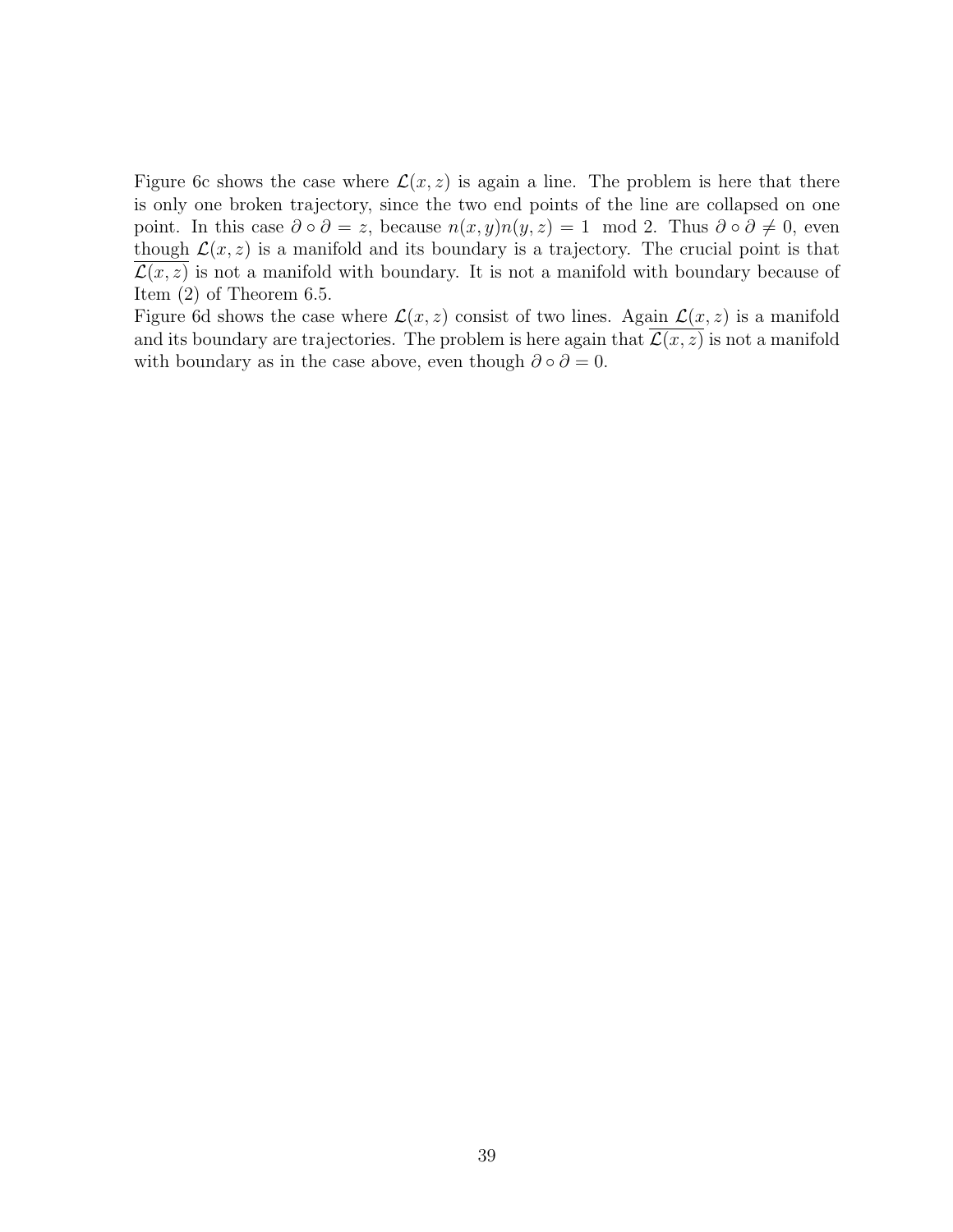Figure 6c shows the case where $\mathcal{L}(x,z)$ is again a line. The problem is here that there is only one broken trajectory, since the two end points of the line are collapsed on one point. In this case $\partial \circ \partial = z$, because $n(x,y)n(y,z) = 1 \mod 2$. Thus $\partial \circ \partial \neq 0$, even though $\mathcal{L}(x,z)$ is a manifold and its boundary is a trajectory. The crucial point is that $\overline{\mathcal{L}(x,z)}$ is not a manifold with boundary. It is not a manifold with boundary because of Item (2) of Theorem 6.5.

Figure 6d shows the case where $\mathcal{L}(x,z)$ consist of two lines. Again $\mathcal{L}(x,z)$ is a manifold and its boundary are trajectories. The problem is here again that $\overline{\mathcal{L}(x,z)}$ is not a manifold with boundary as in the case above, even though $\partial \circ \partial = 0$.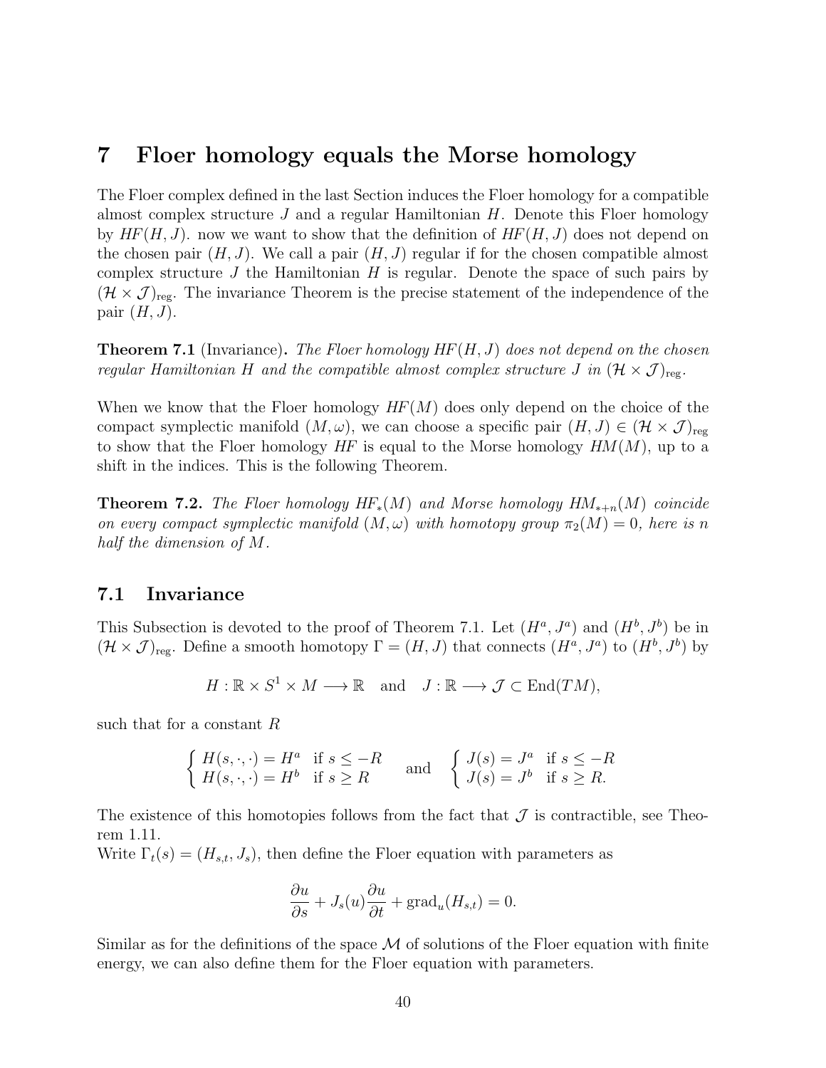# 7 Floer homology equals the Morse homology

The Floer complex defined in the last Section induces the Floer homology for a compatible almost complex structure $J$ and a regular Hamiltonian $H$. Denote this Floer homology by $HF(H, J)$. now we want to show that the definition of $HF(H, J)$ does not depend on the chosen pair $(H, J)$. We call a pair $(H, J)$ regular if for the chosen compatible almost complex structure $J$ the Hamiltonian $H$ is regular. Denote the space of such pairs by $(\mathcal{H} \times \mathcal{J})_{\text{reg}}$. The invariance Theorem is the precise statement of the independence of the pair $(H, J)$.

**Theorem 7.1** (Invariance)**.** *The Floer homology $HF(H, J)$ does not depend on the chosen regular Hamiltonian $H$ and the compatible almost complex structure $J$ in $(\mathcal{H} \times \mathcal{J})_{\text{reg}}$.*

When we know that the Floer homology $HF(M)$ does only depend on the choice of the compact symplectic manifold $(M, \omega)$, we can choose a specific pair $(H, J) \in (\mathcal{H} \times \mathcal{J})_{\text{reg}}$ to show that the Floer homology $HF$ is equal to the Morse homology $HM(M)$, up to a shift in the indices. This is the following Theorem.

**Theorem 7.2.** *The Floer homology $HF_*(M)$ and Morse homology $HM_{*+n}(M)$ coincide on every compact symplectic manifold $(M, \omega)$ with homotopy group $\pi_2(M) = 0$, here is $n$ half the dimension of $M$.*

## 7.1 Invariance

This Subsection is devoted to the proof of Theorem 7.1. Let $(H^a, J^a)$ and $(H^b, J^b)$ be in $(\mathcal{H} \times \mathcal{J})_{\text{reg}}$. Define a smooth homotopy $\Gamma = (H, J)$ that connects $(H^a, J^a)$ to $(H^b, J^b)$ by

$$H : \mathbb{R} \times S^1 \times M \longrightarrow \mathbb{R} \quad \text{and} \quad J : \mathbb{R} \longrightarrow \mathcal{J} \subset \text{End}(TM),$$

such that for a constant $R$

$$\begin{cases} H(s, \cdot, \cdot) = H^a & \text{if } s \leq -R \\ H(s, \cdot, \cdot) = H^b & \text{if } s \geq R \end{cases} \quad \text{and} \quad \begin{cases} J(s) = J^a & \text{if } s \leq -R \\ J(s) = J^b & \text{if } s \geq R. \end{cases}$$

The existence of this homotopies follows from the fact that $\mathcal{J}$ is contractible, see Theorem 1.11.

Write $\Gamma_t(s) = (H_{s,t}, J_s)$, then define the Floer equation with parameters as

$$\frac{\partial u}{\partial s} + J_s(u)\frac{\partial u}{\partial t} + \text{grad}_u(H_{s,t}) = 0.$$

Similar as for the definitions of the space $\mathcal{M}$ of solutions of the Floer equation with finite energy, we can also define them for the Floer equation with parameters.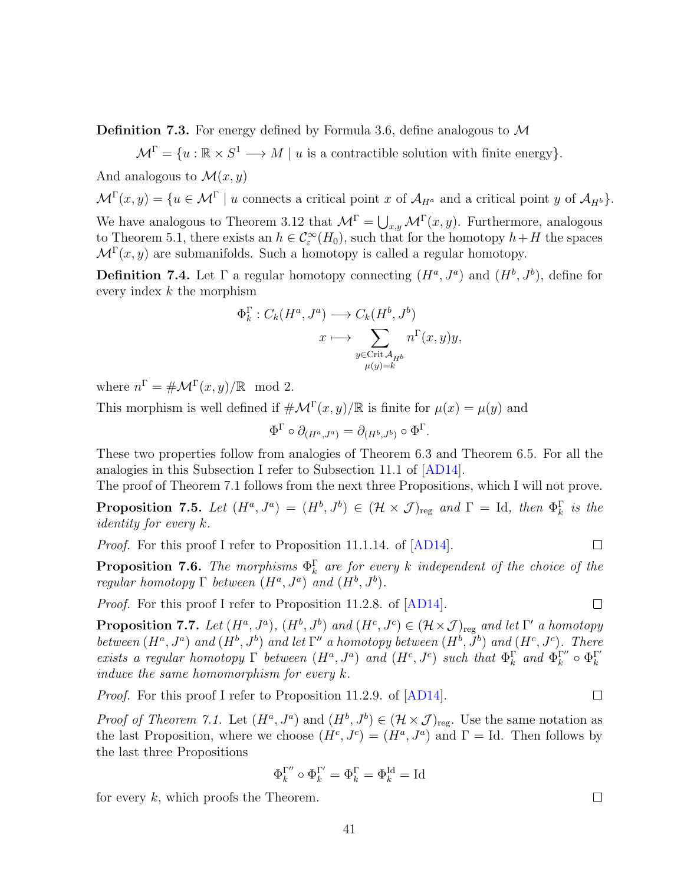**Definition 7.3.** For energy defined by Formula 3.6, define analogous to $\mathcal{M}$

$$\mathcal{M}^\Gamma = \{u : \mathbb{R} \times S^1 \longrightarrow M \mid u \text{ is a contractible solution with finite energy}\}.$$

And analogous to $\mathcal{M}(x, y)$

$$\mathcal{M}^\Gamma(x, y) = \{u \in \mathcal{M}^\Gamma \mid u \text{ connects a critical point } x \text{ of } \mathcal{A}_{H^a} \text{ and a critical point } y \text{ of } \mathcal{A}_{H^b}\}.$$

We have analogous to Theorem 3.12 that $\mathcal{M}^\Gamma = \bigcup_{x,y} \mathcal{M}^\Gamma(x, y)$. Furthermore, analogous to Theorem 5.1, there exists an $h \in \mathcal{C}^\infty_\varepsilon(H_0)$, such that for the homotopy $h + H$ the spaces $\mathcal{M}^\Gamma(x, y)$ are submanifolds. Such a homotopy is called a regular homotopy.

**Definition 7.4.** Let $\Gamma$ a regular homotopy connecting $(H^a, J^a)$ and $(H^b, J^b)$, define for every index $k$ the morphism

$$\begin{aligned} \Phi^\Gamma_k : C_k(H^a, J^a) &\longrightarrow C_k(H^b, J^b) \\ x &\longmapsto \sum_{\substack{y \in \operatorname{Crit} \mathcal{A}_{H^b} \\ \mu(y) = k}} n^\Gamma(x, y) y, \end{aligned}$$

where $n^\Gamma = \#\mathcal{M}^\Gamma(x, y)/\mathbb{R} \mod 2$.

This morphism is well defined if $\#\mathcal{M}^\Gamma(x, y)/\mathbb{R}$ is finite for $\mu(x) = \mu(y)$ and

$$\Phi^\Gamma \circ \partial_{(H^a, J^a)} = \partial_{(H^b, J^b)} \circ \Phi^\Gamma.$$

These two properties follow from analogies of Theorem 6.3 and Theorem 6.5. For all the analogies in this Subsection I refer to Subsection 11.1 of [AD14].

The proof of Theorem 7.1 follows from the next three Propositions, which I will not prove.

**Proposition 7.5.** *Let $(H^a, J^a) = (H^b, J^b) \in (\mathcal{H} \times \mathcal{J})_{\text{reg}}$ and $\Gamma = \operatorname{Id}$, then $\Phi^\Gamma_k$ is the identity for every $k$.*

*Proof.* For this proof I refer to Proposition 11.1.14. of [AD14]. □

**Proposition 7.6.** *The morphisms $\Phi^\Gamma_k$ are for every $k$ independent of the choice of the regular homotopy $\Gamma$ between $(H^a, J^a)$ and $(H^b, J^b)$.*

*Proof.* For this proof I refer to Proposition 11.2.8. of [AD14]. □

**Proposition 7.7.** *Let $(H^a, J^a)$, $(H^b, J^b)$ and $(H^c, J^c) \in (\mathcal{H} \times \mathcal{J})_{\text{reg}}$ and let $\Gamma'$ a homotopy between $(H^a, J^a)$ and $(H^b, J^b)$ and let $\Gamma''$ a homotopy between $(H^b, J^b)$ and $(H^c, J^c)$. There exists a regular homotopy $\Gamma$ between $(H^a, J^a)$ and $(H^c, J^c)$ such that $\Phi^\Gamma_k$ and $\Phi^{\Gamma''}_k \circ \Phi^{\Gamma'}_k$ induce the same homomorphism for every $k$.*

*Proof.* For this proof I refer to Proposition 11.2.9. of [AD14]. □

*Proof of Theorem 7.1.* Let $(H^a, J^a)$ and $(H^b, J^b) \in (\mathcal{H} \times \mathcal{J})_{\text{reg}}$. Use the same notation as the last Proposition, where we choose $(H^c, J^c) = (H^a, J^a)$ and $\Gamma = \operatorname{Id}$. Then follows by the last three Propositions

$$\Phi^{\Gamma''}_k \circ \Phi^{\Gamma'}_k = \Phi^\Gamma_k = \Phi^{\operatorname{Id}}_k = \operatorname{Id}$$

for every $k$, which proofs the Theorem. □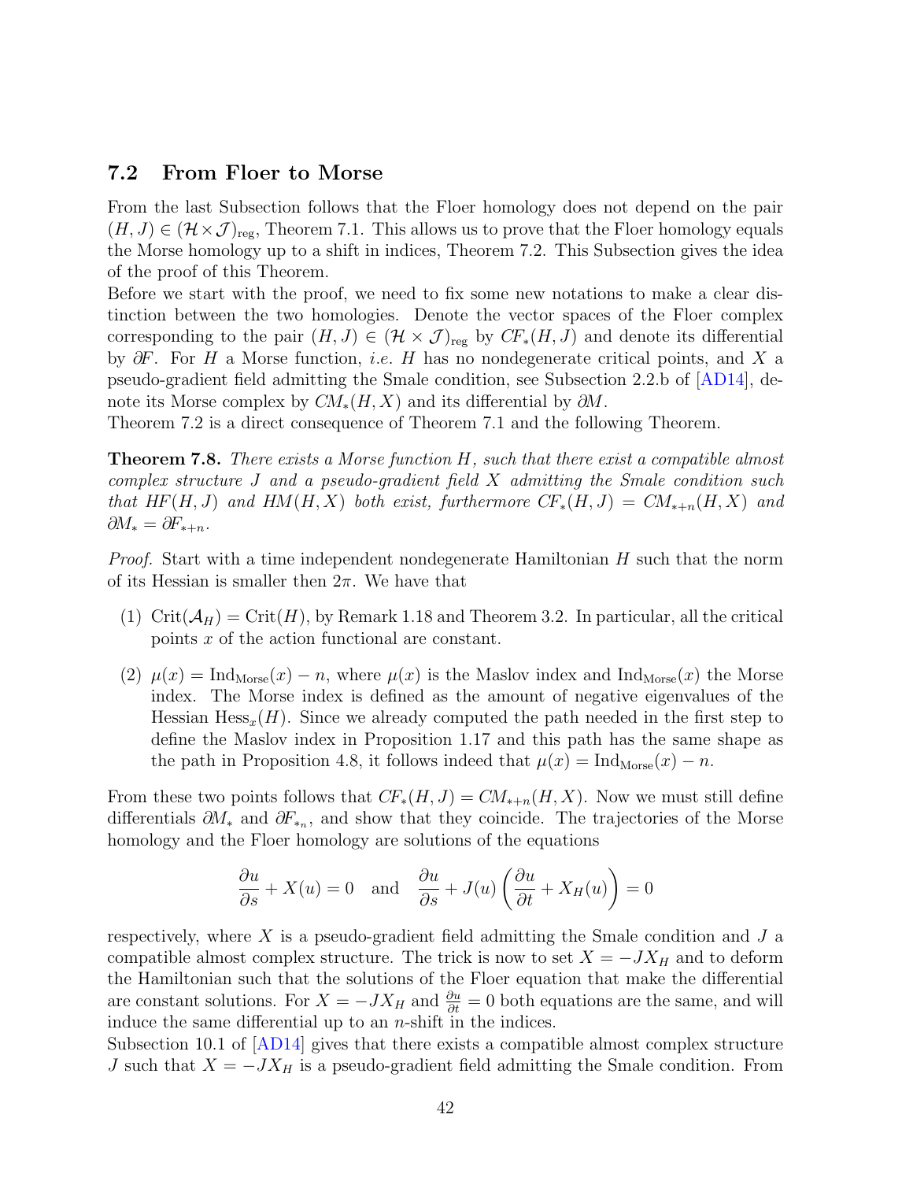## 7.2 From Floer to Morse

From the last Subsection follows that the Floer homology does not depend on the pair $(H, J) \in (\mathcal{H} \times \mathcal{J})_{\text{reg}}$, Theorem 7.1. This allows us to prove that the Floer homology equals the Morse homology up to a shift in indices, Theorem 7.2. This Subsection gives the idea of the proof of this Theorem.

Before we start with the proof, we need to fix some new notations to make a clear distinction between the two homologies. Denote the vector spaces of the Floer complex corresponding to the pair $(H, J) \in (\mathcal{H} \times \mathcal{J})_{\text{reg}}$ by $CF_*(H, J)$ and denote its differential by $\partial F$. For $H$ a Morse function, *i.e.* $H$ has no nondegenerate critical points, and $X$ a pseudo-gradient field admitting the Smale condition, see Subsection 2.2.b of [AD14], denote its Morse complex by $CM_*(H, X)$ and its differential by $\partial M$.

Theorem 7.2 is a direct consequence of Theorem 7.1 and the following Theorem.

**Theorem 7.8.** *There exists a Morse function $H$, such that there exist a compatible almost complex structure $J$ and a pseudo-gradient field $X$ admitting the Smale condition such that $HF(H, J)$ and $HM(H, X)$ both exist, furthermore $CF_*(H, J) = CM_{*+n}(H, X)$ and $\partial M_* = \partial F_{*+n}$.*

*Proof.* Start with a time independent nondegenerate Hamiltonian $H$ such that the norm of its Hessian is smaller then $2\pi$. We have that

1. $\text{Crit}(\mathcal{A}_H) = \text{Crit}(H)$, by Remark 1.18 and Theorem 3.2. In particular, all the critical points $x$ of the action functional are constant.
2. $\mu(x) = \text{Ind}_{\text{Morse}}(x) - n$, where $\mu(x)$ is the Maslov index and $\text{Ind}_{\text{Morse}}(x)$ the Morse index. The Morse index is defined as the amount of negative eigenvalues of the Hessian $\text{Hess}_x(H)$. Since we already computed the path needed in the first step to define the Maslov index in Proposition 1.17 and this path has the same shape as the path in Proposition 4.8, it follows indeed that $\mu(x) = \text{Ind}_{\text{Morse}}(x) - n$.

From these two points follows that $CF_*(H, J) = CM_{*+n}(H, X)$. Now we must still define differentials $\partial M_*$ and $\partial F_{*_n}$, and show that they coincide. The trajectories of the Morse homology and the Floer homology are solutions of the equations

$$\frac{\partial u}{\partial s} + X(u) = 0 \quad \text{and} \quad \frac{\partial u}{\partial s} + J(u)\left(\frac{\partial u}{\partial t} + X_H(u)\right) = 0$$

respectively, where $X$ is a pseudo-gradient field admitting the Smale condition and $J$ a compatible almost complex structure. The trick is now to set $X = -JX_H$ and to deform the Hamiltonian such that the solutions of the Floer equation that make the differential are constant solutions. For $X = -JX_H$ and $\frac{\partial u}{\partial t} = 0$ both equations are the same, and will induce the same differential up to an $n$-shift in the indices.

Subsection 10.1 of [AD14] gives that there exists a compatible almost complex structure $J$ such that $X = -JX_H$ is a pseudo-gradient field admitting the Smale condition. From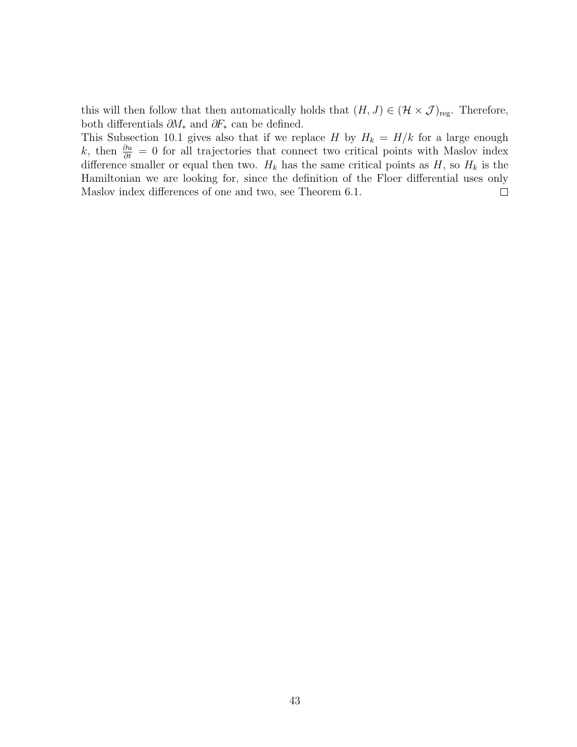this will then follow that then automatically holds that $(H, J) \in (\mathcal{H} \times \mathcal{J})_{\text{reg}}$. Therefore, both differentials $\partial M_*$ and $\partial F_*$ can be defined.
This Subsection 10.1 gives also that if we replace $H$ by $H_k = H/k$ for a large enough $k$, then $\frac{\partial u}{\partial t} = 0$ for all trajectories that connect two critical points with Maslov index difference smaller or equal then two. $H_k$ has the same critical points as $H$, so $H_k$ is the Hamiltonian we are looking for, since the definition of the Floer differential uses only Maslov index differences of one and two, see Theorem 6.1. $\square$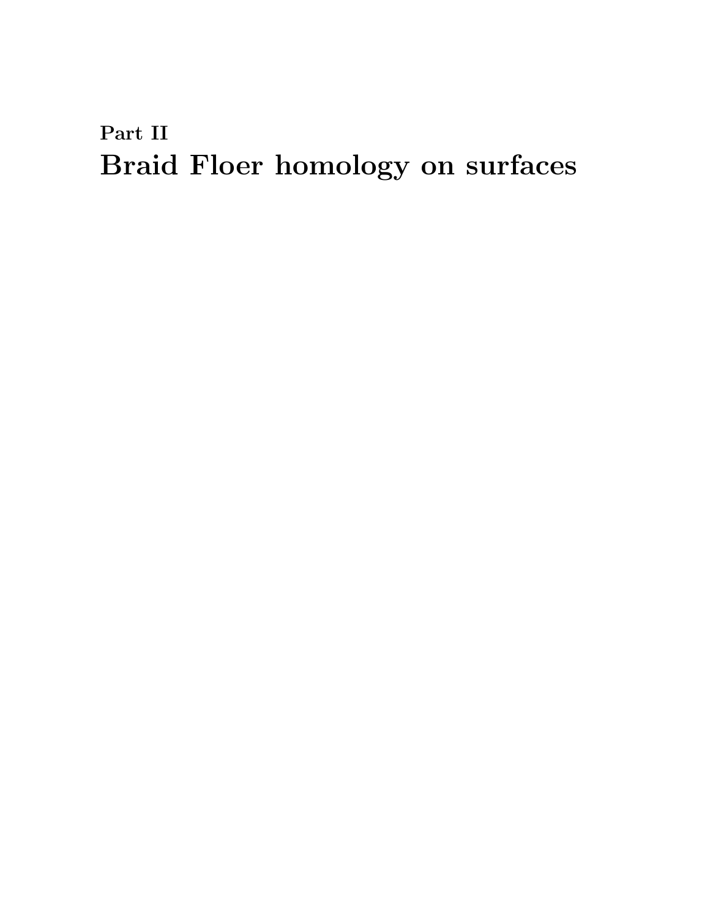# Part II
# Braid Floer homology on surfaces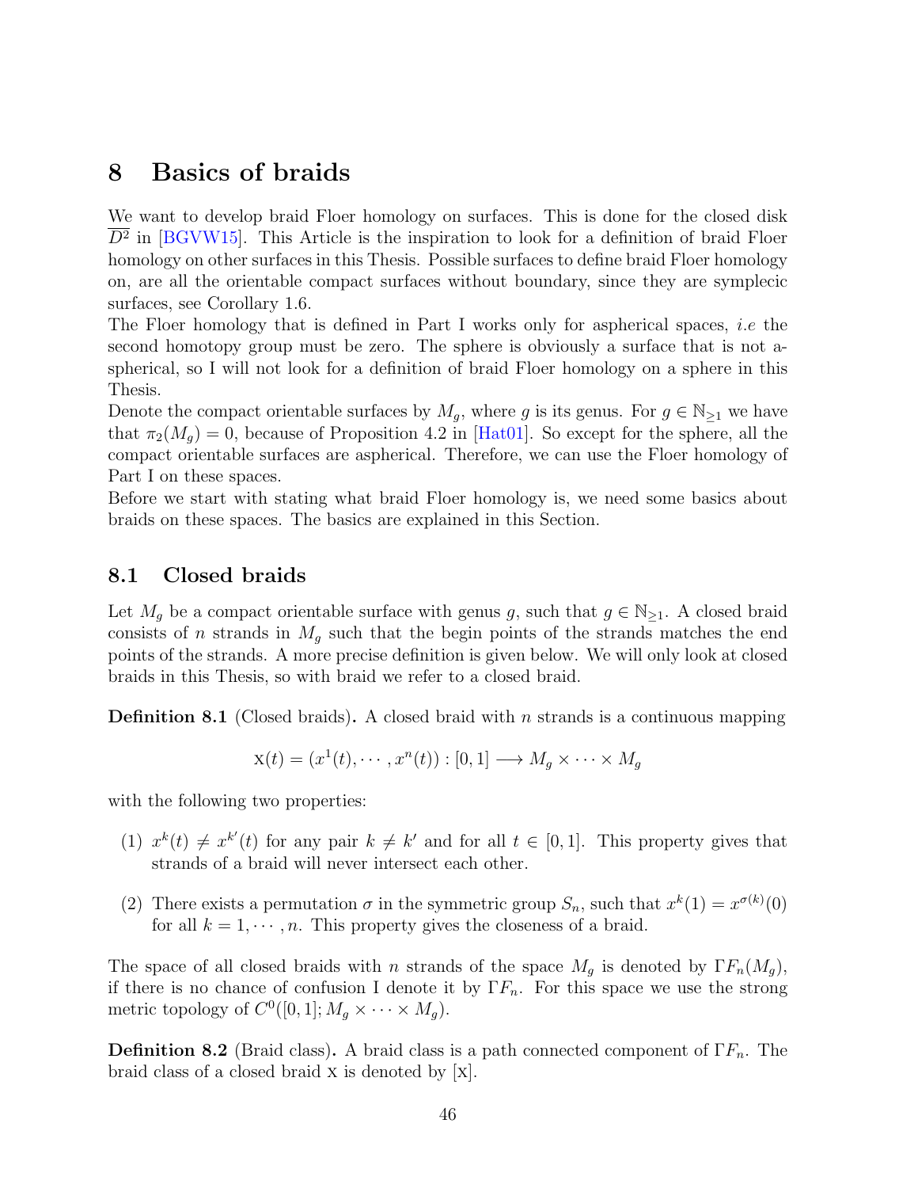# 8 Basics of braids

We want to develop braid Floer homology on surfaces. This is done for the closed disk $\overline{D^2}$ in [BGVW15]. This Article is the inspiration to look for a definition of braid Floer homology on other surfaces in this Thesis. Possible surfaces to define braid Floer homology on, are all the orientable compact surfaces without boundary, since they are symplecic surfaces, see Corollary 1.6.

The Floer homology that is defined in Part I works only for aspherical spaces, *i.e* the second homotopy group must be zero. The sphere is obviously a surface that is not a-spherical, so I will not look for a definition of braid Floer homology on a sphere in this Thesis.

Denote the compact orientable surfaces by $M_g$, where $g$ is its genus. For $g \in \mathbb{N}_{\geq 1}$ we have that $\pi_2(M_g) = 0$, because of Proposition 4.2 in [Hat01]. So except for the sphere, all the compact orientable surfaces are aspherical. Therefore, we can use the Floer homology of Part I on these spaces.

Before we start with stating what braid Floer homology is, we need some basics about braids on these spaces. The basics are explained in this Section.

## 8.1 Closed braids

Let $M_g$ be a compact orientable surface with genus $g$, such that $g \in \mathbb{N}_{\geq 1}$. A closed braid consists of $n$ strands in $M_g$ such that the begin points of the strands matches the end points of the strands. A more precise definition is given below. We will only look at closed braids in this Thesis, so with braid we refer to a closed braid.

**Definition 8.1** (Closed braids)**.** A closed braid with $n$ strands is a continuous mapping

$$\mathrm{x}(t) = (x^1(t), \cdots, x^n(t)) : [0,1] \longrightarrow M_g \times \cdots \times M_g$$

with the following two properties:

(1) $x^k(t) \neq x^{k'}(t)$ for any pair $k \neq k'$ and for all $t \in [0,1]$. This property gives that strands of a braid will never intersect each other.

(2) There exists a permutation $\sigma$ in the symmetric group $S_n$, such that $x^k(1) = x^{\sigma(k)}(0)$ for all $k = 1, \cdots, n$. This property gives the closeness of a braid.

The space of all closed braids with $n$ strands of the space $M_g$ is denoted by $\Gamma F_n(M_g)$, if there is no chance of confusion I denote it by $\Gamma F_n$. For this space we use the strong metric topology of $C^0([0,1]; M_g \times \cdots \times M_g)$.

**Definition 8.2** (Braid class)**.** A braid class is a path connected component of $\Gamma F_n$. The braid class of a closed braid $\mathrm{x}$ is denoted by $[\mathrm{x}]$.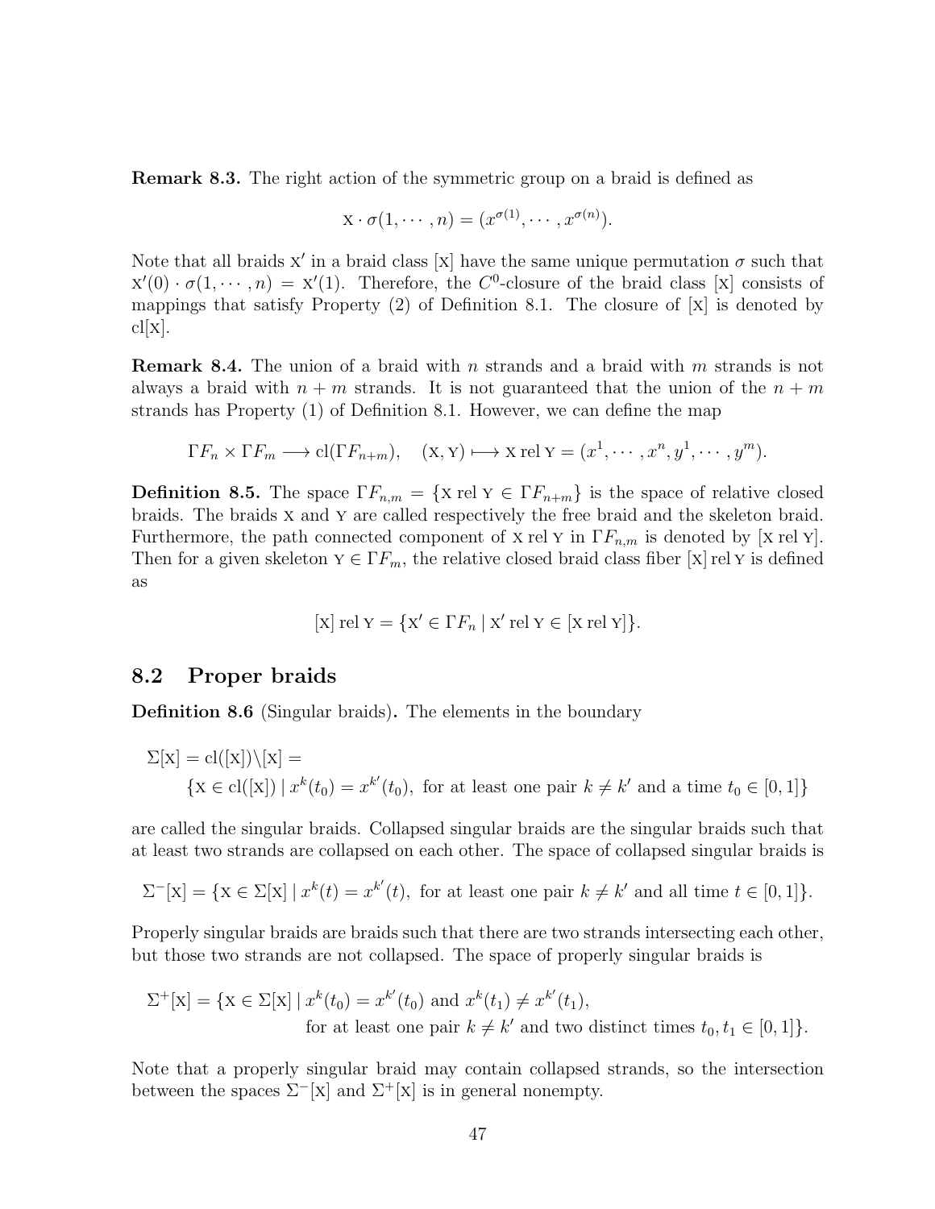**Remark 8.3.** The right action of the symmetric group on a braid is defined as

$$\mathrm{X} \cdot \sigma(1, \cdots, n) = (x^{\sigma(1)}, \cdots, x^{\sigma(n)}).$$

Note that all braids $\mathrm{X}'$ in a braid class $[\mathrm{X}]$ have the same unique permutation $\sigma$ such that $\mathrm{X}'(0) \cdot \sigma(1, \cdots, n) = \mathrm{X}'(1)$. Therefore, the $C^0$-closure of the braid class $[\mathrm{X}]$ consists of mappings that satisfy Property (2) of Definition 8.1. The closure of $[\mathrm{X}]$ is denoted by $\mathrm{cl}[\mathrm{X}]$.

**Remark 8.4.** The union of a braid with $n$ strands and a braid with $m$ strands is not always a braid with $n+m$ strands. It is not guaranteed that the union of the $n+m$ strands has Property (1) of Definition 8.1. However, we can define the map

$$\Gamma F_n \times \Gamma F_m \longrightarrow \mathrm{cl}(\Gamma F_{n+m}), \quad (\mathrm{X}, \mathrm{Y}) \longmapsto \mathrm{X} \text{ rel } \mathrm{Y} = (x^1, \cdots, x^n, y^1, \cdots, y^m).$$

**Definition 8.5.** The space $\Gamma F_{n,m} = \{\mathrm{X} \text{ rel } \mathrm{Y} \in \Gamma F_{n+m}\}$ is the space of relative closed braids. The braids X and Y are called respectively the free braid and the skeleton braid. Furthermore, the path connected component of $\mathrm{X} \text{ rel } \mathrm{Y}$ in $\Gamma F_{n,m}$ is denoted by $[\mathrm{X} \text{ rel } \mathrm{Y}]$. Then for a given skeleton $\mathrm{Y} \in \Gamma F_m$, the relative closed braid class fiber $[\mathrm{X}] \text{ rel } \mathrm{Y}$ is defined as

$$[\mathrm{X}] \text{ rel } \mathrm{Y} = \{\mathrm{X}' \in \Gamma F_n \mid \mathrm{X}' \text{ rel } \mathrm{Y} \in [\mathrm{X} \text{ rel } \mathrm{Y}]\}.$$

## 8.2 Proper braids

**Definition 8.6** (Singular braids)**.** The elements in the boundary

$$\Sigma[\mathrm{X}] = \mathrm{cl}([\mathrm{X}]) \backslash [\mathrm{X}] = \{\mathrm{X} \in \mathrm{cl}([\mathrm{X}]) \mid x^k(t_0) = x^{k'}(t_0), \text{ for at least one pair } k \neq k' \text{ and a time } t_0 \in [0,1]\}$$

are called the singular braids. Collapsed singular braids are the singular braids such that at least two strands are collapsed on each other. The space of collapsed singular braids is

$$\Sigma^-[\mathrm{X}] = \{\mathrm{X} \in \Sigma[\mathrm{X}] \mid x^k(t) = x^{k'}(t), \text{ for at least one pair } k \neq k' \text{ and all time } t \in [0,1]\}.$$

Properly singular braids are braids such that there are two strands intersecting each other, but those two strands are not collapsed. The space of properly singular braids is

$$\Sigma^+[\mathrm{X}] = \{\mathrm{X} \in \Sigma[\mathrm{X}] \mid x^k(t_0) = x^{k'}(t_0) \text{ and } x^k(t_1) \neq x^{k'}(t_1), \text{ for at least one pair } k \neq k' \text{ and two distinct times } t_0, t_1 \in [0,1]\}.$$

Note that a properly singular braid may contain collapsed strands, so the intersection between the spaces $\Sigma^-[\mathrm{X}]$ and $\Sigma^+[\mathrm{X}]$ is in general nonempty.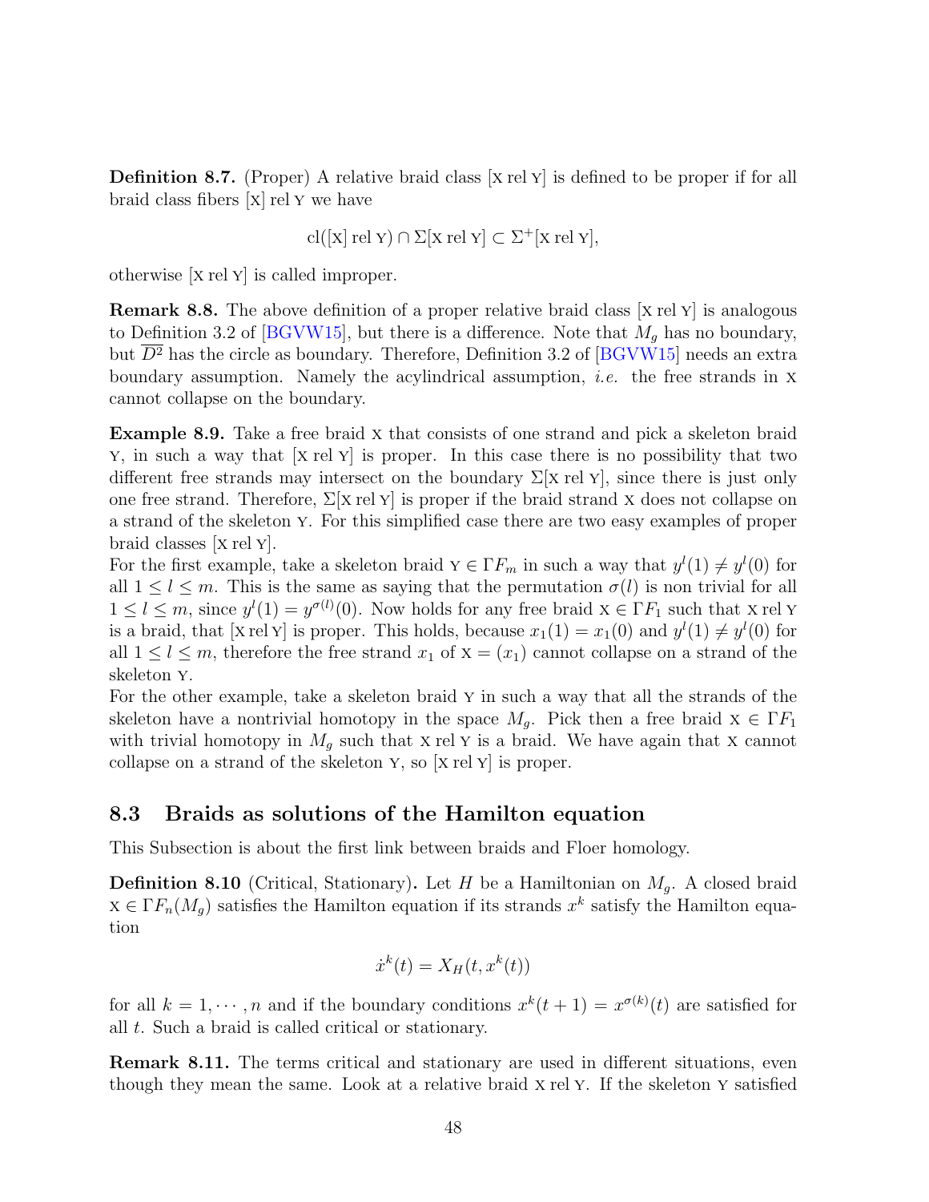**Definition 8.7.** (Proper) A relative braid class $[\mathrm{X} \text{ rel } \mathrm{Y}]$ is defined to be proper if for all braid class fibers $[\mathrm{X}] \text{ rel } \mathrm{Y}$ we have

$$\mathrm{cl}([\mathrm{X}] \text{ rel } \mathrm{Y}) \cap \Sigma[\mathrm{X} \text{ rel } \mathrm{Y}] \subset \Sigma^{+}[\mathrm{X} \text{ rel } \mathrm{Y}],$$

otherwise $[\mathrm{X} \text{ rel } \mathrm{Y}]$ is called improper.

**Remark 8.8.** The above definition of a proper relative braid class $[\mathrm{X} \text{ rel } \mathrm{Y}]$ is analogous to Definition 3.2 of [BGVW15], but there is a difference. Note that $M_g$ has no boundary, but $\overline{D^2}$ has the circle as boundary. Therefore, Definition 3.2 of [BGVW15] needs an extra boundary assumption. Namely the acylindrical assumption, *i.e.* the free strands in $\mathrm{X}$ cannot collapse on the boundary.

**Example 8.9.** Take a free braid $\mathrm{X}$ that consists of one strand and pick a skeleton braid $\mathrm{Y}$, in such a way that $[\mathrm{X} \text{ rel } \mathrm{Y}]$ is proper. In this case there is no possibility that two different free strands may intersect on the boundary $\Sigma[\mathrm{X} \text{ rel } \mathrm{Y}]$, since there is just only one free strand. Therefore, $\Sigma[\mathrm{X} \text{ rel } \mathrm{Y}]$ is proper if the braid strand $\mathrm{X}$ does not collapse on a strand of the skeleton $\mathrm{Y}$. For this simplified case there are two easy examples of proper braid classes $[\mathrm{X} \text{ rel } \mathrm{Y}]$.
For the first example, take a skeleton braid $\mathrm{Y} \in \Gamma F_m$ in such a way that $y^l(1) \neq y^l(0)$ for all $1 \leq l \leq m$. This is the same as saying that the permutation $\sigma(l)$ is non trivial for all $1 \leq l \leq m$, since $y^l(1) = y^{\sigma(l)}(0)$. Now holds for any free braid $\mathrm{X} \in \Gamma F_1$ such that $\mathrm{X} \text{ rel } \mathrm{Y}$ is a braid, that $[\mathrm{X} \text{ rel } \mathrm{Y}]$ is proper. This holds, because $x_1(1) = x_1(0)$ and $y^l(1) \neq y^l(0)$ for all $1 \leq l \leq m$, therefore the free strand $x_1$ of $\mathrm{X} = (x_1)$ cannot collapse on a strand of the skeleton $\mathrm{Y}$.
For the other example, take a skeleton braid $\mathrm{Y}$ in such a way that all the strands of the skeleton have a nontrivial homotopy in the space $M_g$. Pick then a free braid $\mathrm{X} \in \Gamma F_1$ with trivial homotopy in $M_g$ such that $\mathrm{X} \text{ rel } \mathrm{Y}$ is a braid. We have again that $\mathrm{X}$ cannot collapse on a strand of the skeleton $\mathrm{Y}$, so $[\mathrm{X} \text{ rel } \mathrm{Y}]$ is proper.

## 8.3 Braids as solutions of the Hamilton equation

This Subsection is about the first link between braids and Floer homology.

**Definition 8.10** (Critical, Stationary)**.** Let $H$ be a Hamiltonian on $M_g$. A closed braid $\mathrm{X} \in \Gamma F_n(M_g)$ satisfies the Hamilton equation if its strands $x^k$ satisfy the Hamilton equation

$$\dot{x}^k(t) = X_H(t, x^k(t))$$

for all $k = 1, \cdots, n$ and if the boundary conditions $x^k(t+1) = x^{\sigma(k)}(t)$ are satisfied for all $t$. Such a braid is called critical or stationary.

**Remark 8.11.** The terms critical and stationary are used in different situations, even though they mean the same. Look at a relative braid $\mathrm{X} \text{ rel } \mathrm{Y}$. If the skeleton $\mathrm{Y}$ satisfied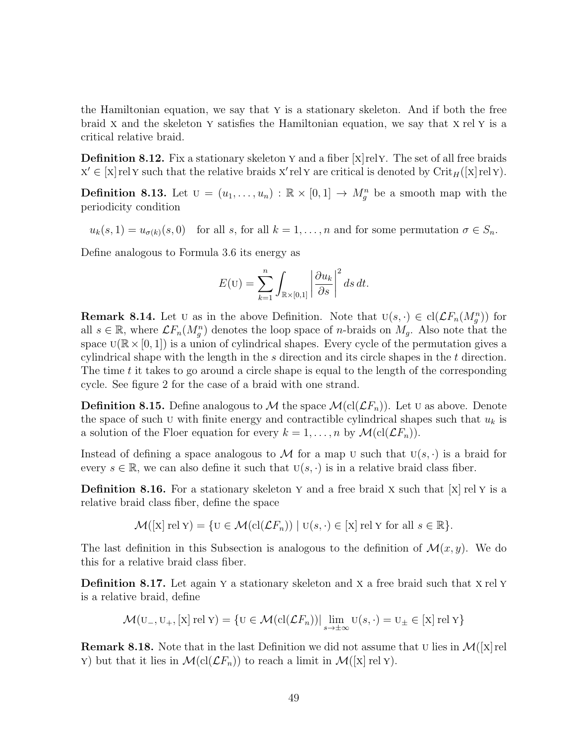the Hamiltonian equation, we say that Y is a stationary skeleton. And if both the free braid X and the skeleton Y satisfies the Hamiltonian equation, we say that X rel Y is a critical relative braid.

**Definition 8.12.** Fix a stationary skeleton Y and a fiber [X] rel Y. The set of all free braids $X' \in [X] \operatorname{rel} Y$ such that the relative braids $X' \operatorname{rel} Y$ are critical is denoted by $\operatorname{Crit}_H([X] \operatorname{rel} Y)$.

**Definition 8.13.** Let $U = (u_1, \ldots, u_n) : \mathbb{R} \times [0,1] \to M_g^n$ be a smooth map with the periodicity condition

$$u_k(s,1) = u_{\sigma(k)}(s,0) \quad \text{for all } s, \text{ for all } k = 1, \ldots, n \text{ and for some permutation } \sigma \in S_n.$$

Define analogous to Formula 3.6 its energy as

$$E(U) = \sum_{k=1}^{n} \int_{\mathbb{R} \times [0,1]} \left| \frac{\partial u_k}{\partial s} \right|^2 ds\, dt.$$

**Remark 8.14.** Let U as in the above Definition. Note that $U(s, \cdot) \in \operatorname{cl}(\mathcal{L}F_n(M_g^n))$ for all $s \in \mathbb{R}$, where $\mathcal{L}F_n(M_g^n)$ denotes the loop space of $n$-braids on $M_g$. Also note that the space $U(\mathbb{R} \times [0,1])$ is a union of cylindrical shapes. Every cycle of the permutation gives a cylindrical shape with the length in the $s$ direction and its circle shapes in the $t$ direction. The time $t$ it takes to go around a circle shape is equal to the length of the corresponding cycle. See figure 2 for the case of a braid with one strand.

**Definition 8.15.** Define analogous to $\mathcal{M}$ the space $\mathcal{M}(\operatorname{cl}(\mathcal{L}F_n))$. Let U as above. Denote the space of such U with finite energy and contractible cylindrical shapes such that $u_k$ is a solution of the Floer equation for every $k = 1, \ldots, n$ by $\mathcal{M}(\operatorname{cl}(\mathcal{L}F_n))$.

Instead of defining a space analogous to $\mathcal{M}$ for a map U such that $U(s, \cdot)$ is a braid for every $s \in \mathbb{R}$, we can also define it such that $U(s, \cdot)$ is in a relative braid class fiber.

**Definition 8.16.** For a stationary skeleton Y and a free braid X such that [X] rel Y is a relative braid class fiber, define the space

$$\mathcal{M}([X] \operatorname{rel} Y) = \{U \in \mathcal{M}(\operatorname{cl}(\mathcal{L}F_n)) \mid U(s, \cdot) \in [X] \operatorname{rel} Y \text{ for all } s \in \mathbb{R}\}.$$

The last definition in this Subsection is analogous to the definition of $\mathcal{M}(x, y)$. We do this for a relative braid class fiber.

**Definition 8.17.** Let again Y a stationary skeleton and X a free braid such that X rel Y is a relative braid, define

$$\mathcal{M}(U_-, U_+, [X] \operatorname{rel} Y) = \{U \in \mathcal{M}(\operatorname{cl}(\mathcal{L}F_n)) | \lim_{s \to \pm\infty} U(s, \cdot) = U_\pm \in [X] \operatorname{rel} Y\}$$

**Remark 8.18.** Note that in the last Definition we did not assume that U lies in $\mathcal{M}([X] \operatorname{rel} Y)$ but that it lies in $\mathcal{M}(\operatorname{cl}(\mathcal{L}F_n))$ to reach a limit in $\mathcal{M}([X] \operatorname{rel} Y)$.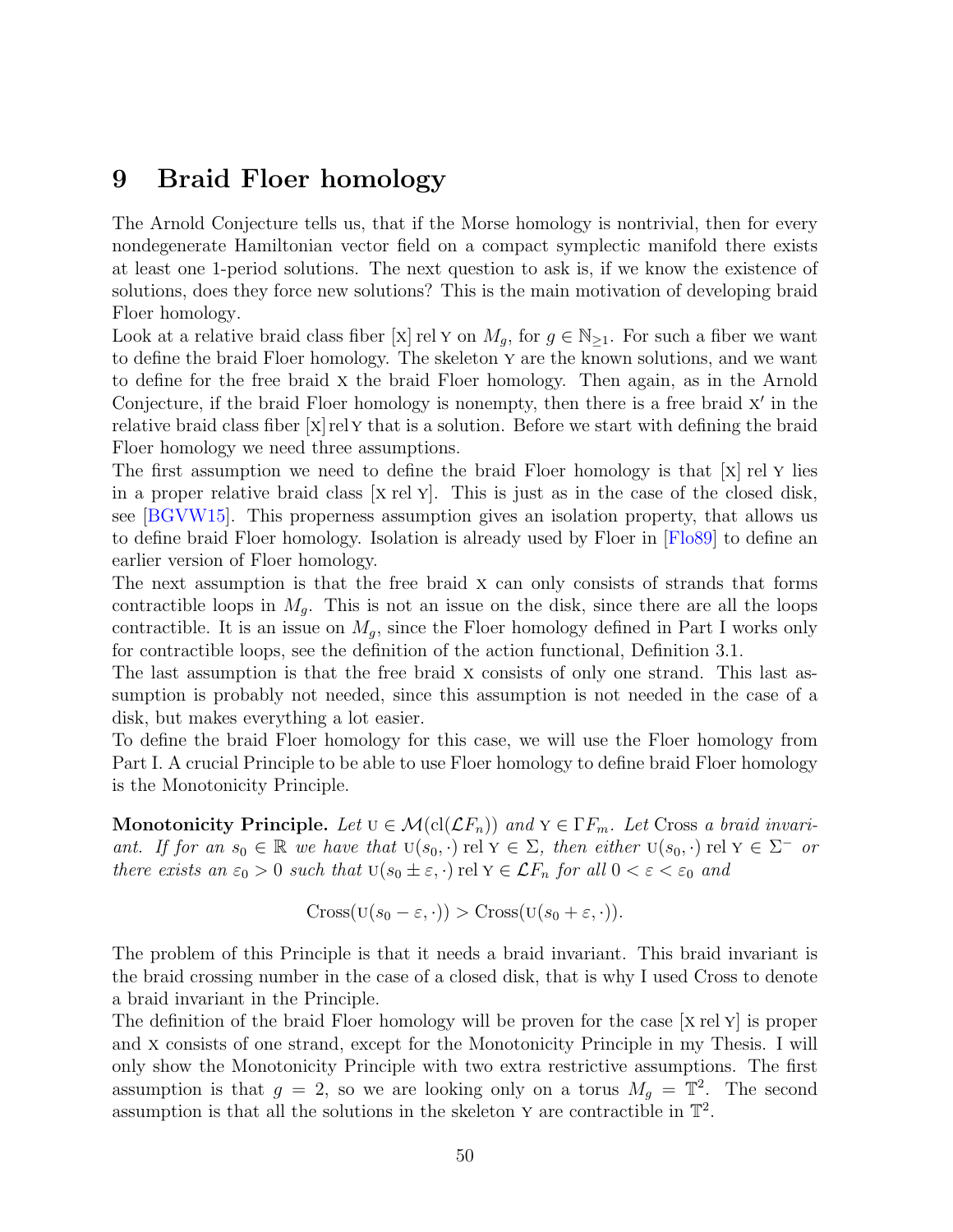# 9 Braid Floer homology

The Arnold Conjecture tells us, that if the Morse homology is nontrivial, then for every nondegenerate Hamiltonian vector field on a compact symplectic manifold there exists at least one 1-period solutions. The next question to ask is, if we know the existence of solutions, does they force new solutions? This is the main motivation of developing braid Floer homology.

Look at a relative braid class fiber $[\mathrm{x}]$ rel $\mathrm{y}$ on $M_g$, for $g \in \mathbb{N}_{\geq 1}$. For such a fiber we want to define the braid Floer homology. The skeleton $\mathrm{y}$ are the known solutions, and we want to define for the free braid $\mathrm{x}$ the braid Floer homology. Then again, as in the Arnold Conjecture, if the braid Floer homology is nonempty, then there is a free braid $\mathrm{x}'$ in the relative braid class fiber $[\mathrm{x}]$ rel $\mathrm{y}$ that is a solution. Before we start with defining the braid Floer homology we need three assumptions.

The first assumption we need to define the braid Floer homology is that $[\mathrm{x}]$ rel $\mathrm{y}$ lies in a proper relative braid class $[\mathrm{x}$ rel $\mathrm{y}]$. This is just as in the case of the closed disk, see [BGVW15]. This properness assumption gives an isolation property, that allows us to define braid Floer homology. Isolation is already used by Floer in [Flo89] to define an earlier version of Floer homology.

The next assumption is that the free braid $\mathrm{x}$ can only consists of strands that forms contractible loops in $M_g$. This is not an issue on the disk, since there are all the loops contractible. It is an issue on $M_g$, since the Floer homology defined in Part I works only for contractible loops, see the definition of the action functional, Definition 3.1.

The last assumption is that the free braid $\mathrm{x}$ consists of only one strand. This last assumption is probably not needed, since this assumption is not needed in the case of a disk, but makes everything a lot easier.

To define the braid Floer homology for this case, we will use the Floer homology from Part I. A crucial Principle to be able to use Floer homology to define braid Floer homology is the Monotonicity Principle.

**Monotonicity Principle.** *Let* $\mathrm{u} \in \mathcal{M}(\mathrm{cl}(\mathcal{L}F_n))$ *and* $\mathrm{y} \in \Gamma F_m$. *Let* Cross *a braid invariant. If for an* $s_0 \in \mathbb{R}$ *we have that* $\mathrm{u}(s_0, \cdot)$ rel $\mathrm{y} \in \Sigma$, *then either* $\mathrm{u}(s_0, \cdot)$ rel $\mathrm{y} \in \Sigma^-$ *or there exists an* $\varepsilon_0 > 0$ *such that* $\mathrm{u}(s_0 \pm \varepsilon, \cdot)$ rel $\mathrm{y} \in \mathcal{L}F_n$ *for all* $0 < \varepsilon < \varepsilon_0$ *and*

$$\mathrm{Cross}(\mathrm{u}(s_0 - \varepsilon, \cdot)) > \mathrm{Cross}(\mathrm{u}(s_0 + \varepsilon, \cdot)).$$

The problem of this Principle is that it needs a braid invariant. This braid invariant is the braid crossing number in the case of a closed disk, that is why I used Cross to denote a braid invariant in the Principle.

The definition of the braid Floer homology will be proven for the case $[\mathrm{x}$ rel $\mathrm{y}]$ is proper and $\mathrm{x}$ consists of one strand, except for the Monotonicity Principle in my Thesis. I will only show the Monotonicity Principle with two extra restrictive assumptions. The first assumption is that $g = 2$, so we are looking only on a torus $M_g = \mathbb{T}^2$. The second assumption is that all the solutions in the skeleton $\mathrm{y}$ are contractible in $\mathbb{T}^2$.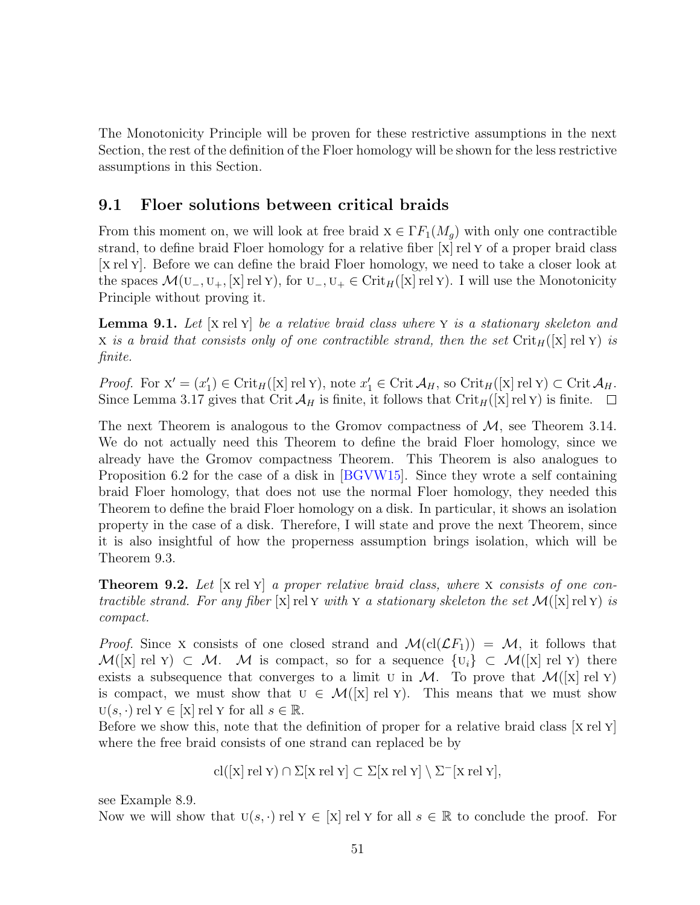The Monotonicity Principle will be proven for these restrictive assumptions in the next Section, the rest of the definition of the Floer homology will be shown for the less restrictive assumptions in this Section.

## 9.1 Floer solutions between critical braids

From this moment on, we will look at free braid $\mathrm{X} \in \Gamma F_1(M_g)$ with only one contractible strand, to define braid Floer homology for a relative fiber $[\mathrm{X}] \text{ rel } \mathrm{Y}$ of a proper braid class $[\mathrm{X} \text{ rel } \mathrm{Y}]$. Before we can define the braid Floer homology, we need to take a closer look at the spaces $\mathcal{M}(\mathrm{U}_-, \mathrm{U}_+, [\mathrm{X}] \text{ rel } \mathrm{Y})$, for $\mathrm{U}_-, \mathrm{U}_+ \in \mathrm{Crit}_H([\mathrm{X}] \text{ rel } \mathrm{Y})$. I will use the Monotonicity Principle without proving it.

**Lemma 9.1.** *Let $[\mathrm{X} \text{ rel } \mathrm{Y}]$ be a relative braid class where $\mathrm{Y}$ is a stationary skeleton and $\mathrm{X}$ is a braid that consists only of one contractible strand, then the set $\mathrm{Crit}_H([\mathrm{X}] \text{ rel } \mathrm{Y})$ is finite.*

*Proof.* For $\mathrm{X}' = (x_1') \in \mathrm{Crit}_H([\mathrm{X}] \text{ rel } \mathrm{Y})$, note $x_1' \in \mathrm{Crit}\, \mathcal{A}_H$, so $\mathrm{Crit}_H([\mathrm{X}] \text{ rel } \mathrm{Y}) \subset \mathrm{Crit}\, \mathcal{A}_H$. Since Lemma 3.17 gives that $\mathrm{Crit}\, \mathcal{A}_H$ is finite, it follows that $\mathrm{Crit}_H([\mathrm{X}] \text{ rel } \mathrm{Y})$ is finite. $\square$

The next Theorem is analogous to the Gromov compactness of $\mathcal{M}$, see Theorem 3.14. We do not actually need this Theorem to define the braid Floer homology, since we already have the Gromov compactness Theorem. This Theorem is also analogues to Proposition 6.2 for the case of a disk in [BGVW15]. Since they wrote a self containing braid Floer homology, that does not use the normal Floer homology, they needed this Theorem to define the braid Floer homology on a disk. In particular, it shows an isolation property in the case of a disk. Therefore, I will state and prove the next Theorem, since it is also insightful of how the properness assumption brings isolation, which will be Theorem 9.3.

**Theorem 9.2.** *Let $[\mathrm{X} \text{ rel } \mathrm{Y}]$ a proper relative braid class, where $\mathrm{X}$ consists of one contractible strand. For any fiber $[\mathrm{X}] \text{ rel } \mathrm{Y}$ with $\mathrm{Y}$ a stationary skeleton the set $\mathcal{M}([\mathrm{X}] \text{ rel } \mathrm{Y})$ is compact.*

*Proof.* Since $\mathrm{X}$ consists of one closed strand and $\mathcal{M}(\mathrm{cl}(\mathcal{L}F_1)) = \mathcal{M}$, it follows that $\mathcal{M}([\mathrm{X}] \text{ rel } \mathrm{Y}) \subset \mathcal{M}$. $\mathcal{M}$ is compact, so for a sequence $\{\mathrm{U}_i\} \subset \mathcal{M}([\mathrm{X}] \text{ rel } \mathrm{Y})$ there exists a subsequence that converges to a limit $\mathrm{U}$ in $\mathcal{M}$. To prove that $\mathcal{M}([\mathrm{X}] \text{ rel } \mathrm{Y})$ is compact, we must show that $\mathrm{U} \in \mathcal{M}([\mathrm{X}] \text{ rel } \mathrm{Y})$. This means that we must show $\mathrm{U}(s, \cdot) \text{ rel } \mathrm{Y} \in [\mathrm{X}] \text{ rel } \mathrm{Y}$ for all $s \in \mathbb{R}$.
Before we show this, note that the definition of proper for a relative braid class $[\mathrm{X} \text{ rel } \mathrm{Y}]$ where the free braid consists of one strand can replaced be by

$$\mathrm{cl}([\mathrm{X}] \text{ rel } \mathrm{Y}) \cap \Sigma[\mathrm{X} \text{ rel } \mathrm{Y}] \subset \Sigma[\mathrm{X} \text{ rel } \mathrm{Y}] \setminus \Sigma^-[\mathrm{X} \text{ rel } \mathrm{Y}],$$

see Example 8.9.
Now we will show that $\mathrm{U}(s, \cdot) \text{ rel } \mathrm{Y} \in [\mathrm{X}] \text{ rel } \mathrm{Y}$ for all $s \in \mathbb{R}$ to conclude the proof. For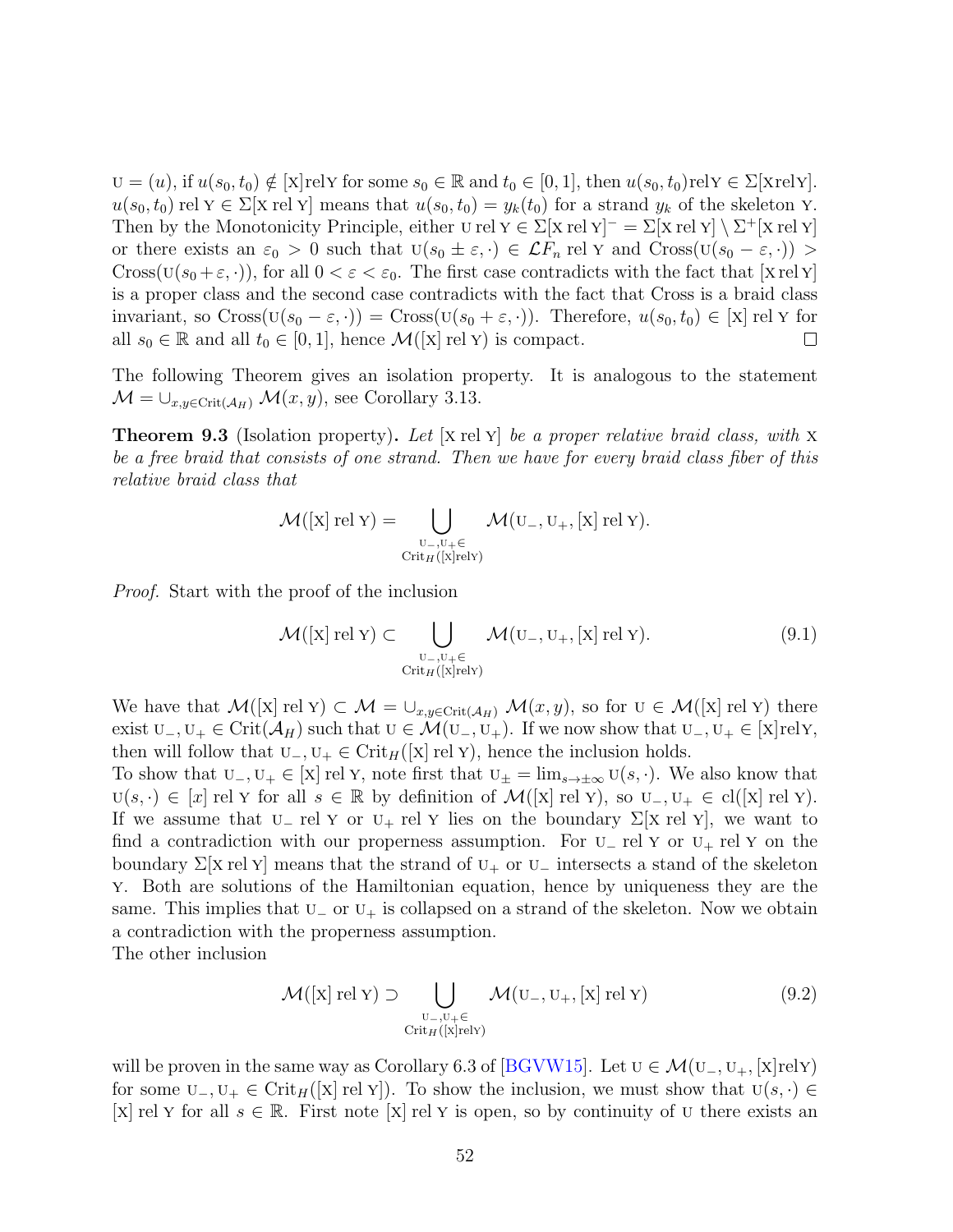$\mathrm{U} = (u)$, if $u(s_0, t_0) \notin [\mathrm{X}] \mathrm{rel} \mathrm{Y}$ for some $s_0 \in \mathbb{R}$ and $t_0 \in [0,1]$, then $u(s_0, t_0) \mathrm{rel} \mathrm{Y} \in \Sigma[\mathrm{X} \mathrm{rel} \mathrm{Y}]$. $u(s_0, t_0)$ rel $\mathrm{Y} \in \Sigma[\mathrm{X}$ rel $\mathrm{Y}]$ means that $u(s_0, t_0) = y_k(t_0)$ for a strand $y_k$ of the skeleton $\mathrm{Y}$. Then by the Monotonicity Principle, either $\mathrm{U}$ rel $\mathrm{Y} \in \Sigma[\mathrm{X} \text{ rel } \mathrm{Y}]^- = \Sigma[\mathrm{X} \text{ rel } \mathrm{Y}] \setminus \Sigma^+[\mathrm{X} \text{ rel } \mathrm{Y}]$ or there exists an $\varepsilon_0 > 0$ such that $\mathrm{U}(s_0 \pm \varepsilon, \cdot) \in \mathcal{L}F_n$ rel $\mathrm{Y}$ and $\mathrm{Cross}(\mathrm{U}(s_0 - \varepsilon, \cdot)) > \mathrm{Cross}(\mathrm{U}(s_0 + \varepsilon, \cdot))$, for all $0 < \varepsilon < \varepsilon_0$. The first case contradicts with the fact that $[\mathrm{X} \,\mathrm{rel}\, \mathrm{Y}]$ is a proper class and the second case contradicts with the fact that Cross is a braid class invariant, so $\mathrm{Cross}(\mathrm{U}(s_0 - \varepsilon, \cdot)) = \mathrm{Cross}(\mathrm{U}(s_0 + \varepsilon, \cdot))$. Therefore, $u(s_0, t_0) \in [\mathrm{X}]$ rel $\mathrm{Y}$ for all $s_0 \in \mathbb{R}$ and all $t_0 \in [0,1]$, hence $\mathcal{M}([\mathrm{X}] \text{ rel } \mathrm{Y})$ is compact. $\square$

The following Theorem gives an isolation property. It is analogous to the statement $\mathcal{M} = \cup_{x,y \in \mathrm{Crit}(\mathcal{A}_H)} \mathcal{M}(x,y)$, see Corollary 3.13.

**Theorem 9.3** (Isolation property)**.** *Let* $[\mathrm{X} \text{ rel } \mathrm{Y}]$ *be a proper relative braid class, with* $\mathrm{X}$ *be a free braid that consists of one strand. Then we have for every braid class fiber of this relative braid class that*

$$\mathcal{M}([\mathrm{X}] \text{ rel } \mathrm{Y}) = \bigcup_{\substack{\mathrm{U}_-, \mathrm{U}_+ \in \\ \mathrm{Crit}_H([\mathrm{X}]\mathrm{rel}\mathrm{Y})}} \mathcal{M}(\mathrm{U}_-, \mathrm{U}_+, [\mathrm{X}] \text{ rel } \mathrm{Y}).$$

*Proof.* Start with the proof of the inclusion

$$\mathcal{M}([\mathrm{X}] \text{ rel } \mathrm{Y}) \subset \bigcup_{\substack{\mathrm{U}_-, \mathrm{U}_+ \in \\ \mathrm{Crit}_H([\mathrm{X}]\mathrm{rel}\mathrm{Y})}} \mathcal{M}(\mathrm{U}_-, \mathrm{U}_+, [\mathrm{X}] \text{ rel } \mathrm{Y}). \tag{9.1}$$

We have that $\mathcal{M}([\mathrm{X}] \text{ rel } \mathrm{Y}) \subset \mathcal{M} = \cup_{x,y \in \mathrm{Crit}(\mathcal{A}_H)} \mathcal{M}(x,y)$, so for $\mathrm{U} \in \mathcal{M}([\mathrm{X}] \text{ rel } \mathrm{Y})$ there exist $\mathrm{U}_-, \mathrm{U}_+ \in \mathrm{Crit}(\mathcal{A}_H)$ such that $\mathrm{U} \in \mathcal{M}(\mathrm{U}_-, \mathrm{U}_+)$. If we now show that $\mathrm{U}_-, \mathrm{U}_+ \in [\mathrm{X}] \mathrm{rel} \mathrm{Y}$, then will follow that $\mathrm{U}_-, \mathrm{U}_+ \in \mathrm{Crit}_H([\mathrm{X}] \text{ rel } \mathrm{Y})$, hence the inclusion holds.
To show that $\mathrm{U}_-, \mathrm{U}_+ \in [\mathrm{X}]$ rel $\mathrm{Y}$, note first that $\mathrm{U}_\pm = \lim_{s \to \pm\infty} \mathrm{U}(s, \cdot)$. We also know that $\mathrm{U}(s, \cdot) \in [x]$ rel $\mathrm{Y}$ for all $s \in \mathbb{R}$ by definition of $\mathcal{M}([\mathrm{X}] \text{ rel } \mathrm{Y})$, so $\mathrm{U}_-, \mathrm{U}_+ \in \mathrm{cl}([\mathrm{X}] \text{ rel } \mathrm{Y})$. If we assume that $\mathrm{U}_-$ rel $\mathrm{Y}$ or $\mathrm{U}_+$ rel $\mathrm{Y}$ lies on the boundary $\Sigma[\mathrm{X} \text{ rel } \mathrm{Y}]$, we want to find a contradiction with our properness assumption. For $\mathrm{U}_-$ rel $\mathrm{Y}$ or $\mathrm{U}_+$ rel $\mathrm{Y}$ on the boundary $\Sigma[\mathrm{X} \text{ rel } \mathrm{Y}]$ means that the strand of $\mathrm{U}_+$ or $\mathrm{U}_-$ intersects a stand of the skeleton $\mathrm{Y}$. Both are solutions of the Hamiltonian equation, hence by uniqueness they are the same. This implies that $\mathrm{U}_-$ or $\mathrm{U}_+$ is collapsed on a strand of the skeleton. Now we obtain a contradiction with the properness assumption.
The other inclusion

$$\mathcal{M}([\mathrm{X}] \text{ rel } \mathrm{Y}) \supset \bigcup_{\substack{\mathrm{U}_-, \mathrm{U}_+ \in \\ \mathrm{Crit}_H([\mathrm{X}]\mathrm{rel}\mathrm{Y})}} \mathcal{M}(\mathrm{U}_-, \mathrm{U}_+, [\mathrm{X}] \text{ rel } \mathrm{Y}) \tag{9.2}$$

will be proven in the same way as Corollary 6.3 of [BGVW15]. Let $\mathrm{U} \in \mathcal{M}(\mathrm{U}_-, \mathrm{U}_+, [\mathrm{X}] \mathrm{rel} \mathrm{Y})$ for some $\mathrm{U}_-, \mathrm{U}_+ \in \mathrm{Crit}_H([\mathrm{X}] \text{ rel } \mathrm{Y}])$. To show the inclusion, we must show that $\mathrm{U}(s, \cdot) \in [\mathrm{X}]$ rel $\mathrm{Y}$ for all $s \in \mathbb{R}$. First note $[\mathrm{X}]$ rel $\mathrm{Y}$ is open, so by continuity of $\mathrm{U}$ there exists an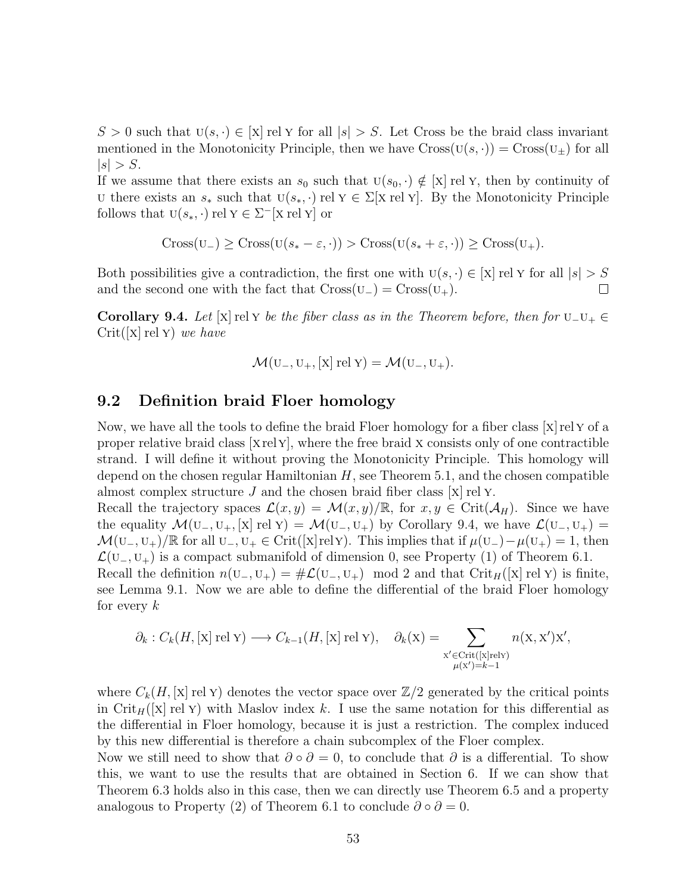$S > 0$ such that $\text{U}(s, \cdot) \in [\text{X}] \text{ rel Y}$ for all $|s| > S$. Let Cross be the braid class invariant mentioned in the Monotonicity Principle, then we have $\text{Cross}(\text{U}(s, \cdot)) = \text{Cross}(\text{U}_\pm)$ for all $|s| > S$.
If we assume that there exists an $s_0$ such that $\text{U}(s_0, \cdot) \notin [\text{X}] \text{ rel Y}$, then by continuity of U there exists an $s_*$ such that $\text{U}(s_*, \cdot) \text{ rel Y} \in \Sigma[\text{X rel Y}]$. By the Monotonicity Principle follows that $\text{U}(s_*, \cdot) \text{ rel Y} \in \Sigma^-[\text{X rel Y}]$ or

$$\text{Cross}(\text{U}_-) \geq \text{Cross}(\text{U}(s_* - \varepsilon, \cdot)) > \text{Cross}(\text{U}(s_* + \varepsilon, \cdot)) \geq \text{Cross}(\text{U}_+).$$

Both possibilities give a contradiction, the first one with $\text{U}(s, \cdot) \in [\text{X}] \text{ rel Y}$ for all $|s| > S$ and the second one with the fact that $\text{Cross}(\text{U}_-) = \text{Cross}(\text{U}_+)$. □

**Corollary 9.4.** *Let* $[\text{X}] \text{ rel Y}$ *be the fiber class as in the Theorem before, then for* $\text{U}_-\text{U}_+ \in \text{Crit}([\text{X}] \text{ rel Y})$ *we have*

$$\mathcal{M}(\text{U}_-, \text{U}_+, [\text{X}] \text{ rel Y}) = \mathcal{M}(\text{U}_-, \text{U}_+).$$

## 9.2 Definition braid Floer homology

Now, we have all the tools to define the braid Floer homology for a fiber class $[\text{X}] \text{ rel Y}$ of a proper relative braid class $[\text{X rel Y}]$, where the free braid X consists only of one contractible strand. I will define it without proving the Monotonicity Principle. This homology will depend on the chosen regular Hamiltonian $H$, see Theorem 5.1, and the chosen compatible almost complex structure $J$ and the chosen braid fiber class $[\text{X}] \text{ rel Y}$.
Recall the trajectory spaces $\mathcal{L}(x, y) = \mathcal{M}(x, y)/\mathbb{R}$, for $x, y \in \text{Crit}(\mathcal{A}_H)$. Since we have the equality $\mathcal{M}(\text{U}_-, \text{U}_+, [\text{X}] \text{ rel Y}) = \mathcal{M}(\text{U}_-, \text{U}_+)$ by Corollary 9.4, we have $\mathcal{L}(\text{U}_-, \text{U}_+) = \mathcal{M}(\text{U}_-, \text{U}_+)/\mathbb{R}$ for all $\text{U}_-, \text{U}_+ \in \text{Crit}([\text{X}]\text{relY})$. This implies that if $\mu(\text{U}_-) - \mu(\text{U}_+) = 1$, then $\mathcal{L}(\text{U}_-, \text{U}_+)$ is a compact submanifold of dimension 0, see Property (1) of Theorem 6.1.
Recall the definition $n(\text{U}_-, \text{U}_+) = \#\mathcal{L}(\text{U}_-, \text{U}_+) \mod 2$ and that $\text{Crit}_H([\text{X}] \text{ rel Y})$ is finite, see Lemma 9.1. Now we are able to define the differential of the braid Floer homology for every $k$

$$\partial_k : C_k(H, [\text{X}] \text{ rel Y}) \longrightarrow C_{k-1}(H, [\text{X}] \text{ rel Y}), \quad \partial_k(\text{X}) = \sum_{\substack{\text{X}' \in \text{Crit}([\text{X}]\text{relY}) \\ \mu(\text{X}') = k-1}} n(\text{X}, \text{X}')\text{X}',$$

where $C_k(H, [\text{X}] \text{ rel Y})$ denotes the vector space over $\mathbb{Z}/2$ generated by the critical points in $\text{Crit}_H([\text{X}] \text{ rel Y})$ with Maslov index $k$. I use the same notation for this differential as the differential in Floer homology, because it is just a restriction. The complex induced by this new differential is therefore a chain subcomplex of the Floer complex.
Now we still need to show that $\partial \circ \partial = 0$, to conclude that $\partial$ is a differential. To show this, we want to use the results that are obtained in Section 6. If we can show that Theorem 6.3 holds also in this case, then we can directly use Theorem 6.5 and a property analogous to Property (2) of Theorem 6.1 to conclude $\partial \circ \partial = 0$.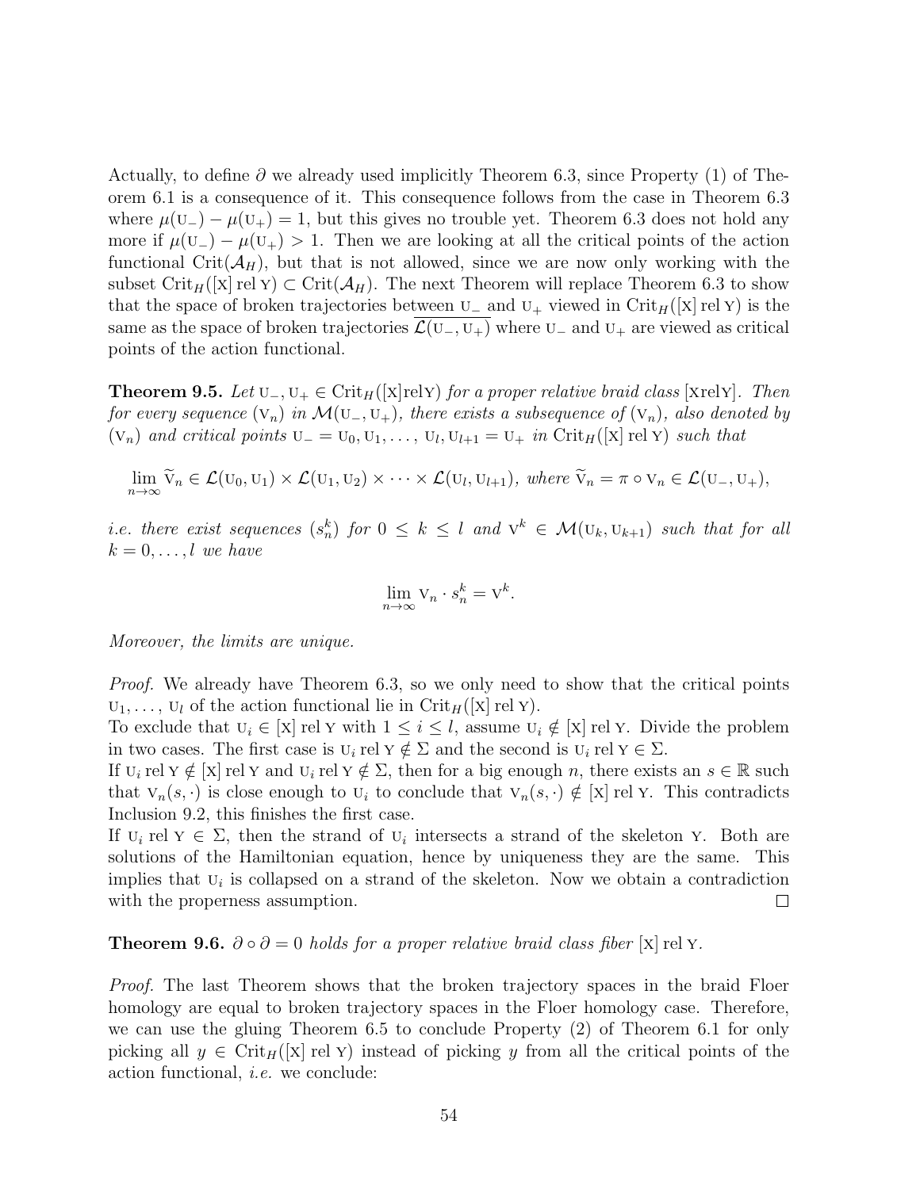Actually, to define $\partial$ we already used implicitly Theorem 6.3, since Property (1) of Theorem 6.1 is a consequence of it. This consequence follows from the case in Theorem 6.3 where $\mu(\mathrm{U}_-) - \mu(\mathrm{U}_+) = 1$, but this gives no trouble yet. Theorem 6.3 does not hold any more if $\mu(\mathrm{U}_-) - \mu(\mathrm{U}_+) > 1$. Then we are looking at all the critical points of the action functional $\mathrm{Crit}(\mathcal{A}_H)$, but that is not allowed, since we are now only working with the subset $\mathrm{Crit}_H([\mathrm{X}] \operatorname{rel} \mathrm{Y}) \subset \mathrm{Crit}(\mathcal{A}_H)$. The next Theorem will replace Theorem 6.3 to show that the space of broken trajectories between $\mathrm{U}_-$ and $\mathrm{U}_+$ viewed in $\mathrm{Crit}_H([\mathrm{X}] \operatorname{rel} \mathrm{Y})$ is the same as the space of broken trajectories $\overline{\mathcal{L}(\mathrm{U}_-, \mathrm{U}_+)}$ where $\mathrm{U}_-$ and $\mathrm{U}_+$ are viewed as critical points of the action functional.

**Theorem 9.5.** *Let $\mathrm{U}_-, \mathrm{U}_+ \in \mathrm{Crit}_H([\mathrm{X}]\mathrm{rel}\mathrm{Y})$ for a proper relative braid class $[\mathrm{X}\mathrm{rel}\mathrm{Y}]$. Then for every sequence $(\mathrm{V}_n)$ in $\mathcal{M}(\mathrm{U}_-, \mathrm{U}_+)$, there exists a subsequence of $(\mathrm{V}_n)$, also denoted by $(\mathrm{V}_n)$ and critical points $\mathrm{U}_- = \mathrm{U}_0, \mathrm{U}_1, \ldots, \mathrm{U}_l, \mathrm{U}_{l+1} = \mathrm{U}_+$ in $\mathrm{Crit}_H([\mathrm{X}] \operatorname{rel} \mathrm{Y})$ such that*

$$\lim_{n\to\infty} \widetilde{\mathrm{V}}_n \in \mathcal{L}(\mathrm{U}_0, \mathrm{U}_1) \times \mathcal{L}(\mathrm{U}_1, \mathrm{U}_2) \times \cdots \times \mathcal{L}(\mathrm{U}_l, \mathrm{U}_{l+1}), \text{ where } \widetilde{\mathrm{V}}_n = \pi \circ \mathrm{V}_n \in \mathcal{L}(\mathrm{U}_-, \mathrm{U}_+),$$

*i.e. there exist sequences $(s_n^k)$ for $0 \leq k \leq l$ and $\mathrm{V}^k \in \mathcal{M}(\mathrm{U}_k, \mathrm{U}_{k+1})$ such that for all $k = 0, \ldots, l$ we have*

$$\lim_{n\to\infty} \mathrm{V}_n \cdot s_n^k = \mathrm{V}^k.$$

*Moreover, the limits are unique.*

*Proof.* We already have Theorem 6.3, so we only need to show that the critical points $\mathrm{U}_1, \ldots, \mathrm{U}_l$ of the action functional lie in $\mathrm{Crit}_H([\mathrm{X}] \operatorname{rel} \mathrm{Y})$.
To exclude that $\mathrm{U}_i \in [\mathrm{X}] \operatorname{rel} \mathrm{Y}$ with $1 \leq i \leq l$, assume $\mathrm{U}_i \notin [\mathrm{X}] \operatorname{rel} \mathrm{Y}$. Divide the problem in two cases. The first case is $\mathrm{U}_i \operatorname{rel} \mathrm{Y} \notin \Sigma$ and the second is $\mathrm{U}_i \operatorname{rel} \mathrm{Y} \in \Sigma$.
If $\mathrm{U}_i \operatorname{rel} \mathrm{Y} \notin [\mathrm{X}] \operatorname{rel} \mathrm{Y}$ and $\mathrm{U}_i \operatorname{rel} \mathrm{Y} \notin \Sigma$, then for a big enough $n$, there exists an $s \in \mathbb{R}$ such that $\mathrm{V}_n(s, \cdot)$ is close enough to $\mathrm{U}_i$ to conclude that $\mathrm{V}_n(s, \cdot) \notin [\mathrm{X}] \operatorname{rel} \mathrm{Y}$. This contradicts Inclusion 9.2, this finishes the first case.
If $\mathrm{U}_i \operatorname{rel} \mathrm{Y} \in \Sigma$, then the strand of $\mathrm{U}_i$ intersects a strand of the skeleton $\mathrm{Y}$. Both are solutions of the Hamiltonian equation, hence by uniqueness they are the same. This implies that $\mathrm{U}_i$ is collapsed on a strand of the skeleton. Now we obtain a contradiction with the properness assumption. □

**Theorem 9.6.** *$\partial \circ \partial = 0$ holds for a proper relative braid class fiber $[\mathrm{X}] \operatorname{rel} \mathrm{Y}$.*

*Proof.* The last Theorem shows that the broken trajectory spaces in the braid Floer homology are equal to broken trajectory spaces in the Floer homology case. Therefore, we can use the gluing Theorem 6.5 to conclude Property (2) of Theorem 6.1 for only picking all $y \in \mathrm{Crit}_H([\mathrm{X}] \operatorname{rel} \mathrm{Y})$ instead of picking $y$ from all the critical points of the action functional, *i.e.* we conclude: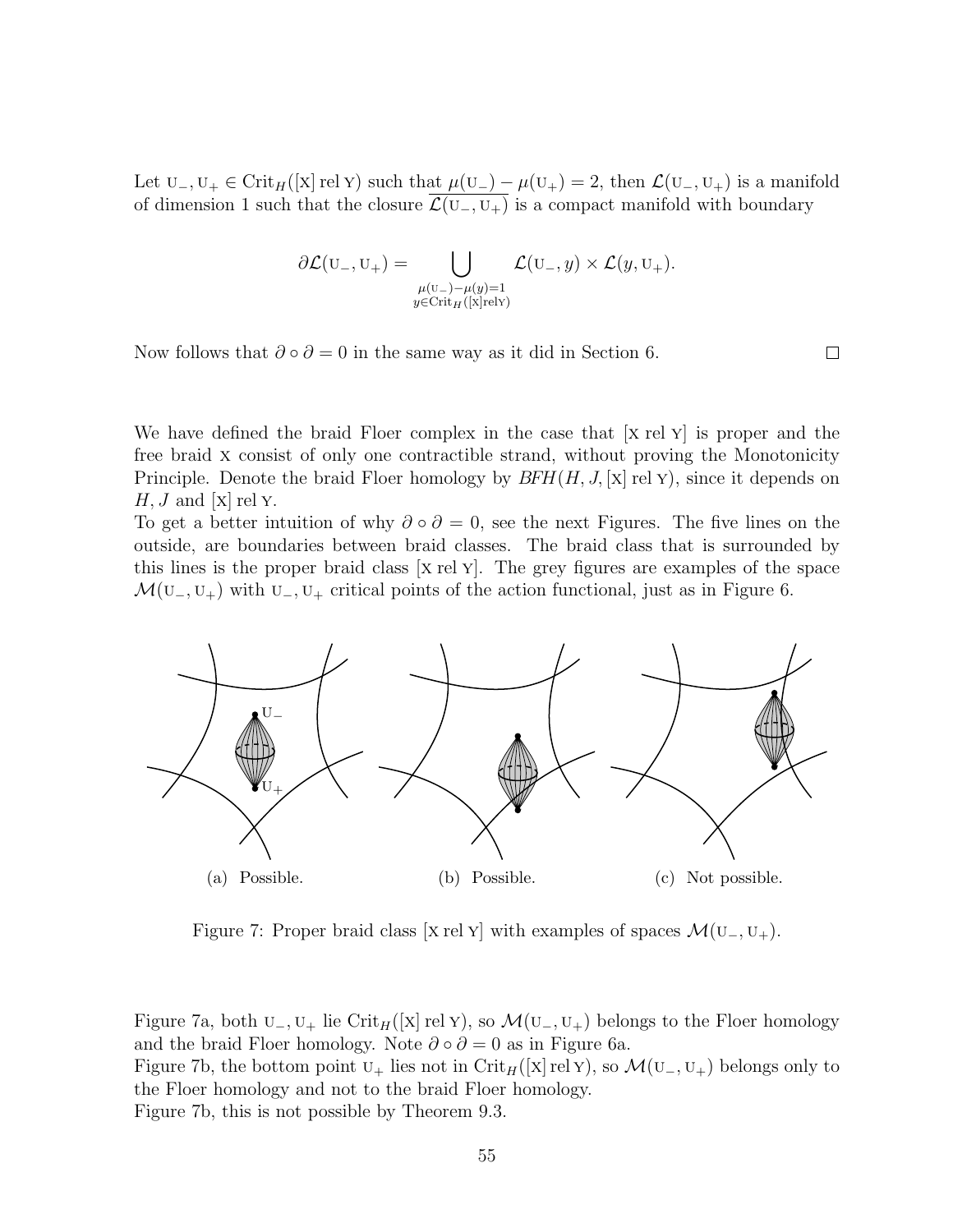Let $\mathrm{U}_-, \mathrm{U}_+ \in \mathrm{Crit}_H([\mathrm{X}] \,\mathrm{rel}\, \mathrm{Y})$ such that $\mu(\mathrm{U}_-) - \mu(\mathrm{U}_+) = 2$, then $\mathcal{L}(\mathrm{U}_-, \mathrm{U}_+)$ is a manifold of dimension 1 such that the closure $\overline{\mathcal{L}(\mathrm{U}_-, \mathrm{U}_+)}$ is a compact manifold with boundary

$$\partial \mathcal{L}(\mathrm{U}_-, \mathrm{U}_+) = \bigcup_{\substack{\mu(\mathrm{U}_-) - \mu(y) = 1 \\ y \in \mathrm{Crit}_H([\mathrm{X}] \mathrm{rel} \mathrm{Y})}} \mathcal{L}(\mathrm{U}_-, y) \times \mathcal{L}(y, \mathrm{U}_+).$$

Now follows that $\partial \circ \partial = 0$ in the same way as it did in Section 6. □

We have defined the braid Floer complex in the case that $[\mathrm{X} \,\mathrm{rel}\, \mathrm{Y}]$ is proper and the free braid X consist of only one contractible strand, without proving the Monotonicity Principle. Denote the braid Floer homology by $BFH(H, J, [\mathrm{X}] \,\mathrm{rel}\, \mathrm{Y})$, since it depends on $H, J$ and $[\mathrm{X}] \,\mathrm{rel}\, \mathrm{Y}$.
To get a better intuition of why $\partial \circ \partial = 0$, see the next Figures. The five lines on the outside, are boundaries between braid classes. The braid class that is surrounded by this lines is the proper braid class $[\mathrm{X} \,\mathrm{rel}\, \mathrm{Y}]$. The grey figures are examples of the space $\mathcal{M}(\mathrm{U}_-, \mathrm{U}_+)$ with $\mathrm{U}_-, \mathrm{U}_+$ critical points of the action functional, just as in Figure 6.

(a) Possible. (b) Possible. (c) Not possible.

Figure 7: Proper braid class $[\mathrm{X} \,\mathrm{rel}\, \mathrm{Y}]$ with examples of spaces $\mathcal{M}(\mathrm{U}_-, \mathrm{U}_+)$.

Figure 7a, both $\mathrm{U}_-, \mathrm{U}_+$ lie $\mathrm{Crit}_H([\mathrm{X}] \,\mathrm{rel}\, \mathrm{Y})$, so $\mathcal{M}(\mathrm{U}_-, \mathrm{U}_+)$ belongs to the Floer homology and the braid Floer homology. Note $\partial \circ \partial = 0$ as in Figure 6a.
Figure 7b, the bottom point $\mathrm{U}_+$ lies not in $\mathrm{Crit}_H([\mathrm{X}] \,\mathrm{rel}\, \mathrm{Y})$, so $\mathcal{M}(\mathrm{U}_-, \mathrm{U}_+)$ belongs only to the Floer homology and not to the braid Floer homology.
Figure 7b, this is not possible by Theorem 9.3.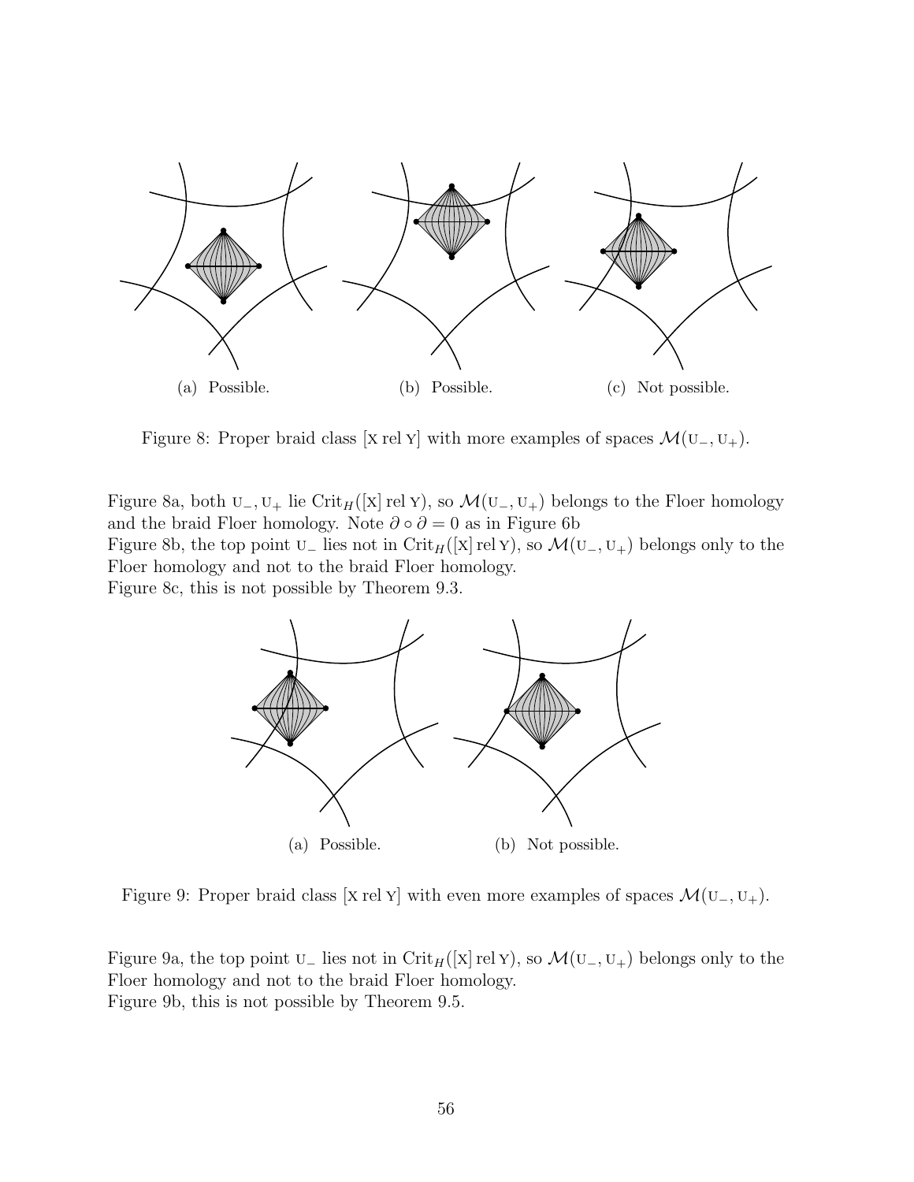(a) Possible. (b) Possible. (c) Not possible.

Figure 8: Proper braid class $[\text{X} \,\text{rel}\, \text{Y}]$ with more examples of spaces $\mathcal{M}(\text{U}_-, \text{U}_+)$.

Figure 8a, both $\text{U}_-, \text{U}_+$ lie $\text{Crit}_H([\text{X}] \,\text{rel}\, \text{Y})$, so $\mathcal{M}(\text{U}_-, \text{U}_+)$ belongs to the Floer homology and the braid Floer homology. Note $\partial \circ \partial = 0$ as in Figure 6b
Figure 8b, the top point $\text{U}_-$ lies not in $\text{Crit}_H([\text{X}] \,\text{rel}\, \text{Y})$, so $\mathcal{M}(\text{U}_-, \text{U}_+)$ belongs only to the Floer homology and not to the braid Floer homology.
Figure 8c, this is not possible by Theorem 9.3.

(a) Possible. (b) Not possible.

Figure 9: Proper braid class $[\text{X} \,\text{rel}\, \text{Y}]$ with even more examples of spaces $\mathcal{M}(\text{U}_-, \text{U}_+)$.

Figure 9a, the top point $\text{U}_-$ lies not in $\text{Crit}_H([\text{X}] \,\text{rel}\, \text{Y})$, so $\mathcal{M}(\text{U}_-, \text{U}_+)$ belongs only to the Floer homology and not to the braid Floer homology.
Figure 9b, this is not possible by Theorem 9.5.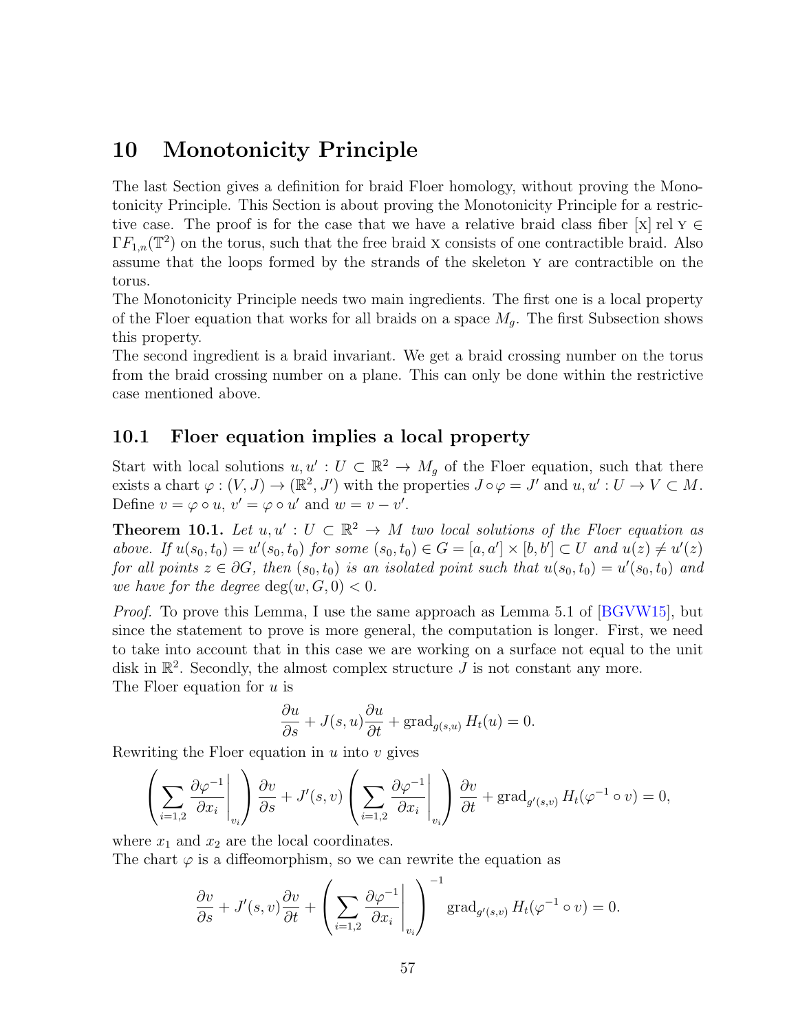# 10 Monotonicity Principle

The last Section gives a definition for braid Floer homology, without proving the Monotonicity Principle. This Section is about proving the Monotonicity Principle for a restrictive case. The proof is for the case that we have a relative braid class fiber [x] rel $\text{Y} \in \Gamma F_{1,n}(\mathbb{T}^2)$ on the torus, such that the free braid x consists of one contractible braid. Also assume that the loops formed by the strands of the skeleton Y are contractible on the torus.

The Monotonicity Principle needs two main ingredients. The first one is a local property of the Floer equation that works for all braids on a space $M_g$. The first Subsection shows this property.

The second ingredient is a braid invariant. We get a braid crossing number on the torus from the braid crossing number on a plane. This can only be done within the restrictive case mentioned above.

## 10.1 Floer equation implies a local property

Start with local solutions $u, u' : U \subset \mathbb{R}^2 \to M_g$ of the Floer equation, such that there exists a chart $\varphi : (V, J) \to (\mathbb{R}^2, J')$ with the properties $J \circ \varphi = J'$ and $u, u' : U \to V \subset M$. Define $v = \varphi \circ u$, $v' = \varphi \circ u'$ and $w = v - v'$.

**Theorem 10.1.** *Let $u, u' : U \subset \mathbb{R}^2 \to M$ two local solutions of the Floer equation as above. If $u(s_0, t_0) = u'(s_0, t_0)$ for some $(s_0, t_0) \in G = [a, a'] \times [b, b'] \subset U$ and $u(z) \neq u'(z)$ for all points $z \in \partial G$, then $(s_0, t_0)$ is an isolated point such that $u(s_0, t_0) = u'(s_0, t_0)$ and we have for the degree $\deg(w, G, 0) < 0$.*

*Proof.* To prove this Lemma, I use the same approach as Lemma 5.1 of [BGVW15], but since the statement to prove is more general, the computation is longer. First, we need to take into account that in this case we are working on a surface not equal to the unit disk in $\mathbb{R}^2$. Secondly, the almost complex structure $J$ is not constant any more.

The Floer equation for $u$ is

$$\frac{\partial u}{\partial s} + J(s, u)\frac{\partial u}{\partial t} + \operatorname{grad}_{g(s,u)} H_t(u) = 0.$$

Rewriting the Floer equation in $u$ into $v$ gives

$$\left( \sum_{i=1,2} \frac{\partial \varphi^{-1}}{\partial x_i}\bigg|_{v_i} \right) \frac{\partial v}{\partial s} + J'(s, v) \left( \sum_{i=1,2} \frac{\partial \varphi^{-1}}{\partial x_i}\bigg|_{v_i} \right) \frac{\partial v}{\partial t} + \operatorname{grad}_{g'(s,v)} H_t(\varphi^{-1} \circ v) = 0,$$

where $x_1$ and $x_2$ are the local coordinates.

The chart $\varphi$ is a diffeomorphism, so we can rewrite the equation as

$$\frac{\partial v}{\partial s} + J'(s, v)\frac{\partial v}{\partial t} + \left( \sum_{i=1,2} \frac{\partial \varphi^{-1}}{\partial x_i}\bigg|_{v_i} \right)^{-1} \operatorname{grad}_{g'(s,v)} H_t(\varphi^{-1} \circ v) = 0.$$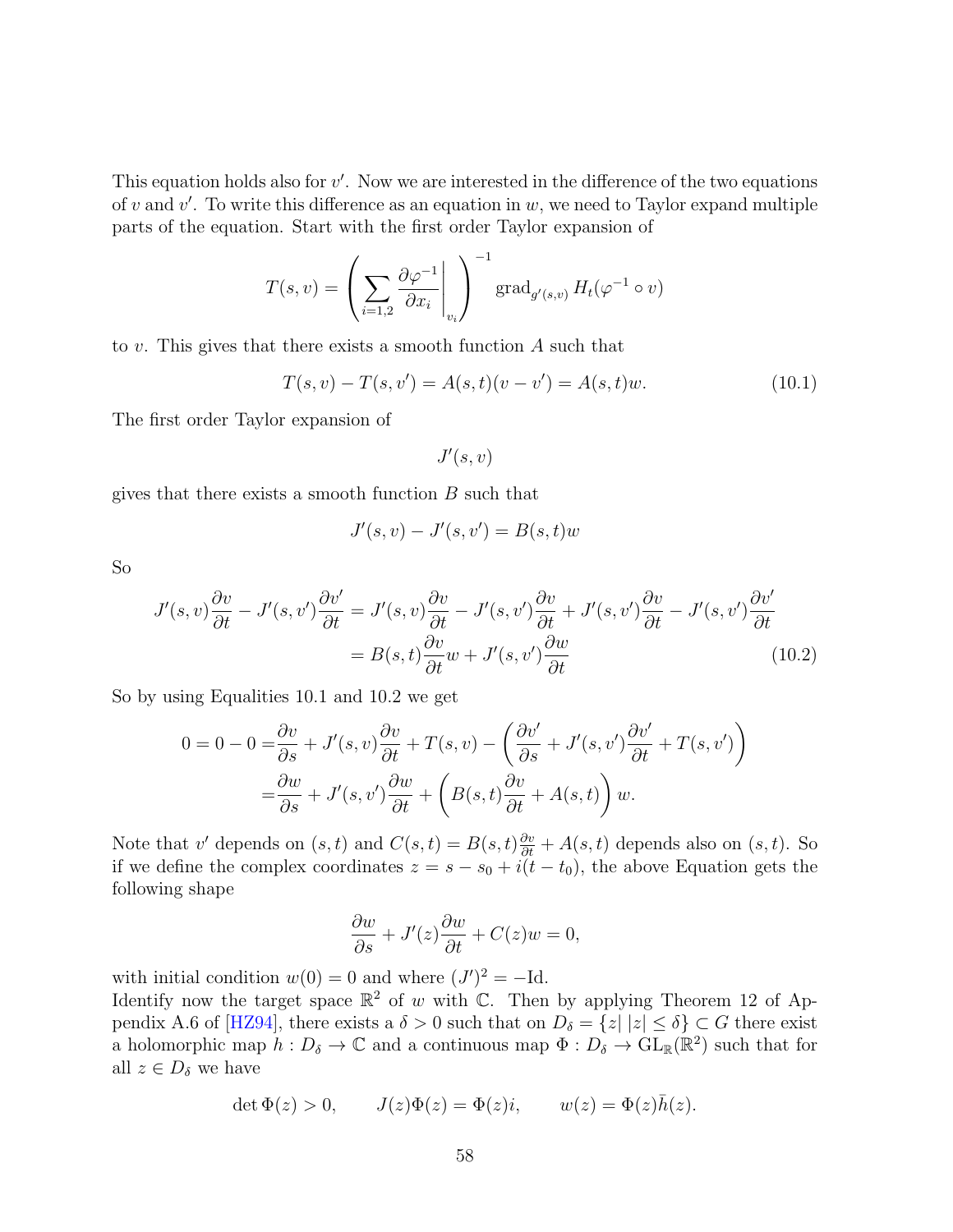This equation holds also for $v'$. Now we are interested in the difference of the two equations of $v$ and $v'$. To write this difference as an equation in $w$, we need to Taylor expand multiple parts of the equation. Start with the first order Taylor expansion of

$$T(s,v) = \left( \sum_{i=1,2} \frac{\partial \varphi^{-1}}{\partial x_i}\bigg|_{v_i} \right)^{-1} \operatorname{grad}_{g'(s,v)} H_t(\varphi^{-1} \circ v)$$

to $v$. This gives that there exists a smooth function $A$ such that

$$T(s,v) - T(s,v') = A(s,t)(v - v') = A(s,t)w. \tag{10.1}$$

The first order Taylor expansion of

$$J'(s,v)$$

gives that there exists a smooth function $B$ such that

$$J'(s,v) - J'(s,v') = B(s,t)w$$

So

$$\begin{aligned} J'(s,v)\frac{\partial v}{\partial t} - J'(s,v')\frac{\partial v'}{\partial t} &= J'(s,v)\frac{\partial v}{\partial t} - J'(s,v')\frac{\partial v}{\partial t} + J'(s,v')\frac{\partial v}{\partial t} - J'(s,v')\frac{\partial v'}{\partial t} \\ &= B(s,t)\frac{\partial v}{\partial t}w + J'(s,v')\frac{\partial w}{\partial t} \end{aligned} \tag{10.2}$$

So by using Equalities 10.1 and 10.2 we get

$$\begin{aligned} 0 = 0 - 0 =& \frac{\partial v}{\partial s} + J'(s,v)\frac{\partial v}{\partial t} + T(s,v) - \left( \frac{\partial v'}{\partial s} + J'(s,v')\frac{\partial v'}{\partial t} + T(s,v') \right) \\ =& \frac{\partial w}{\partial s} + J'(s,v')\frac{\partial w}{\partial t} + \left( B(s,t)\frac{\partial v}{\partial t} + A(s,t) \right) w. \end{aligned}$$

Note that $v'$ depends on $(s,t)$ and $C(s,t) = B(s,t)\frac{\partial v}{\partial t} + A(s,t)$ depends also on $(s,t)$. So if we define the complex coordinates $z = s - s_0 + i(t - t_0)$, the above Equation gets the following shape

$$\frac{\partial w}{\partial s} + J'(z)\frac{\partial w}{\partial t} + C(z)w = 0,$$

with initial condition $w(0) = 0$ and where $(J')^2 = -\mathrm{Id}$.
Identify now the target space $\mathbb{R}^2$ of $w$ with $\mathbb{C}$. Then by applying Theorem 12 of Appendix A.6 of [HZ94], there exists a $\delta > 0$ such that on $D_\delta = \{z | \, |z| \leq \delta\} \subset G$ there exist a holomorphic map $h : D_\delta \to \mathbb{C}$ and a continuous map $\Phi : D_\delta \to \mathrm{GL}_{\mathbb{R}}(\mathbb{R}^2)$ such that for all $z \in D_\delta$ we have

$$\det \Phi(z) > 0, \qquad J(z)\Phi(z) = \Phi(z)i, \qquad w(z) = \Phi(z)\bar{h}(z).$$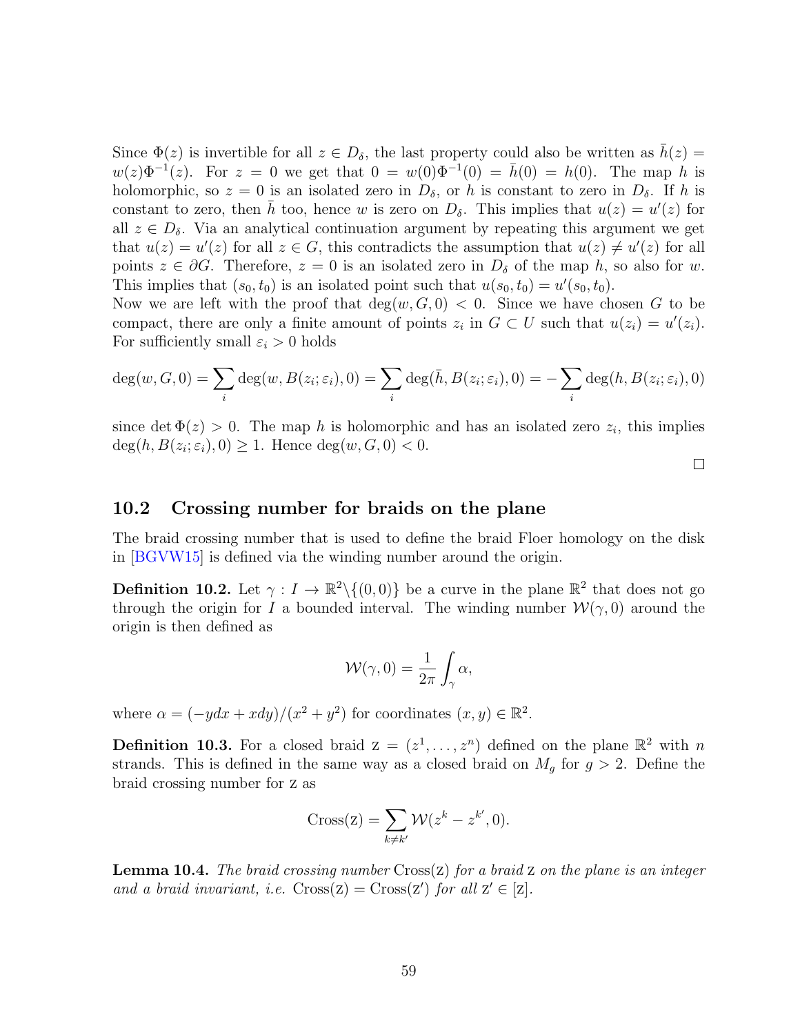Since $\Phi(z)$ is invertible for all $z \in D_\delta$, the last property could also be written as $\bar{h}(z) = w(z)\Phi^{-1}(z)$. For $z = 0$ we get that $0 = w(0)\Phi^{-1}(0) = \bar{h}(0) = h(0)$. The map $h$ is holomorphic, so $z = 0$ is an isolated zero in $D_\delta$, or $h$ is constant to zero in $D_\delta$. If $h$ is constant to zero, then $\bar{h}$ too, hence $w$ is zero on $D_\delta$. This implies that $u(z) = u'(z)$ for all $z \in D_\delta$. Via an analytical continuation argument by repeating this argument we get that $u(z) = u'(z)$ for all $z \in G$, this contradicts the assumption that $u(z) \neq u'(z)$ for all points $z \in \partial G$. Therefore, $z = 0$ is an isolated zero in $D_\delta$ of the map $h$, so also for $w$. This implies that $(s_0, t_0)$ is an isolated point such that $u(s_0, t_0) = u'(s_0, t_0)$.
Now we are left with the proof that $\deg(w, G, 0) < 0$. Since we have chosen $G$ to be compact, there are only a finite amount of points $z_i$ in $G \subset U$ such that $u(z_i) = u'(z_i)$. For sufficiently small $\varepsilon_i > 0$ holds

$$\deg(w, G, 0) = \sum_i \deg(w, B(z_i; \varepsilon_i), 0) = \sum_i \deg(\bar{h}, B(z_i; \varepsilon_i), 0) = -\sum_i \deg(h, B(z_i; \varepsilon_i), 0)$$

since $\det \Phi(z) > 0$. The map $h$ is holomorphic and has an isolated zero $z_i$, this implies $\deg(h, B(z_i; \varepsilon_i), 0) \geq 1$. Hence $\deg(w, G, 0) < 0$.

□

## 10.2 Crossing number for braids on the plane

The braid crossing number that is used to define the braid Floer homology on the disk in [BGVW15] is defined via the winding number around the origin.

**Definition 10.2.** Let $\gamma : I \to \mathbb{R}^2 \backslash \{(0,0)\}$ be a curve in the plane $\mathbb{R}^2$ that does not go through the origin for $I$ a bounded interval. The winding number $\mathcal{W}(\gamma, 0)$ around the origin is then defined as

$$\mathcal{W}(\gamma, 0) = \frac{1}{2\pi} \int_\gamma \alpha,$$

where $\alpha = (-ydx + xdy)/(x^2 + y^2)$ for coordinates $(x, y) \in \mathbb{R}^2$.

**Definition 10.3.** For a closed braid $\mathrm{z} = (z^1, \ldots, z^n)$ defined on the plane $\mathbb{R}^2$ with $n$ strands. This is defined in the same way as a closed braid on $M_g$ for $g > 2$. Define the braid crossing number for $\mathrm{z}$ as

$$\mathrm{Cross}(\mathrm{z}) = \sum_{k \neq k'} \mathcal{W}(z^k - z^{k'}, 0).$$

**Lemma 10.4.** *The braid crossing number* $\mathrm{Cross}(\mathrm{z})$ *for a braid* $\mathrm{z}$ *on the plane is an integer and a braid invariant, i.e.* $\mathrm{Cross}(\mathrm{z}) = \mathrm{Cross}(\mathrm{z}')$ *for all* $\mathrm{z}' \in [\mathrm{z}]$.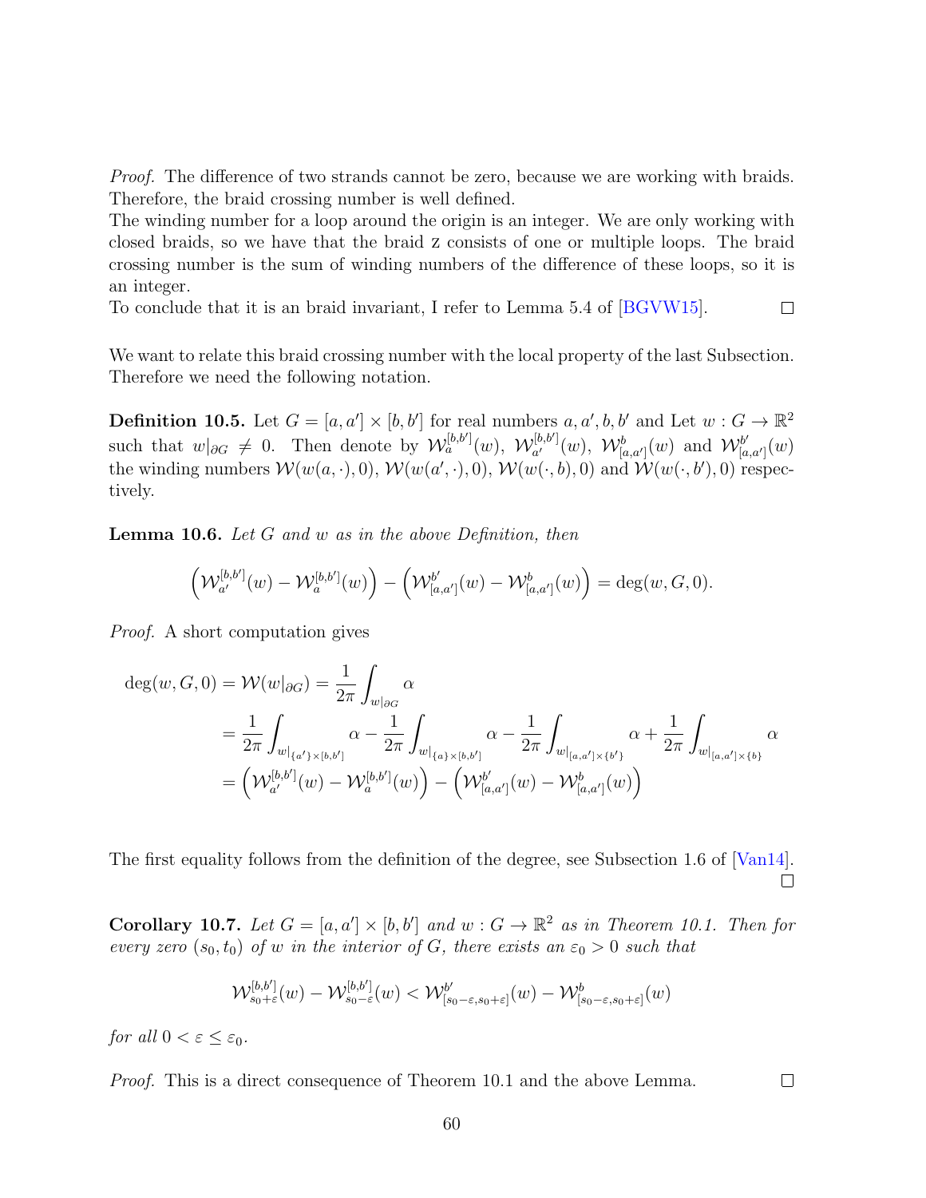*Proof.* The difference of two strands cannot be zero, because we are working with braids. Therefore, the braid crossing number is well defined.
The winding number for a loop around the origin is an integer. We are only working with closed braids, so we have that the braid z consists of one or multiple loops. The braid crossing number is the sum of winding numbers of the difference of these loops, so it is an integer.
To conclude that it is an braid invariant, I refer to Lemma 5.4 of [BGVW15]. $\square$

We want to relate this braid crossing number with the local property of the last Subsection. Therefore we need the following notation.

**Definition 10.5.** Let $G = [a, a'] \times [b, b']$ for real numbers $a, a', b, b'$ and Let $w : G \to \mathbb{R}^2$ such that $w|_{\partial G} \neq 0$. Then denote by $\mathcal{W}_a^{[b,b']}(w)$, $\mathcal{W}_{a'}^{[b,b']}(w)$, $\mathcal{W}_{[a,a']}^{b}(w)$ and $\mathcal{W}_{[a,a']}^{b'}(w)$ the winding numbers $\mathcal{W}(w(a, \cdot), 0)$, $\mathcal{W}(w(a', \cdot), 0)$, $\mathcal{W}(w(\cdot, b), 0)$ and $\mathcal{W}(w(\cdot, b'), 0)$ respectively.

**Lemma 10.6.** *Let $G$ and $w$ as in the above Definition, then*

$$\left(\mathcal{W}_{a'}^{[b,b']}(w) - \mathcal{W}_{a}^{[b,b']}(w)\right) - \left(\mathcal{W}_{[a,a']}^{b'}(w) - \mathcal{W}_{[a,a']}^{b}(w)\right) = \deg(w, G, 0).$$

*Proof.* A short computation gives

$$\begin{aligned}
\deg(w, G, 0) = \mathcal{W}(w|_{\partial G}) &= \frac{1}{2\pi}\int_{w|_{\partial G}} \alpha \\
&= \frac{1}{2\pi}\int_{w|_{\{a'\}\times[b,b']}} \alpha - \frac{1}{2\pi}\int_{w|_{\{a\}\times[b,b']}} \alpha - \frac{1}{2\pi}\int_{w|_{[a,a']\times\{b'\}}} \alpha + \frac{1}{2\pi}\int_{w|_{[a,a']\times\{b\}}} \alpha \\
&= \left(\mathcal{W}_{a'}^{[b,b']}(w) - \mathcal{W}_{a}^{[b,b']}(w)\right) - \left(\mathcal{W}_{[a,a']}^{b'}(w) - \mathcal{W}_{[a,a']}^{b}(w)\right)
\end{aligned}$$

The first equality follows from the definition of the degree, see Subsection 1.6 of [Van14]. $\square$

**Corollary 10.7.** *Let $G = [a, a'] \times [b, b']$ and $w : G \to \mathbb{R}^2$ as in Theorem 10.1. Then for every zero $(s_0, t_0)$ of $w$ in the interior of $G$, there exists an $\varepsilon_0 > 0$ such that*

$$\mathcal{W}_{s_0+\varepsilon}^{[b,b']}(w) - \mathcal{W}_{s_0-\varepsilon}^{[b,b']}(w) < \mathcal{W}_{[s_0-\varepsilon,s_0+\varepsilon]}^{b'}(w) - \mathcal{W}_{[s_0-\varepsilon,s_0+\varepsilon]}^{b}(w)$$

*for all $0 < \varepsilon \leq \varepsilon_0$.*

*Proof.* This is a direct consequence of Theorem 10.1 and the above Lemma. $\square$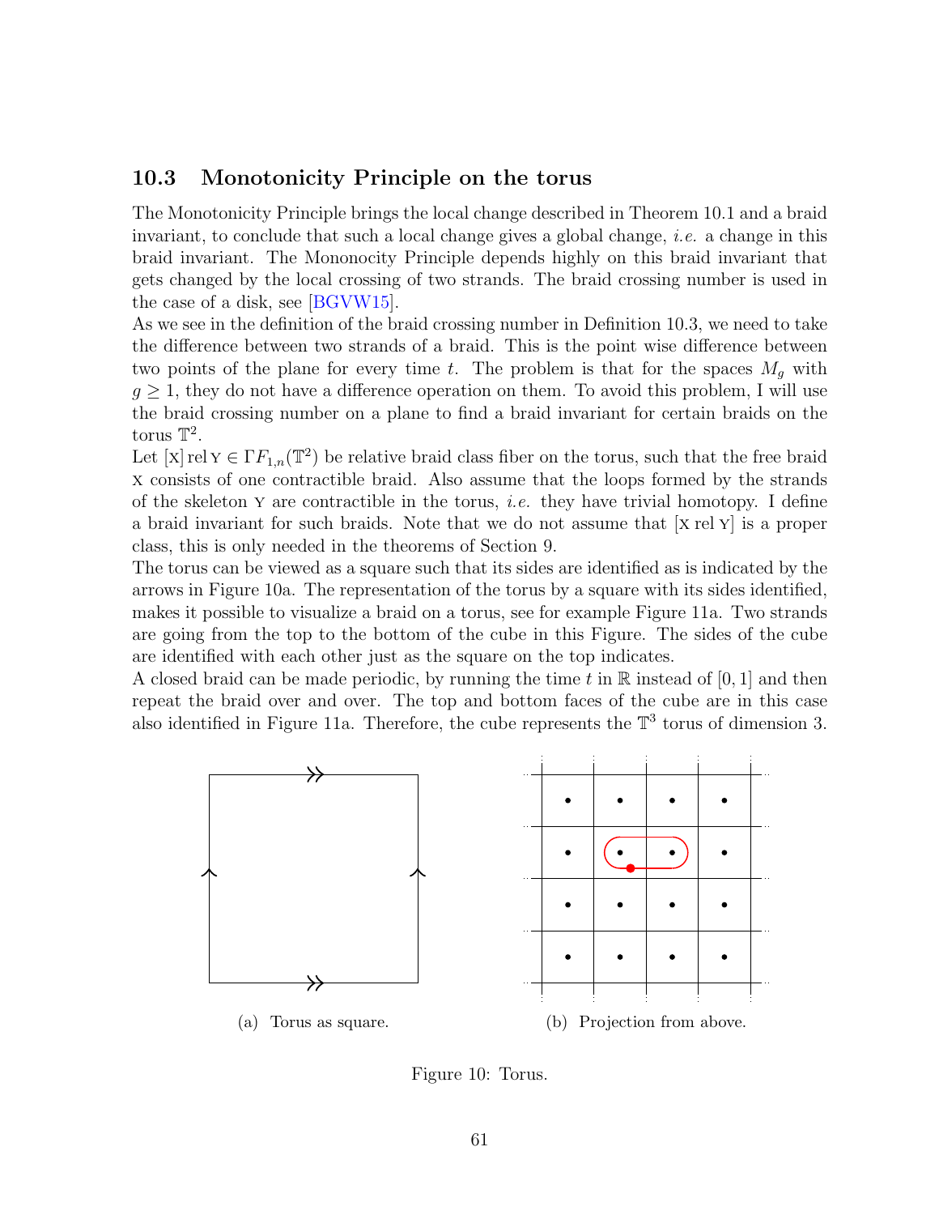### 10.3 Monotonicity Principle on the torus

The Monotonicity Principle brings the local change described in Theorem 10.1 and a braid invariant, to conclude that such a local change gives a global change, *i.e.* a change in this braid invariant. The Mononocity Principle depends highly on this braid invariant that gets changed by the local crossing of two strands. The braid crossing number is used in the case of a disk, see [BGVW15].

As we see in the definition of the braid crossing number in Definition 10.3, we need to take the difference between two strands of a braid. This is the point wise difference between two points of the plane for every time $t$. The problem is that for the spaces $M_g$ with $g \geq 1$, they do not have a difference operation on them. To avoid this problem, I will use the braid crossing number on a plane to find a braid invariant for certain braids on the torus $\mathbb{T}^2$.

Let $[\text{x}] \,\text{rel}\, \text{y} \in \Gamma F_{1,n}(\mathbb{T}^2)$ be relative braid class fiber on the torus, such that the free braid x consists of one contractible braid. Also assume that the loops formed by the strands of the skeleton y are contractible in the torus, *i.e.* they have trivial homotopy. I define a braid invariant for such braids. Note that we do not assume that $[\text{x rel y}]$ is a proper class, this is only needed in the theorems of Section 9.

The torus can be viewed as a square such that its sides are identified as is indicated by the arrows in Figure 10a. The representation of the torus by a square with its sides identified, makes it possible to visualize a braid on a torus, see for example Figure 11a. Two strands are going from the top to the bottom of the cube in this Figure. The sides of the cube are identified with each other just as the square on the top indicates.

A closed braid can be made periodic, by running the time $t$ in $\mathbb{R}$ instead of $[0, 1]$ and then repeat the braid over and over. The top and bottom faces of the cube are in this case also identified in Figure 11a. Therefore, the cube represents the $\mathbb{T}^3$ torus of dimension 3.

(a) Torus as square.

(b) Projection from above.

Figure 10: Torus.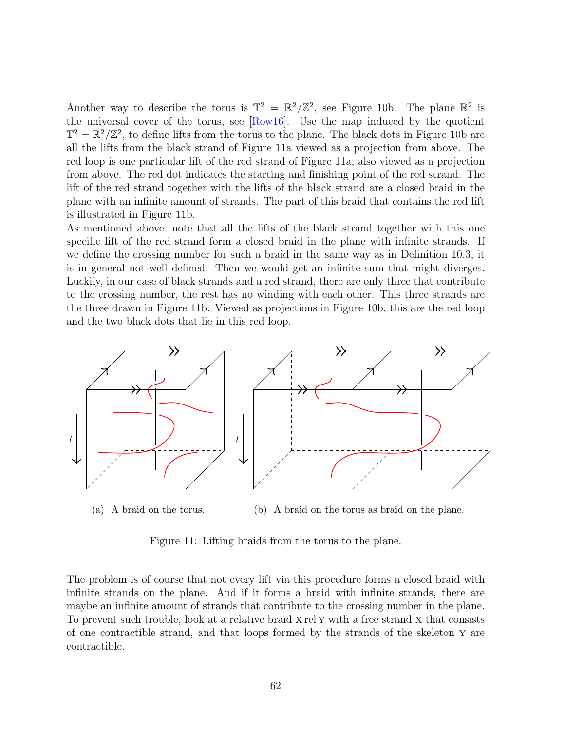Another way to describe the torus is $\mathbb{T}^2 = \mathbb{R}^2/\mathbb{Z}^2$, see Figure 10b. The plane $\mathbb{R}^2$ is the universal cover of the torus, see [Row16]. Use the map induced by the quotient $\mathbb{T}^2 = \mathbb{R}^2/\mathbb{Z}^2$, to define lifts from the torus to the plane. The black dots in Figure 10b are all the lifts from the black strand of Figure 11a viewed as a projection from above. The red loop is one particular lift of the red strand of Figure 11a, also viewed as a projection from above. The red dot indicates the starting and finishing point of the red strand. The lift of the red strand together with the lifts of the black strand are a closed braid in the plane with an infinite amount of strands. The part of this braid that contains the red lift is illustrated in Figure 11b.

As mentioned above, note that all the lifts of the black strand together with this one specific lift of the red strand form a closed braid in the plane with infinite strands. If we define the crossing number for such a braid in the same way as in Definition 10.3, it is in general not well defined. Then we would get an infinite sum that might diverges. Luckily, in our case of black strands and a red strand, there are only three that contribute to the crossing number, the rest has no winding with each other. This three strands are the three drawn in Figure 11b. Viewed as projections in Figure 10b, this are the red loop and the two black dots that lie in this red loop.

(a) A braid on the torus.

(b) A braid on the torus as braid on the plane.

Figure 11: Lifting braids from the torus to the plane.

The problem is of course that not every lift via this procedure forms a closed braid with infinite strands on the plane. And if it forms a braid with infinite strands, there are maybe an infinite amount of strands that contribute to the crossing number in the plane. To prevent such trouble, look at a relative braid $\mathrm{X}\,\mathrm{rel}\,\mathrm{Y}$ with a free strand $\mathrm{X}$ that consists of one contractible strand, and that loops formed by the strands of the skeleton $\mathrm{Y}$ are contractible.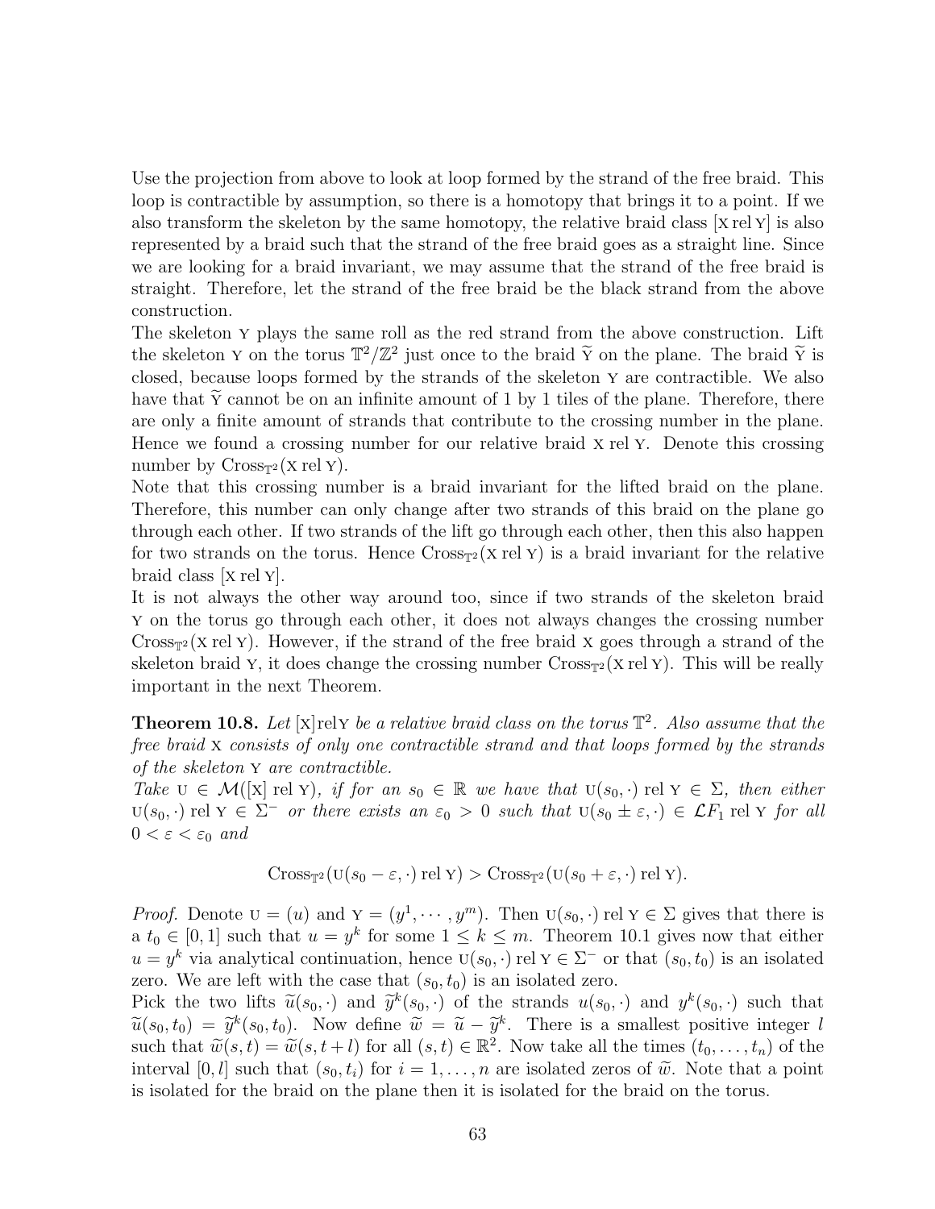Use the projection from above to look at loop formed by the strand of the free braid. This loop is contractible by assumption, so there is a homotopy that brings it to a point. If we also transform the skeleton by the same homotopy, the relative braid class $[\text{X} \operatorname{rel} \text{Y}]$ is also represented by a braid such that the strand of the free braid goes as a straight line. Since we are looking for a braid invariant, we may assume that the strand of the free braid is straight. Therefore, let the strand of the free braid be the black strand from the above construction.

The skeleton Y plays the same roll as the red strand from the above construction. Lift the skeleton Y on the torus $\mathbb{T}^2/\mathbb{Z}^2$ just once to the braid $\widetilde{\text{Y}}$ on the plane. The braid $\widetilde{\text{Y}}$ is closed, because loops formed by the strands of the skeleton Y are contractible. We also have that $\widetilde{\text{Y}}$ cannot be on an infinite amount of 1 by 1 tiles of the plane. Therefore, there are only a finite amount of strands that contribute to the crossing number in the plane. Hence we found a crossing number for our relative braid X rel Y. Denote this crossing number by $\text{Cross}_{\mathbb{T}^2}(\text{X} \operatorname{rel} \text{Y})$.

Note that this crossing number is a braid invariant for the lifted braid on the plane. Therefore, this number can only change after two strands of this braid on the plane go through each other. If two strands of the lift go through each other, then this also happen for two strands on the torus. Hence $\text{Cross}_{\mathbb{T}^2}(\text{X} \operatorname{rel} \text{Y})$ is a braid invariant for the relative braid class $[\text{X} \operatorname{rel} \text{Y}]$.

It is not always the other way around too, since if two strands of the skeleton braid Y on the torus go through each other, it does not always changes the crossing number $\text{Cross}_{\mathbb{T}^2}(\text{X} \operatorname{rel} \text{Y})$. However, if the strand of the free braid X goes through a strand of the skeleton braid Y, it does change the crossing number $\text{Cross}_{\mathbb{T}^2}(\text{X} \operatorname{rel} \text{Y})$. This will be really important in the next Theorem.

**Theorem 10.8.** *Let* $[\text{X}]\operatorname{rel}\text{Y}$ *be a relative braid class on the torus* $\mathbb{T}^2$*. Also assume that the free braid* X *consists of only one contractible strand and that loops formed by the strands of the skeleton* Y *are contractible.*

*Take* $\text{U} \in \mathcal{M}([\text{X}] \operatorname{rel} \text{Y})$*, if for an* $s_0 \in \mathbb{R}$ *we have that* $\text{U}(s_0, \cdot) \operatorname{rel} \text{Y} \in \Sigma$*, then either* $\text{U}(s_0, \cdot) \operatorname{rel} \text{Y} \in \Sigma^-$ *or there exists an* $\varepsilon_0 > 0$ *such that* $\text{U}(s_0 \pm \varepsilon, \cdot) \in \mathcal{L}F_1 \operatorname{rel} \text{Y}$ *for all* $0 < \varepsilon < \varepsilon_0$ *and*

$$\text{Cross}_{\mathbb{T}^2}(\text{U}(s_0 - \varepsilon, \cdot) \operatorname{rel} \text{Y}) > \text{Cross}_{\mathbb{T}^2}(\text{U}(s_0 + \varepsilon, \cdot) \operatorname{rel} \text{Y}).$$

*Proof.* Denote $\text{U} = (u)$ and $\text{Y} = (y^1, \cdots, y^m)$. Then $\text{U}(s_0, \cdot) \operatorname{rel} \text{Y} \in \Sigma$ gives that there is a $t_0 \in [0, 1]$ such that $u = y^k$ for some $1 \le k \le m$. Theorem 10.1 gives now that either $u = y^k$ via analytical continuation, hence $\text{U}(s_0, \cdot) \operatorname{rel} \text{Y} \in \Sigma^-$ or that $(s_0, t_0)$ is an isolated zero. We are left with the case that $(s_0, t_0)$ is an isolated zero.

Pick the two lifts $\widetilde{u}(s_0, \cdot)$ and $\widetilde{y}^k(s_0, \cdot)$ of the strands $u(s_0, \cdot)$ and $y^k(s_0, \cdot)$ such that $\widetilde{u}(s_0, t_0) = \widetilde{y}^k(s_0, t_0)$. Now define $\widetilde{w} = \widetilde{u} - \widetilde{y}^k$. There is a smallest positive integer $l$ such that $\widetilde{w}(s, t) = \widetilde{w}(s, t + l)$ for all $(s, t) \in \mathbb{R}^2$. Now take all the times $(t_0, \ldots, t_n)$ of the interval $[0, l]$ such that $(s_0, t_i)$ for $i = 1, \ldots, n$ are isolated zeros of $\widetilde{w}$. Note that a point is isolated for the braid on the plane then it is isolated for the braid on the torus.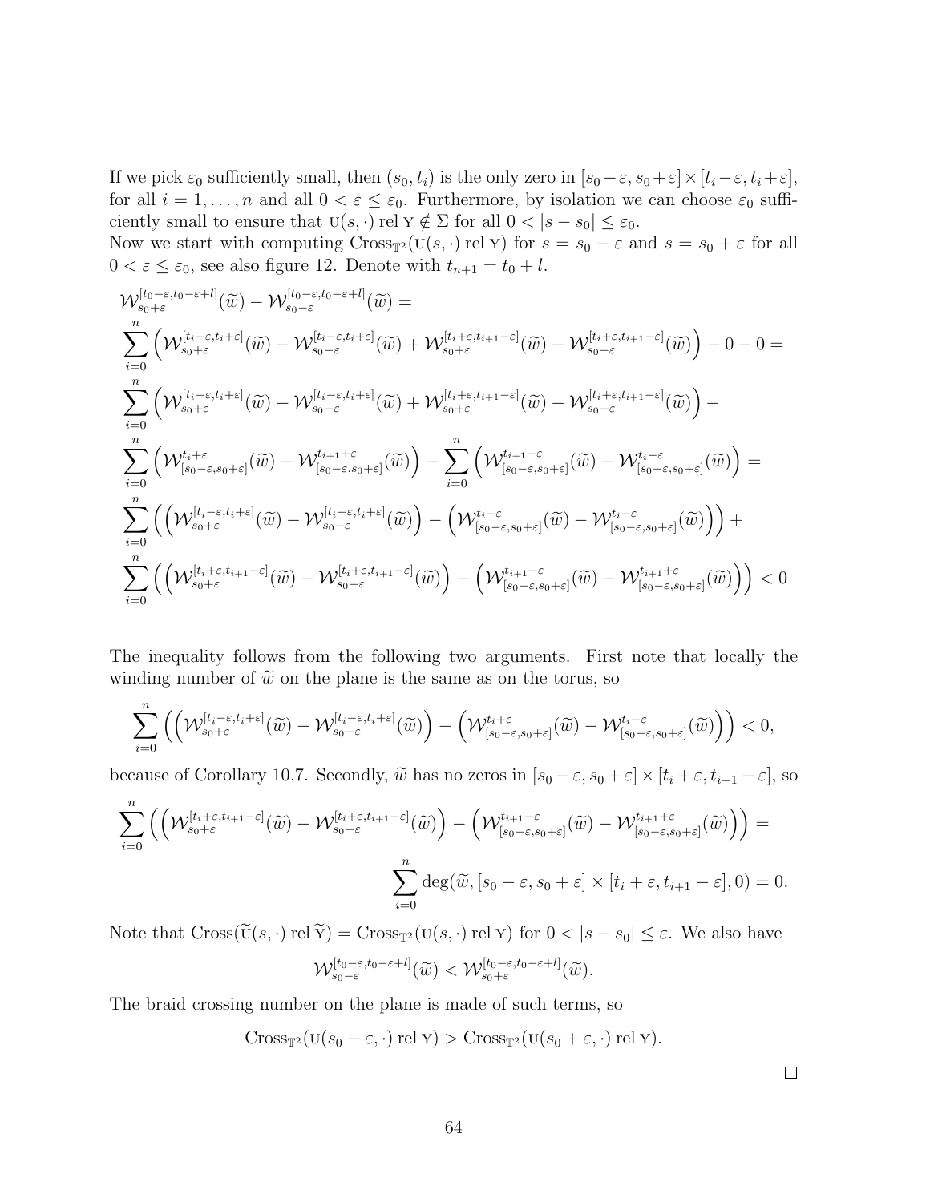If we pick $\varepsilon_0$ sufficiently small, then $(s_0, t_i)$ is the only zero in $[s_0-\varepsilon, s_0+\varepsilon]\times[t_i-\varepsilon, t_i+\varepsilon]$, for all $i = 1, \ldots, n$ and all $0 < \varepsilon \leq \varepsilon_0$. Furthermore, by isolation we can choose $\varepsilon_0$ sufficiently small to ensure that $\mathrm{U}(s, \cdot) \text{ rel } \mathrm{Y} \notin \Sigma$ for all $0 < |s - s_0| \leq \varepsilon_0$.

Now we start with computing $\mathrm{Cross}_{\mathbb{T}^2}(\mathrm{U}(s, \cdot) \text{ rel } \mathrm{Y})$ for $s = s_0 - \varepsilon$ and $s = s_0 + \varepsilon$ for all $0 < \varepsilon \leq \varepsilon_0$, see also figure 12. Denote with $t_{n+1} = t_0 + l$.

$$
\begin{aligned}
&\mathcal{W}^{[t_0-\varepsilon, t_0-\varepsilon+l]}_{s_0+\varepsilon}(\widetilde{w}) - \mathcal{W}^{[t_0-\varepsilon, t_0-\varepsilon+l]}_{s_0-\varepsilon}(\widetilde{w}) = \\
&\sum_{i=0}^{n}\Big(\mathcal{W}^{[t_i-\varepsilon, t_i+\varepsilon]}_{s_0+\varepsilon}(\widetilde{w}) - \mathcal{W}^{[t_i-\varepsilon, t_i+\varepsilon]}_{s_0-\varepsilon}(\widetilde{w}) + \mathcal{W}^{[t_i+\varepsilon, t_{i+1}-\varepsilon]}_{s_0+\varepsilon}(\widetilde{w}) - \mathcal{W}^{[t_i+\varepsilon, t_{i+1}-\varepsilon]}_{s_0-\varepsilon}(\widetilde{w})\Big) - 0 - 0 = \\
&\sum_{i=0}^{n}\Big(\mathcal{W}^{[t_i-\varepsilon, t_i+\varepsilon]}_{s_0+\varepsilon}(\widetilde{w}) - \mathcal{W}^{[t_i-\varepsilon, t_i+\varepsilon]}_{s_0-\varepsilon}(\widetilde{w}) + \mathcal{W}^{[t_i+\varepsilon, t_{i+1}-\varepsilon]}_{s_0+\varepsilon}(\widetilde{w}) - \mathcal{W}^{[t_i+\varepsilon, t_{i+1}-\varepsilon]}_{s_0-\varepsilon}(\widetilde{w})\Big) - \\
&\sum_{i=0}^{n}\Big(\mathcal{W}^{t_i+\varepsilon}_{[s_0-\varepsilon, s_0+\varepsilon]}(\widetilde{w}) - \mathcal{W}^{t_{i+1}+\varepsilon}_{[s_0-\varepsilon, s_0+\varepsilon]}(\widetilde{w})\Big) - \sum_{i=0}^{n}\Big(\mathcal{W}^{t_{i+1}-\varepsilon}_{[s_0-\varepsilon, s_0+\varepsilon]}(\widetilde{w}) - \mathcal{W}^{t_i-\varepsilon}_{[s_0-\varepsilon, s_0+\varepsilon]}(\widetilde{w})\Big) = \\
&\sum_{i=0}^{n}\Big(\Big(\mathcal{W}^{[t_i-\varepsilon, t_i+\varepsilon]}_{s_0+\varepsilon}(\widetilde{w}) - \mathcal{W}^{[t_i-\varepsilon, t_i+\varepsilon]}_{s_0-\varepsilon}(\widetilde{w})\Big) - \Big(\mathcal{W}^{t_i+\varepsilon}_{[s_0-\varepsilon, s_0+\varepsilon]}(\widetilde{w}) - \mathcal{W}^{t_i-\varepsilon}_{[s_0-\varepsilon, s_0+\varepsilon]}(\widetilde{w})\Big)\Big) + \\
&\sum_{i=0}^{n}\Big(\Big(\mathcal{W}^{[t_i+\varepsilon, t_{i+1}-\varepsilon]}_{s_0+\varepsilon}(\widetilde{w}) - \mathcal{W}^{[t_i+\varepsilon, t_{i+1}-\varepsilon]}_{s_0-\varepsilon}(\widetilde{w})\Big) - \Big(\mathcal{W}^{t_{i+1}-\varepsilon}_{[s_0-\varepsilon, s_0+\varepsilon]}(\widetilde{w}) - \mathcal{W}^{t_{i+1}+\varepsilon}_{[s_0-\varepsilon, s_0+\varepsilon]}(\widetilde{w})\Big)\Big) < 0
\end{aligned}
$$

The inequality follows from the following two arguments. First note that locally the winding number of $\widetilde{w}$ on the plane is the same as on the torus, so

$$
\sum_{i=0}^{n}\Big(\Big(\mathcal{W}^{[t_i-\varepsilon, t_i+\varepsilon]}_{s_0+\varepsilon}(\widetilde{w}) - \mathcal{W}^{[t_i-\varepsilon, t_i+\varepsilon]}_{s_0-\varepsilon}(\widetilde{w})\Big) - \Big(\mathcal{W}^{t_i+\varepsilon}_{[s_0-\varepsilon, s_0+\varepsilon]}(\widetilde{w}) - \mathcal{W}^{t_i-\varepsilon}_{[s_0-\varepsilon, s_0+\varepsilon]}(\widetilde{w})\Big)\Big) < 0,
$$

because of Corollary 10.7. Secondly, $\widetilde{w}$ has no zeros in $[s_0-\varepsilon, s_0+\varepsilon]\times[t_i+\varepsilon, t_{i+1}-\varepsilon]$, so

$$
\begin{aligned}
\sum_{i=0}^{n}\Big(\Big(\mathcal{W}^{[t_i+\varepsilon, t_{i+1}-\varepsilon]}_{s_0+\varepsilon}(\widetilde{w}) - \mathcal{W}^{[t_i+\varepsilon, t_{i+1}-\varepsilon]}_{s_0-\varepsilon}(\widetilde{w})\Big) - \Big(\mathcal{W}^{t_{i+1}-\varepsilon}_{[s_0-\varepsilon, s_0+\varepsilon]}(\widetilde{w}) - \mathcal{W}^{t_{i+1}+\varepsilon}_{[s_0-\varepsilon, s_0+\varepsilon]}(\widetilde{w})\Big)\Big) = \\
\sum_{i=0}^{n}\deg(\widetilde{w}, [s_0-\varepsilon, s_0+\varepsilon]\times[t_i+\varepsilon, t_{i+1}-\varepsilon], 0) = 0.
\end{aligned}
$$

Note that $\mathrm{Cross}(\widetilde{\mathrm{U}}(s, \cdot) \text{ rel } \widetilde{\mathrm{Y}}) = \mathrm{Cross}_{\mathbb{T}^2}(\mathrm{U}(s, \cdot) \text{ rel } \mathrm{Y})$ for $0 < |s - s_0| \leq \varepsilon$. We also have

$$
\mathcal{W}^{[t_0-\varepsilon, t_0-\varepsilon+l]}_{s_0-\varepsilon}(\widetilde{w}) < \mathcal{W}^{[t_0-\varepsilon, t_0-\varepsilon+l]}_{s_0+\varepsilon}(\widetilde{w}).
$$

The braid crossing number on the plane is made of such terms, so

$$
\mathrm{Cross}_{\mathbb{T}^2}(\mathrm{U}(s_0-\varepsilon, \cdot) \text{ rel } \mathrm{Y}) > \mathrm{Cross}_{\mathbb{T}^2}(\mathrm{U}(s_0+\varepsilon, \cdot) \text{ rel } \mathrm{Y}).
$$

□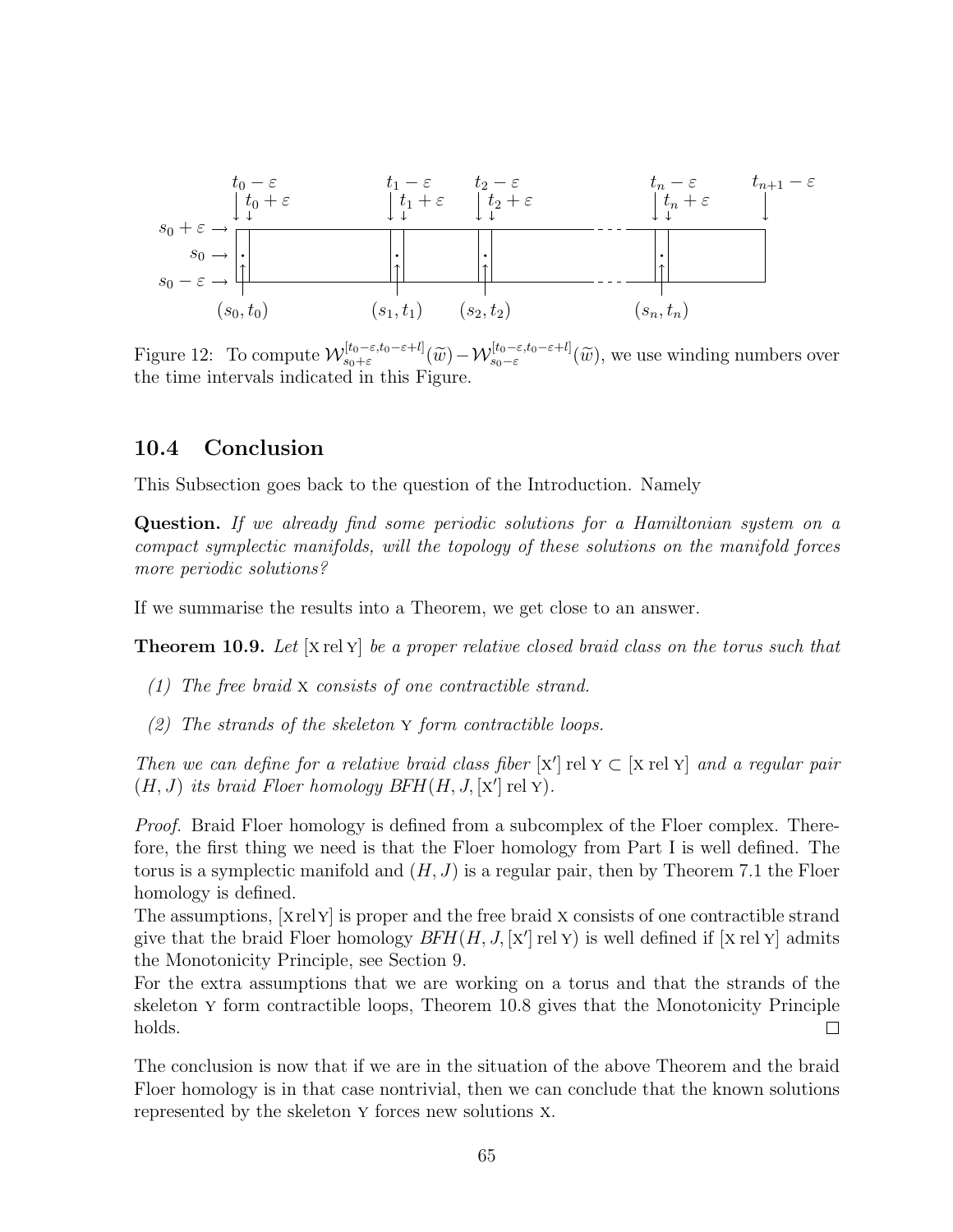Figure 12: To compute $\mathcal{W}^{[t_0-\varepsilon,t_0-\varepsilon+l]}_{s_0+\varepsilon}(\widetilde{w})-\mathcal{W}^{[t_0-\varepsilon,t_0-\varepsilon+l]}_{s_0-\varepsilon}(\widetilde{w})$, we use winding numbers over the time intervals indicated in this Figure.

## 10.4 Conclusion

This Subsection goes back to the question of the Introduction. Namely

**Question.** *If we already find some periodic solutions for a Hamiltonian system on a compact symplectic manifolds, will the topology of these solutions on the manifold forces more periodic solutions?*

If we summarise the results into a Theorem, we get close to an answer.

**Theorem 10.9.** *Let* $[\mathrm{X} \operatorname{rel} \mathrm{Y}]$ *be a proper relative closed braid class on the torus such that*

*(1) The free braid* $\mathrm{X}$ *consists of one contractible strand.*

*(2) The strands of the skeleton* $\mathrm{Y}$ *form contractible loops.*

*Then we can define for a relative braid class fiber* $[\mathrm{X}'] \operatorname{rel} \mathrm{Y} \subset [\mathrm{X} \operatorname{rel} \mathrm{Y}]$ *and a regular pair* $(H, J)$ *its braid Floer homology* $BFH(H, J, [\mathrm{X}'] \operatorname{rel} \mathrm{Y})$.

*Proof.* Braid Floer homology is defined from a subcomplex of the Floer complex. Therefore, the first thing we need is that the Floer homology from Part I is well defined. The torus is a symplectic manifold and $(H, J)$ is a regular pair, then by Theorem 7.1 the Floer homology is defined.
The assumptions, $[\mathrm{X} \operatorname{rel} \mathrm{Y}]$ is proper and the free braid $\mathrm{X}$ consists of one contractible strand give that the braid Floer homology $BFH(H, J, [\mathrm{X}'] \operatorname{rel} \mathrm{Y})$ is well defined if $[\mathrm{X} \operatorname{rel} \mathrm{Y}]$ admits the Monotonicity Principle, see Section 9.
For the extra assumptions that we are working on a torus and that the strands of the skeleton $\mathrm{Y}$ form contractible loops, Theorem 10.8 gives that the Monotonicity Principle holds. $\square$

The conclusion is now that if we are in the situation of the above Theorem and the braid Floer homology is in that case nontrivial, then we can conclude that the known solutions represented by the skeleton $\mathrm{Y}$ forces new solutions $\mathrm{X}$.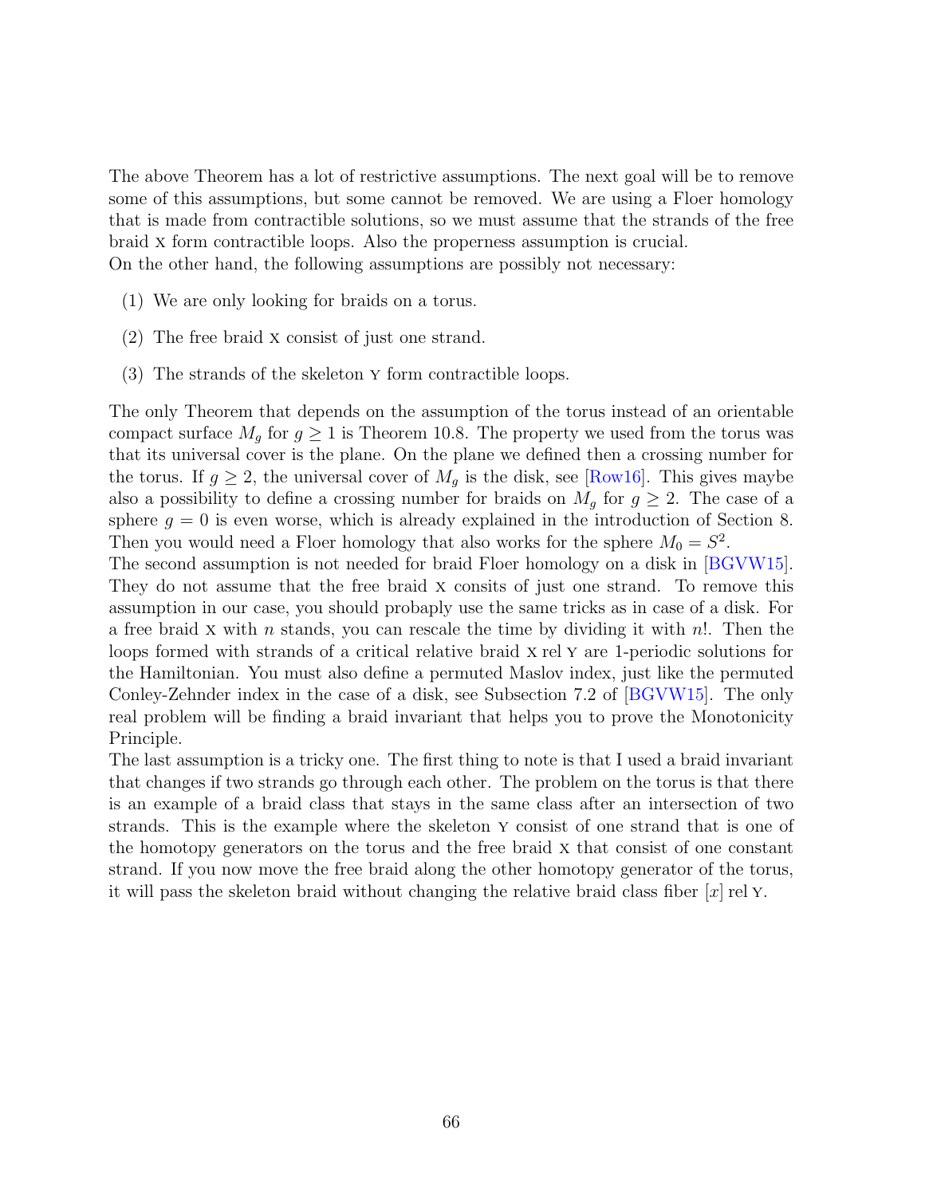The above Theorem has a lot of restrictive assumptions. The next goal will be to remove some of this assumptions, but some cannot be removed. We are using a Floer homology that is made from contractible solutions, so we must assume that the strands of the free braid X form contractible loops. Also the properness assumption is crucial.
On the other hand, the following assumptions are possibly not necessary:

(1) We are only looking for braids on a torus.

(2) The free braid X consist of just one strand.

(3) The strands of the skeleton Y form contractible loops.

The only Theorem that depends on the assumption of the torus instead of an orientable compact surface $M_g$ for $g \geq 1$ is Theorem 10.8. The property we used from the torus was that its universal cover is the plane. On the plane we defined then a crossing number for the torus. If $g \geq 2$, the universal cover of $M_g$ is the disk, see [Row16]. This gives maybe also a possibility to define a crossing number for braids on $M_g$ for $g \geq 2$. The case of a sphere $g = 0$ is even worse, which is already explained in the introduction of Section 8. Then you would need a Floer homology that also works for the sphere $M_0 = S^2$.
The second assumption is not needed for braid Floer homology on a disk in [BGVW15]. They do not assume that the free braid X consits of just one strand. To remove this assumption in our case, you should probaly use the same tricks as in case of a disk. For a free braid X with $n$ stands, you can rescale the time by dividing it with $n!$. Then the loops formed with strands of a critical relative braid X rel Y are 1-periodic solutions for the Hamiltonian. You must also define a permuted Maslov index, just like the permuted Conley-Zehnder index in the case of a disk, see Subsection 7.2 of [BGVW15]. The only real problem will be finding a braid invariant that helps you to prove the Monotonicity Principle.
The last assumption is a tricky one. The first thing to note is that I used a braid invariant that changes if two strands go through each other. The problem on the torus is that there is an example of a braid class that stays in the same class after an intersection of two strands. This is the example where the skeleton Y consist of one strand that is one of the homotopy generators on the torus and the free braid X that consist of one constant strand. If you now move the free braid along the other homotopy generator of the torus, it will pass the skeleton braid without changing the relative braid class fiber $[x]$ rel Y.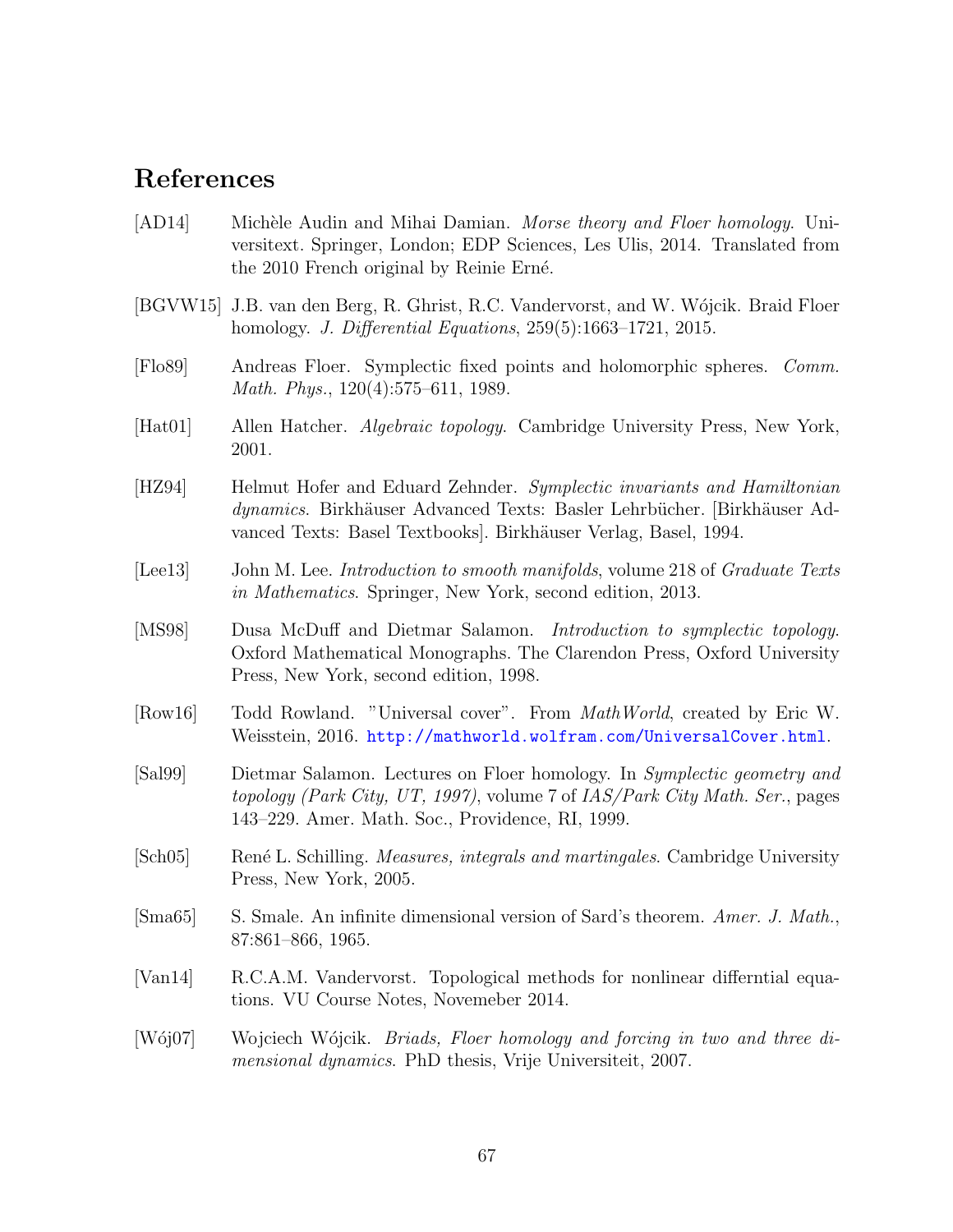# References

[AD14] Michèle Audin and Mihai Damian. *Morse theory and Floer homology*. Universitext. Springer, London; EDP Sciences, Les Ulis, 2014. Translated from the 2010 French original by Reinie Erné.

[BGVW15] J.B. van den Berg, R. Ghrist, R.C. Vandervorst, and W. Wójcik. Braid Floer homology. *J. Differential Equations*, 259(5):1663–1721, 2015.

[Flo89] Andreas Floer. Symplectic fixed points and holomorphic spheres. *Comm. Math. Phys.*, 120(4):575–611, 1989.

[Hat01] Allen Hatcher. *Algebraic topology*. Cambridge University Press, New York, 2001.

[HZ94] Helmut Hofer and Eduard Zehnder. *Symplectic invariants and Hamiltonian dynamics*. Birkhäuser Advanced Texts: Basler Lehrbücher. [Birkhäuser Advanced Texts: Basel Textbooks]. Birkhäuser Verlag, Basel, 1994.

[Lee13] John M. Lee. *Introduction to smooth manifolds*, volume 218 of *Graduate Texts in Mathematics*. Springer, New York, second edition, 2013.

[MS98] Dusa McDuff and Dietmar Salamon. *Introduction to symplectic topology*. Oxford Mathematical Monographs. The Clarendon Press, Oxford University Press, New York, second edition, 1998.

[Row16] Todd Rowland. "Universal cover". From *MathWorld*, created by Eric W. Weisstein, 2016. http://mathworld.wolfram.com/UniversalCover.html.

[Sal99] Dietmar Salamon. Lectures on Floer homology. In *Symplectic geometry and topology (Park City, UT, 1997)*, volume 7 of *IAS/Park City Math. Ser.*, pages 143–229. Amer. Math. Soc., Providence, RI, 1999.

[Sch05] René L. Schilling. *Measures, integrals and martingales*. Cambridge University Press, New York, 2005.

[Sma65] S. Smale. An infinite dimensional version of Sard's theorem. *Amer. J. Math.*, 87:861–866, 1965.

[Van14] R.C.A.M. Vandervorst. Topological methods for nonlinear differntial equations. VU Course Notes, Novemeber 2014.

[Wój07] Wojciech Wójcik. *Briads, Floer homology and forcing in two and three dimensional dynamics*. PhD thesis, Vrije Universiteit, 2007.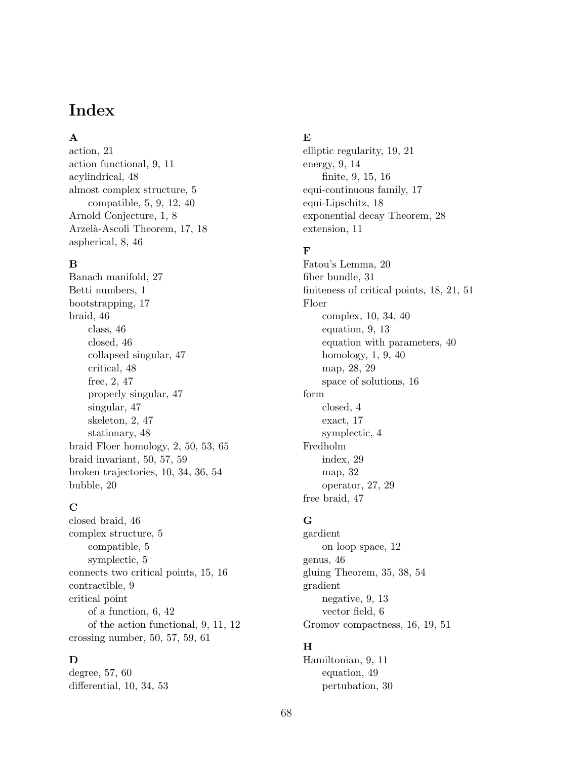# Index

**A**

action, 21
action functional, 9, 11
acylindrical, 48
almost complex structure, 5
  compatible, 5, 9, 12, 40
Arnold Conjecture, 1, 8
Arzelà-Ascoli Theorem, 17, 18
aspherical, 8, 46

**B**

Banach manifold, 27
Betti numbers, 1
bootstrapping, 17
braid, 46
  class, 46
  closed, 46
  collapsed singular, 47
  critical, 48
  free, 2, 47
  properly singular, 47
  singular, 47
  skeleton, 2, 47
  stationary, 48
braid Floer homology, 2, 50, 53, 65
braid invariant, 50, 57, 59
broken trajectories, 10, 34, 36, 54
bubble, 20

**C**

closed braid, 46
complex structure, 5
  compatible, 5
  symplectic, 5
connects two critical points, 15, 16
contractible, 9
critical point
  of a function, 6, 42
  of the action functional, 9, 11, 12
crossing number, 50, 57, 59, 61

**D**

degree, 57, 60
differential, 10, 34, 53

**E**

elliptic regularity, 19, 21
energy, 9, 14
  finite, 9, 15, 16
equi-continuous family, 17
equi-Lipschitz, 18
exponential decay Theorem, 28
extension, 11

**F**

Fatou's Lemma, 20
fiber bundle, 31
finiteness of critical points, 18, 21, 51
Floer
  complex, 10, 34, 40
  equation, 9, 13
  equation with parameters, 40
  homology, 1, 9, 40
  map, 28, 29
  space of solutions, 16
form
  closed, 4
  exact, 17
  symplectic, 4
Fredholm
  index, 29
  map, 32
  operator, 27, 29
free braid, 47

**G**

gardient
  on loop space, 12
genus, 46
gluing Theorem, 35, 38, 54
gradient
  negative, 9, 13
  vector field, 6
Gromov compactness, 16, 19, 51

**H**

Hamiltonian, 9, 11
  equation, 49
  pertubation, 30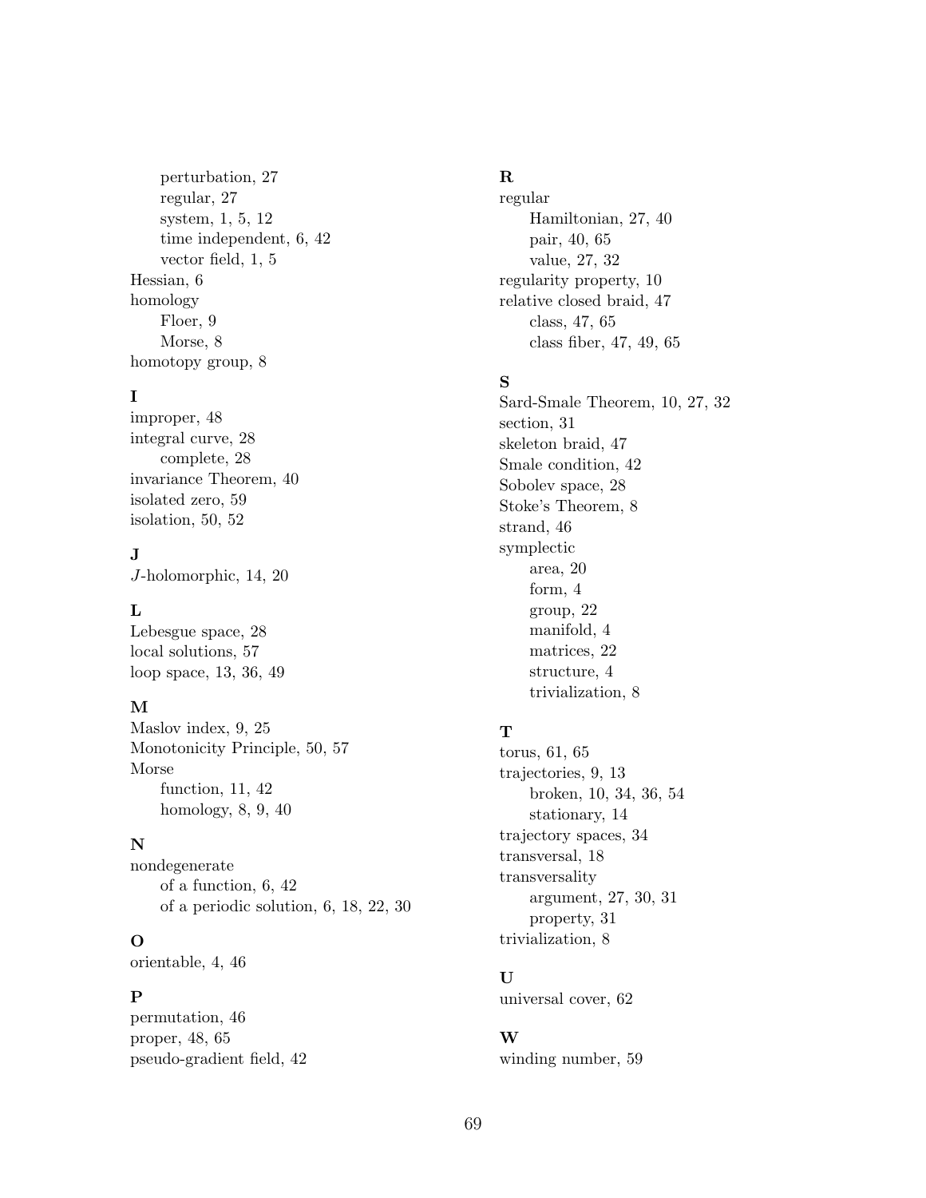perturbation, 27
regular, 27
system, 1, 5, 12
time independent, 6, 42
vector field, 1, 5

Hessian, 6
homology
Floer, 9
Morse, 8

homotopy group, 8

**I**

improper, 48
integral curve, 28
complete, 28
invariance Theorem, 40
isolated zero, 59
isolation, 50, 52

**J**

$J$-holomorphic, 14, 20

**L**

Lebesgue space, 28
local solutions, 57
loop space, 13, 36, 49

**M**

Maslov index, 9, 25
Monotonicity Principle, 50, 57
Morse
function, 11, 42
homology, 8, 9, 40

**N**

nondegenerate
of a function, 6, 42
of a periodic solution, 6, 18, 22, 30

**O**

orientable, 4, 46

**P**

permutation, 46
proper, 48, 65
pseudo-gradient field, 42

**R**

regular
Hamiltonian, 27, 40
pair, 40, 65
value, 27, 32

regularity property, 10
relative closed braid, 47
class, 47, 65
class fiber, 47, 49, 65

**S**

Sard-Smale Theorem, 10, 27, 32
section, 31
skeleton braid, 47
Smale condition, 42
Sobolev space, 28
Stoke's Theorem, 8
strand, 46
symplectic
area, 20
form, 4
group, 22
manifold, 4
matrices, 22
structure, 4
trivialization, 8

**T**

torus, 61, 65
trajectories, 9, 13
broken, 10, 34, 36, 54
stationary, 14

trajectory spaces, 34
transversal, 18
transversality
argument, 27, 30, 31
property, 31

trivialization, 8

**U**

universal cover, 62

**W**

winding number, 59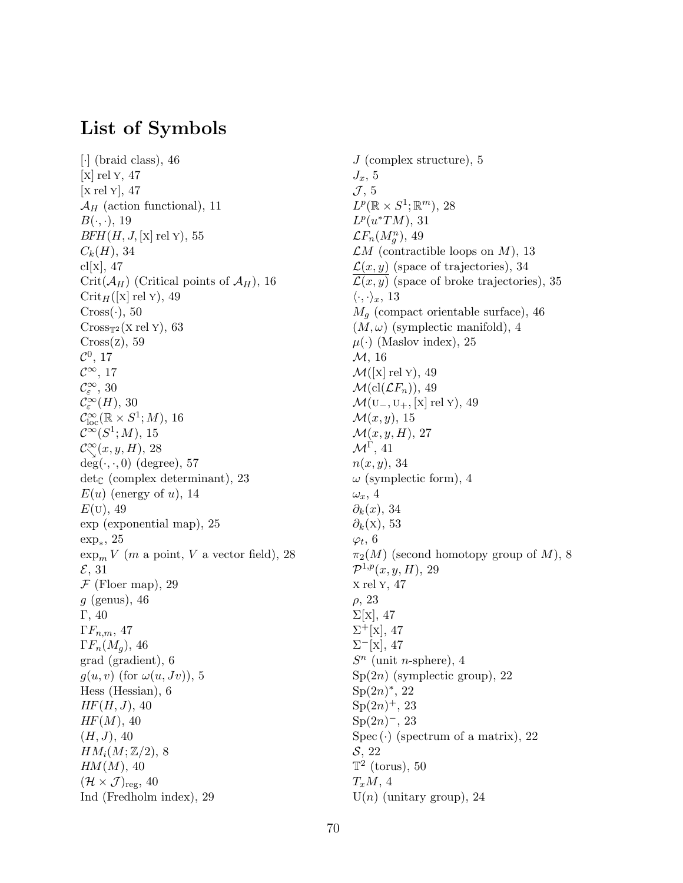# List of Symbols

$[\cdot]$ (braid class), 46
$[\mathrm{X}]$ rel $\mathrm{Y}$, 47
$[\mathrm{X} \text{ rel } \mathrm{Y}]$, 47
$\mathcal{A}_H$ (action functional), 11
$B(\cdot,\cdot)$, 19
$BFH(H, J, [\mathrm{X}] \text{ rel } \mathrm{Y})$, 55
$C_k(H)$, 34
$\mathrm{cl}[\mathrm{X}]$, 47
$\mathrm{Crit}(\mathcal{A}_H)$ (Critical points of $\mathcal{A}_H$), 16
$\mathrm{Crit}_H([\mathrm{X}] \text{ rel } \mathrm{Y})$, 49
$\mathrm{Cross}(\cdot)$, 50
$\mathrm{Cross}_{\mathbb{T}^2}(\mathrm{X} \text{ rel } \mathrm{Y})$, 63
$\mathrm{Cross}(\mathrm{Z})$, 59
$\mathcal{C}^0$, 17
$\mathcal{C}^\infty$, 17
$\mathcal{C}^\infty_\varepsilon$, 30
$\mathcal{C}^\infty_\varepsilon(H)$, 30
$\mathcal{C}^\infty_{\mathrm{loc}}(\mathbb{R} \times S^1; M)$, 16
$\mathcal{C}^\infty(S^1; M)$, 15
$\mathcal{C}^\infty_\searrow(x, y, H)$, 28
$\deg(\cdot,\cdot,0)$ (degree), 57
$\det_{\mathbb{C}}$ (complex determinant), 23
$E(u)$ (energy of $u$), 14
$E(\mathrm{U})$, 49
exp (exponential map), 25
$\exp_*$, 25
$\exp_m V$ ($m$ a point, $V$ a vector field), 28
$\mathcal{E}$, 31
$\mathcal{F}$ (Floer map), 29
$g$ (genus), 46
$\Gamma$, 40
$\Gamma F_{n,m}$, 47
$\Gamma F_n(M_g)$, 46
grad (gradient), 6
$g(u, v)$ (for $\omega(u, Jv)$), 5
Hess (Hessian), 6
$HF(H, J)$, 40
$HF(M)$, 40
$(H, J)$, 40
$HM_i(M; \mathbb{Z}/2)$, 8
$HM(M)$, 40
$(\mathcal{H} \times \mathcal{J})_{\mathrm{reg}}$, 40
Ind (Fredholm index), 29
$J$ (complex structure), 5
$J_x$, 5
$\mathcal{J}$, 5
$L^p(\mathbb{R} \times S^1; \mathbb{R}^m)$, 28
$L^p(u^*TM)$, 31
$\mathcal{L}F_n(M_g^n)$, 49
$\mathcal{L}M$ (contractible loops on $M$), 13
$\mathcal{L}(x, y)$ (space of trajectories), 34
$\overline{\mathcal{L}(x, y)}$ (space of broke trajectories), 35
$\langle \cdot, \cdot \rangle_x$, 13
$M_g$ (compact orientable surface), 46
$(M, \omega)$ (symplectic manifold), 4
$\mu(\cdot)$ (Maslov index), 25
$\mathcal{M}$, 16
$\mathcal{M}([\mathrm{X}] \text{ rel } \mathrm{Y})$, 49
$\mathcal{M}(\mathrm{cl}(\mathcal{L}F_n))$, 49
$\mathcal{M}(\mathrm{U}_-, \mathrm{U}_+, [\mathrm{X}] \text{ rel } \mathrm{Y})$, 49
$\mathcal{M}(x, y)$, 15
$\mathcal{M}(x, y, H)$, 27
$\mathcal{M}^\Gamma$, 41
$n(x, y)$, 34
$\omega$ (symplectic form), 4
$\omega_x$, 4
$\partial_k(x)$, 34
$\partial_k(\mathrm{X})$, 53
$\varphi_t$, 6
$\pi_2(M)$ (second homotopy group of $M$), 8
$\mathcal{P}^{1,p}(x, y, H)$, 29
$\mathrm{X}$ rel $\mathrm{Y}$, 47
$\rho$, 23
$\Sigma[\mathrm{X}]$, 47
$\Sigma^+[\mathrm{X}]$, 47
$\Sigma^-[\mathrm{X}]$, 47
$S^n$ (unit $n$-sphere), 4
$\mathrm{Sp}(2n)$ (symplectic group), 22
$\mathrm{Sp}(2n)^*$, 22
$\mathrm{Sp}(2n)^+$, 23
$\mathrm{Sp}(2n)^-$, 23
$\mathrm{Spec}\,(\cdot)$ (spectrum of a matrix), 22
$\mathcal{S}$, 22
$\mathbb{T}^2$ (torus), 50
$T_xM$, 4
$\mathrm{U}(n)$ (unitary group), 24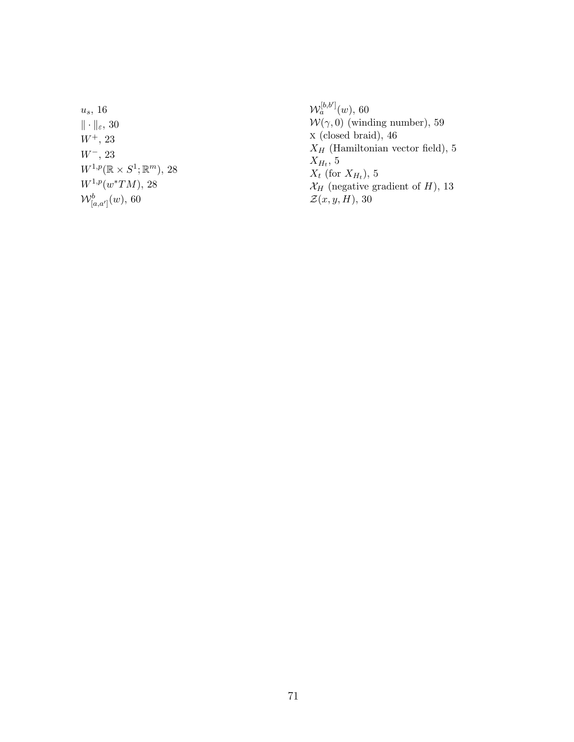$u_s$, 16
$\| \cdot \|_\varepsilon$, 30
$W^+$, 23
$W^-$, 23
$W^{1,p}(\mathbb{R} \times S^1; \mathbb{R}^m)$, 28
$W^{1,p}(w^*TM)$, 28
$\mathcal{W}^b_{[a,a']}(w)$, 60
$\mathcal{W}^{[b,b']}_a(w)$, 60
$\mathcal{W}(\gamma, 0)$ (winding number), 59
x (closed braid), 46
$X_H$ (Hamiltonian vector field), 5
$X_{H_t}$, 5
$X_t$ (for $X_{H_t}$), 5
$\mathcal{X}_H$ (negative gradient of $H$), 13
$\mathcal{Z}(x, y, H)$, 30